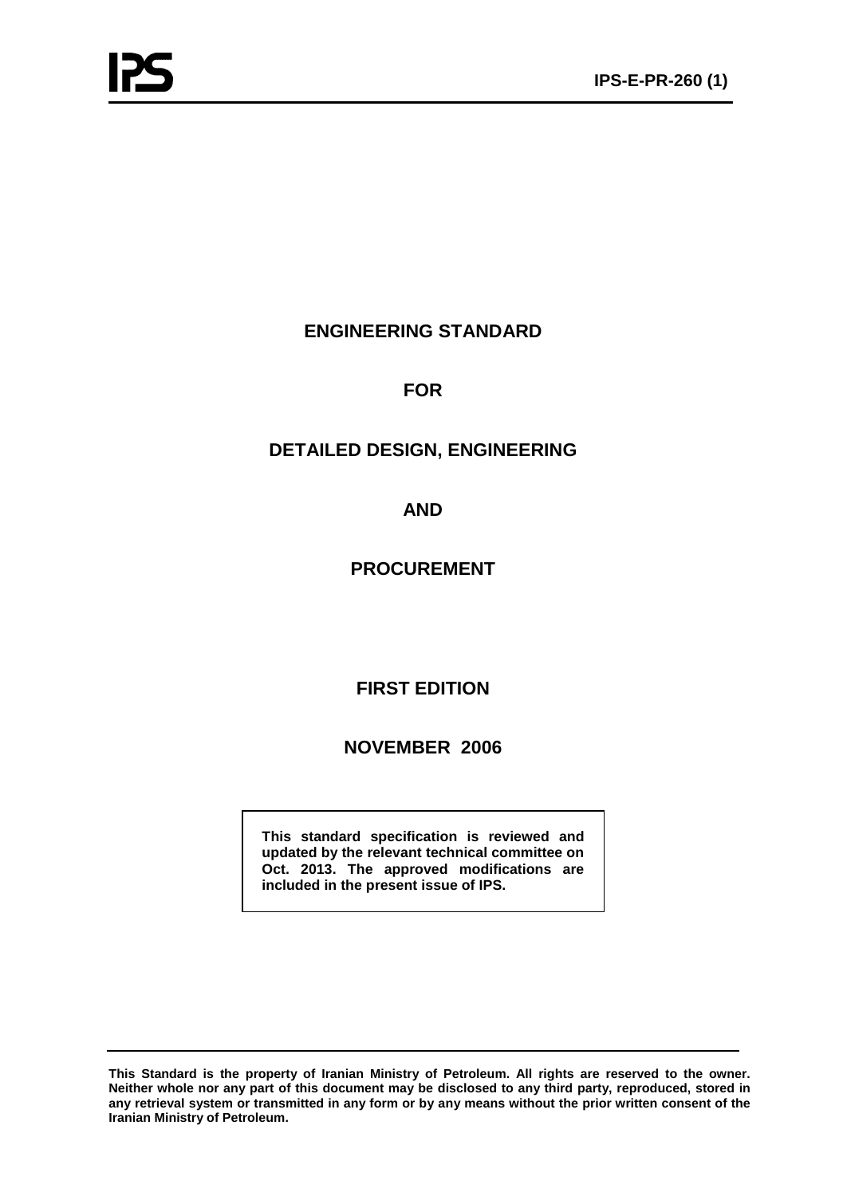# ENGINEERING STANDARD

# FOR

# DETAILED DESIGN, ENGINEERING

# AND

# PROCUREMENT

**FIRST EDITION**

**NOVEMBER 2006**

**This standard specification is reviewed and updated by the relevant technical committee on Oct. 2013. The approved modifications are included in the present issue of IPS.**

**This Standard is the property of Iranian Ministry of Petroleum. All rights are reserved to the owner. Neither whole nor any part of this document may be disclosed to any third party, reproduced, stored in any retrieval system or transmitted in any form or by any means without the prior written consent of the Iranian Ministry of Petroleum.**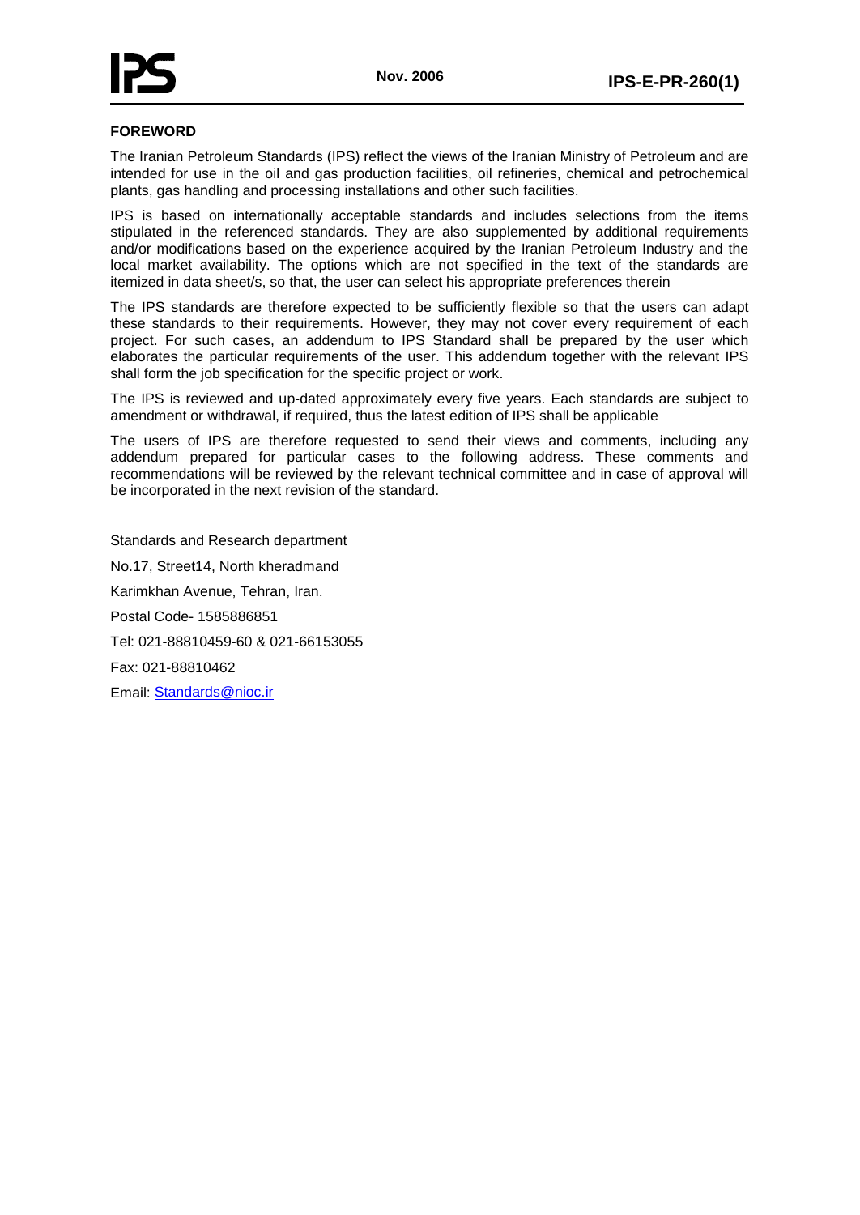**FOREWORD**

The Iranian Petroleum Standards (IPS) reflect the views of the Iranian Ministry of Petroleum and are intended for use in the oil and gas production facilities, oil refineries, chemical and petrochemical plants, gas handling and processing installations and other such facilities.

IPS is based on internationally acceptable standards and includes selections from the items stipulated in the referenced standards. They are also supplemented by additional requirements and/or modifications based on the experience acquired by the Iranian Petroleum Industry and the local market availability. The options which are not specified in the text of the standards are itemized in data sheet/s, so that, the user can select his appropriate preferences therein

The IPS standards are therefore expected to be sufficiently flexible so that the users can adapt these standards to their requirements. However, they may not cover every requirement of each project. For such cases, an addendum to IPS Standard shall be prepared by the user which elaborates the particular requirements of the user. This addendum together with the relevant IPS shall form the job specification for the specific project or work.

The IPS is reviewed and up-dated approximately every five years. Each standards are subject to amendment or withdrawal, if required, thus the latest edition of IPS shall be applicable

The users of IPS are therefore requested to send their views and comments, including any addendum prepared for particular cases to the following address. These comments and recommendations will be reviewed by the relevant technical committee and in case of approval will be incorporated in the next revision of the standard.

Standards and Research department

No.17, Street14, North kheradmand

Karimkhan Avenue, Tehran, Iran.

Postal Code- 1585886851

Tel: 021-88810459-60 & 021-66153055

Fax: 021-88810462

Email: Standards@nioc.ir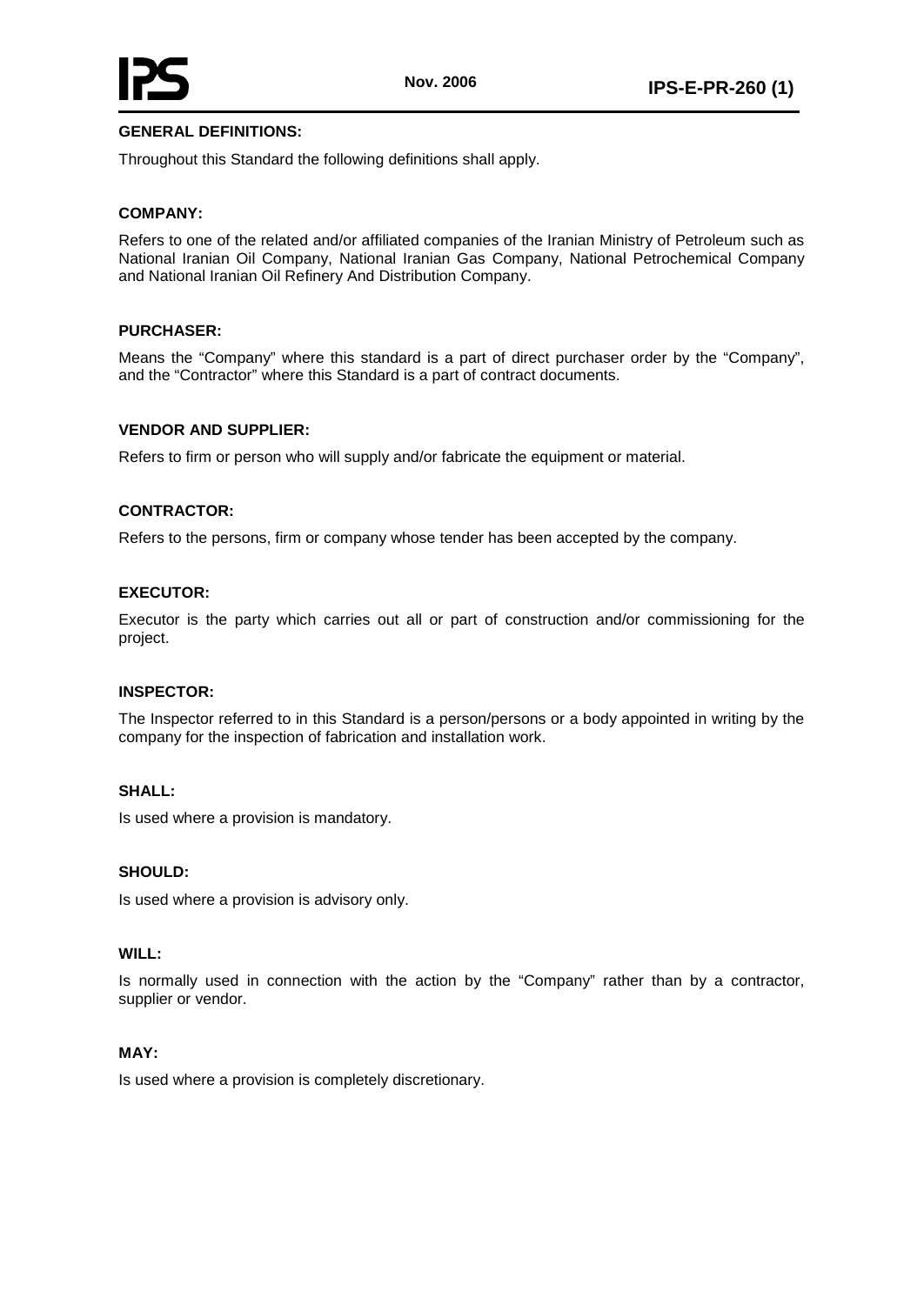## GENERAL DEFINITIONS:

Throughout this Standard the following definitions shall apply.

### COMPANY:

Refers to one of the related and/or affiliated companies of the Iranian Ministry of Petroleum such as National Iranian Oil Company, National Iranian Gas Company, National Petrochemical Company and National Iranian Oil Refinery And Distribution Company.

### PURCHASER:

Means the "Company" where this standard is a part of direct purchaser order by the "Company", and the "Contractor" where this Standard is a part of contract documents.

### VENDOR AND SUPPLIER:

Refers to firm or person who will supply and/or fabricate the equipment or material.

### CONTRACTOR:

Refers to the persons, firm or company whose tender has been accepted by the company.

### EXECUTOR:

Executor is the party which carries out all or part of construction and/or commissioning for the project.

### INSPECTOR:

The Inspector referred to in this Standard is a person/persons or a body appointed in writing by the company for the inspection of fabrication and installation work.

### SHALL:

Is used where a provision is mandatory.

### SHOULD:

Is used where a provision is advisory only.

### WILL:

Is normally used in connection with the action by the "Company" rather than by a contractor, supplier or vendor.

### MAY:

Is used where a provision is completely discretionary.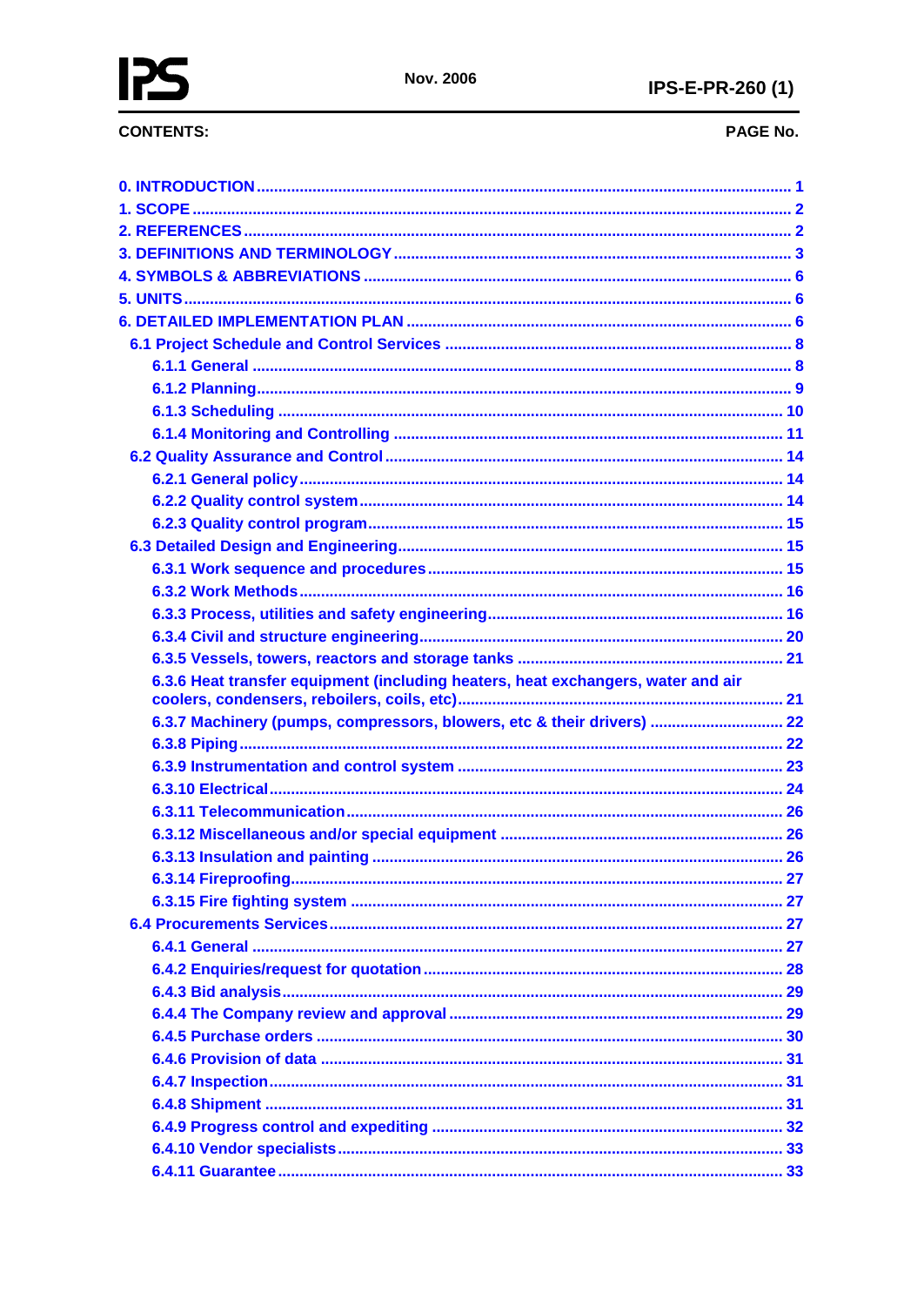CONTENTS: PAGE No.

0. INTRODUCTION ........................................................................................................ 1
1. SCOPE ....................................................................................................................... 2
2. REFERENCES ........................................................................................................... 2
3. DEFINITIONS AND TERMINOLOGY ........................................................................ 3
4. SYMBOLS & ABBREVIATIONS ................................................................................ 6
5. UNITS ......................................................................................................................... 6
6. DETAILED IMPLEMENTATION PLAN ...................................................................... 6
- 6.1 Project Schedule and Control Services ................................................................ 8
  - 6.1.1 General ........................................................................................................... 8
  - 6.1.2 Planning .......................................................................................................... 9
  - 6.1.3 Scheduling ..................................................................................................... 10
  - 6.1.4 Monitoring and Controlling ........................................................................... 11
- 6.2 Quality Assurance and Control ............................................................................ 14
  - 6.2.1 General policy ............................................................................................... 14
  - 6.2.2 Quality control system .................................................................................. 14
  - 6.2.3 Quality control program ................................................................................. 15
- 6.3 Detailed Design and Engineering ......................................................................... 15
  - 6.3.1 Work sequence and procedures ................................................................... 15
  - 6.3.2 Work Methods ................................................................................................ 16
  - 6.3.3 Process, utilities and safety engineering ...................................................... 16
  - 6.3.4 Civil and structure engineering ..................................................................... 20
  - 6.3.5 Vessels, towers, reactors and storage tanks ............................................... 21
  - 6.3.6 Heat transfer equipment (including heaters, heat exchangers, water and air coolers, condensers, reboilers, coils, etc) ............................................................. 21
  - 6.3.7 Machinery (pumps, compressors, blowers, etc & their drivers) .................... 22
  - 6.3.8 Piping ............................................................................................................. 22
  - 6.3.9 Instrumentation and control system ............................................................. 23
  - 6.3.10 Electrical ...................................................................................................... 24
  - 6.3.11 Telecommunication ..................................................................................... 26
  - 6.3.12 Miscellaneous and/or special equipment .................................................... 26
  - 6.3.13 Insulation and painting ................................................................................ 26
  - 6.3.14 Fireproofing ................................................................................................. 27
  - 6.3.15 Fire fighting system ..................................................................................... 27
- 6.4 Procurements Services ........................................................................................ 27
  - 6.4.1 General .......................................................................................................... 27
  - 6.4.2 Enquiries/request for quotation ..................................................................... 28
  - 6.4.3 Bid analysis ................................................................................................... 29
  - 6.4.4 The Company review and approval ............................................................... 29
  - 6.4.5 Purchase orders ............................................................................................ 30
  - 6.4.6 Provision of data ............................................................................................ 31
  - 6.4.7 Inspection ...................................................................................................... 31
  - 6.4.8 Shipment ....................................................................................................... 31
  - 6.4.9 Progress control and expediting ................................................................... 32
  - 6.4.10 Vendor specialists ....................................................................................... 33
  - 6.4.11 Guarantee .................................................................................................... 33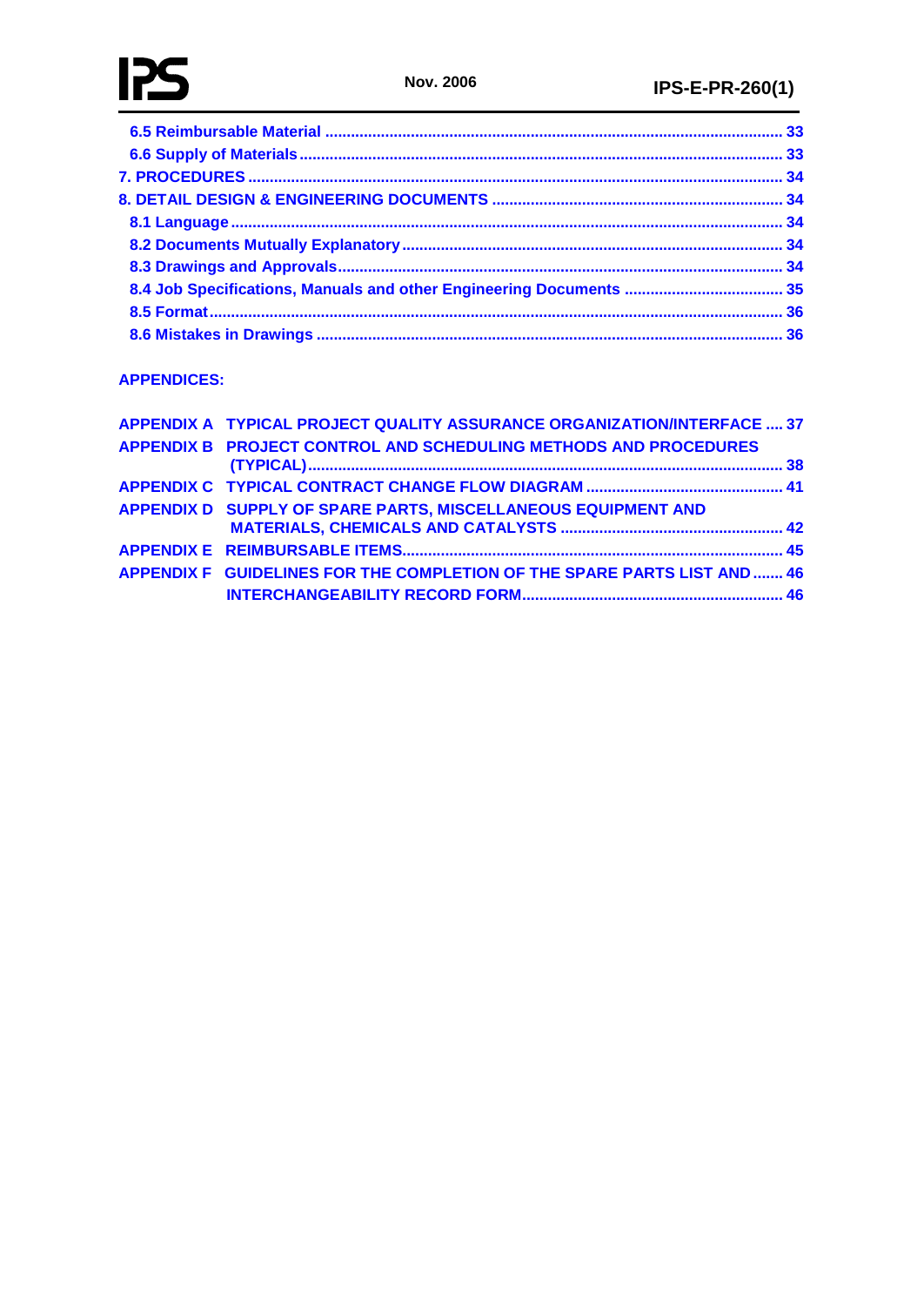6.5 Reimbursable Material ........................................................................................................ 33
6.6 Supply of Materials ............................................................................................................... 33
7. PROCEDURES ........................................................................................................................... 34
8. DETAIL DESIGN & ENGINEERING DOCUMENTS ................................................................... 34
8.1 Language .............................................................................................................................. 34
8.2 Documents Mutually Explanatory ....................................................................................... 34
8.3 Drawings and Approvals ...................................................................................................... 34
8.4 Job Specifications, Manuals and other Engineering Documents ..................................... 35
8.5 Format .................................................................................................................................... 36
8.6 Mistakes in Drawings ........................................................................................................... 36

APPENDICES:

APPENDIX A TYPICAL PROJECT QUALITY ASSURANCE ORGANIZATION/INTERFACE .... 37
APPENDIX B PROJECT CONTROL AND SCHEDULING METHODS AND PROCEDURES (TYPICAL) ............................................................................................................. 38
APPENDIX C TYPICAL CONTRACT CHANGE FLOW DIAGRAM ............................................ 41
APPENDIX D SUPPLY OF SPARE PARTS, MISCELLANEOUS EQUIPMENT AND MATERIALS, CHEMICALS AND CATALYSTS .................................................... 42
APPENDIX E REIMBURSABLE ITEMS ....................................................................................... 45
APPENDIX F GUIDELINES FOR THE COMPLETION OF THE SPARE PARTS LIST AND ....... 46
INTERCHANGEABILITY RECORD FORM ............................................................. 46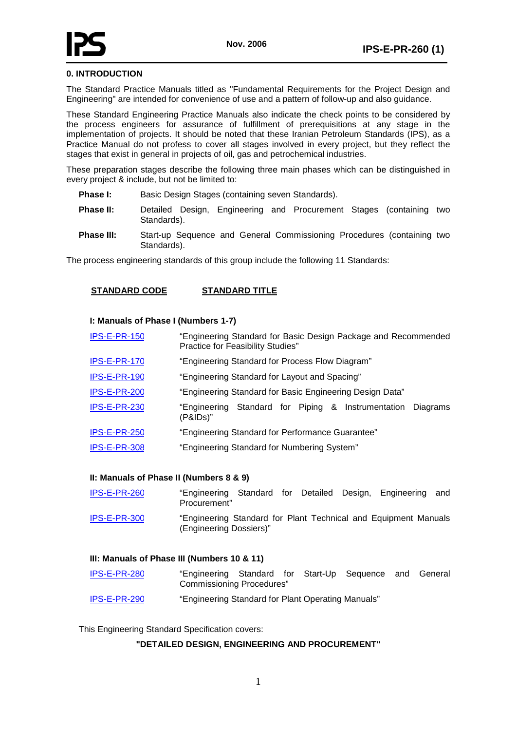## 0. INTRODUCTION

The Standard Practice Manuals titled as "Fundamental Requirements for the Project Design and Engineering" are intended for convenience of use and a pattern of follow-up and also guidance.

These Standard Engineering Practice Manuals also indicate the check points to be considered by the process engineers for assurance of fulfillment of prerequisitions at any stage in the implementation of projects. It should be noted that these Iranian Petroleum Standards (IPS), as a Practice Manual do not profess to cover all stages involved in every project, but they reflect the stages that exist in general in projects of oil, gas and petrochemical industries.

These preparation stages describe the following three main phases which can be distinguished in every project & include, but not be limited to:

**Phase I:** Basic Design Stages (containing seven Standards).

**Phase II:** Detailed Design, Engineering and Procurement Stages (containing two Standards).

**Phase III:** Start-up Sequence and General Commissioning Procedures (containing two Standards).

The process engineering standards of this group include the following 11 Standards:

| STANDARD CODE | STANDARD TITLE |
|---|---|
| **I: Manuals of Phase I (Numbers 1-7)** | |
| IPS-E-PR-150 | "Engineering Standard for Basic Design Package and Recommended Practice for Feasibility Studies" |
| IPS-E-PR-170 | "Engineering Standard for Process Flow Diagram" |
| IPS-E-PR-190 | "Engineering Standard for Layout and Spacing" |
| IPS-E-PR-200 | "Engineering Standard for Basic Engineering Design Data" |
| IPS-E-PR-230 | "Engineering Standard for Piping & Instrumentation Diagrams (P&IDs)" |
| IPS-E-PR-250 | "Engineering Standard for Performance Guarantee" |
| IPS-E-PR-308 | "Engineering Standard for Numbering System" |
| **II: Manuals of Phase II (Numbers 8 & 9)** | |
| IPS-E-PR-260 | "Engineering Standard for Detailed Design, Engineering and Procurement" |
| IPS-E-PR-300 | "Engineering Standard for Plant Technical and Equipment Manuals (Engineering Dossiers)" |
| **III: Manuals of Phase III (Numbers 10 & 11)** | |
| IPS-E-PR-280 | "Engineering Standard for Start-Up Sequence and General Commissioning Procedures" |
| IPS-E-PR-290 | "Engineering Standard for Plant Operating Manuals" |

This Engineering Standard Specification covers:

**"DETAILED DESIGN, ENGINEERING AND PROCUREMENT"**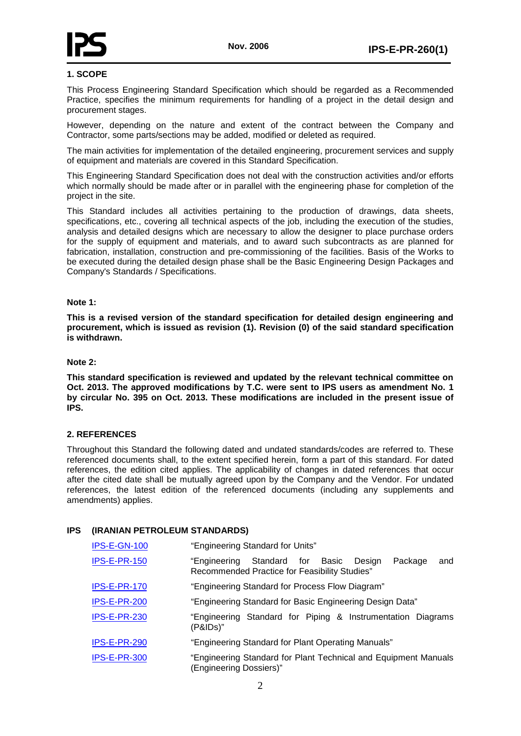## 1. SCOPE

This Process Engineering Standard Specification which should be regarded as a Recommended Practice, specifies the minimum requirements for handling of a project in the detail design and procurement stages.

However, depending on the nature and extent of the contract between the Company and Contractor, some parts/sections may be added, modified or deleted as required.

The main activities for implementation of the detailed engineering, procurement services and supply of equipment and materials are covered in this Standard Specification.

This Engineering Standard Specification does not deal with the construction activities and/or efforts which normally should be made after or in parallel with the engineering phase for completion of the project in the site.

This Standard includes all activities pertaining to the production of drawings, data sheets, specifications, etc., covering all technical aspects of the job, including the execution of the studies, analysis and detailed designs which are necessary to allow the designer to place purchase orders for the supply of equipment and materials, and to award such subcontracts as are planned for fabrication, installation, construction and pre-commissioning of the facilities. Basis of the Works to be executed during the detailed design phase shall be the Basic Engineering Design Packages and Company's Standards / Specifications.

**Note 1:**

**This is a revised version of the standard specification for detailed design engineering and procurement, which is issued as revision (1). Revision (0) of the said standard specification is withdrawn.**

**Note 2:**

**This standard specification is reviewed and updated by the relevant technical committee on Oct. 2013. The approved modifications by T.C. were sent to IPS users as amendment No. 1 by circular No. 395 on Oct. 2013. These modifications are included in the present issue of IPS.**

## 2. REFERENCES

Throughout this Standard the following dated and undated standards/codes are referred to. These referenced documents shall, to the extent specified herein, form a part of this standard. For dated references, the edition cited applies. The applicability of changes in dated references that occur after the cited date shall be mutually agreed upon by the Company and the Vendor. For undated references, the latest edition of the referenced documents (including any supplements and amendments) applies.

**IPS (IRANIAN PETROLEUM STANDARDS)**

| | |
|---|---|
| IPS-E-GN-100 | "Engineering Standard for Units" |
| IPS-E-PR-150 | "Engineering Standard for Basic Design Package and Recommended Practice for Feasibility Studies" |
| IPS-E-PR-170 | "Engineering Standard for Process Flow Diagram" |
| IPS-E-PR-200 | "Engineering Standard for Basic Engineering Design Data" |
| IPS-E-PR-230 | "Engineering Standard for Piping & Instrumentation Diagrams (P&IDs)" |
| IPS-E-PR-290 | "Engineering Standard for Plant Operating Manuals" |
| IPS-E-PR-300 | "Engineering Standard for Plant Technical and Equipment Manuals (Engineering Dossiers)" |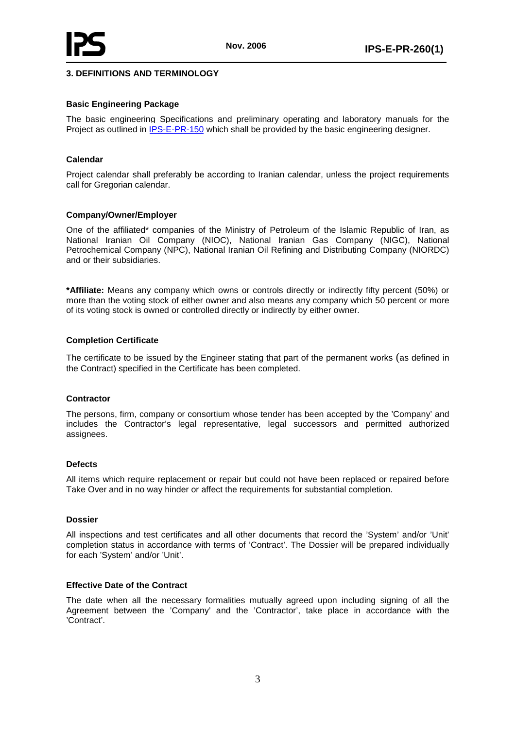## 3. DEFINITIONS AND TERMINOLOGY

### Basic Engineering Package

The basic engineering Specifications and preliminary operating and laboratory manuals for the Project as outlined in IPS-E-PR-150 which shall be provided by the basic engineering designer.

### Calendar

Project calendar shall preferably be according to Iranian calendar, unless the project requirements call for Gregorian calendar.

### Company/Owner/Employer

One of the affiliated* companies of the Ministry of Petroleum of the Islamic Republic of Iran, as National Iranian Oil Company (NIOC), National Iranian Gas Company (NIGC), National Petrochemical Company (NPC), National Iranian Oil Refining and Distributing Company (NIORDC) and or their subsidiaries.

**\*Affiliate:** Means any company which owns or controls directly or indirectly fifty percent (50%) or more than the voting stock of either owner and also means any company which 50 percent or more of its voting stock is owned or controlled directly or indirectly by either owner.

### Completion Certificate

The certificate to be issued by the Engineer stating that part of the permanent works (as defined in the Contract) specified in the Certificate has been completed.

### Contractor

The persons, firm, company or consortium whose tender has been accepted by the 'Company' and includes the Contractor's legal representative, legal successors and permitted authorized assignees.

### Defects

All items which require replacement or repair but could not have been replaced or repaired before Take Over and in no way hinder or affect the requirements for substantial completion.

### Dossier

All inspections and test certificates and all other documents that record the 'System' and/or 'Unit' completion status in accordance with terms of 'Contract'. The Dossier will be prepared individually for each 'System' and/or 'Unit'.

### Effective Date of the Contract

The date when all the necessary formalities mutually agreed upon including signing of all the Agreement between the 'Company' and the 'Contractor', take place in accordance with the 'Contract'.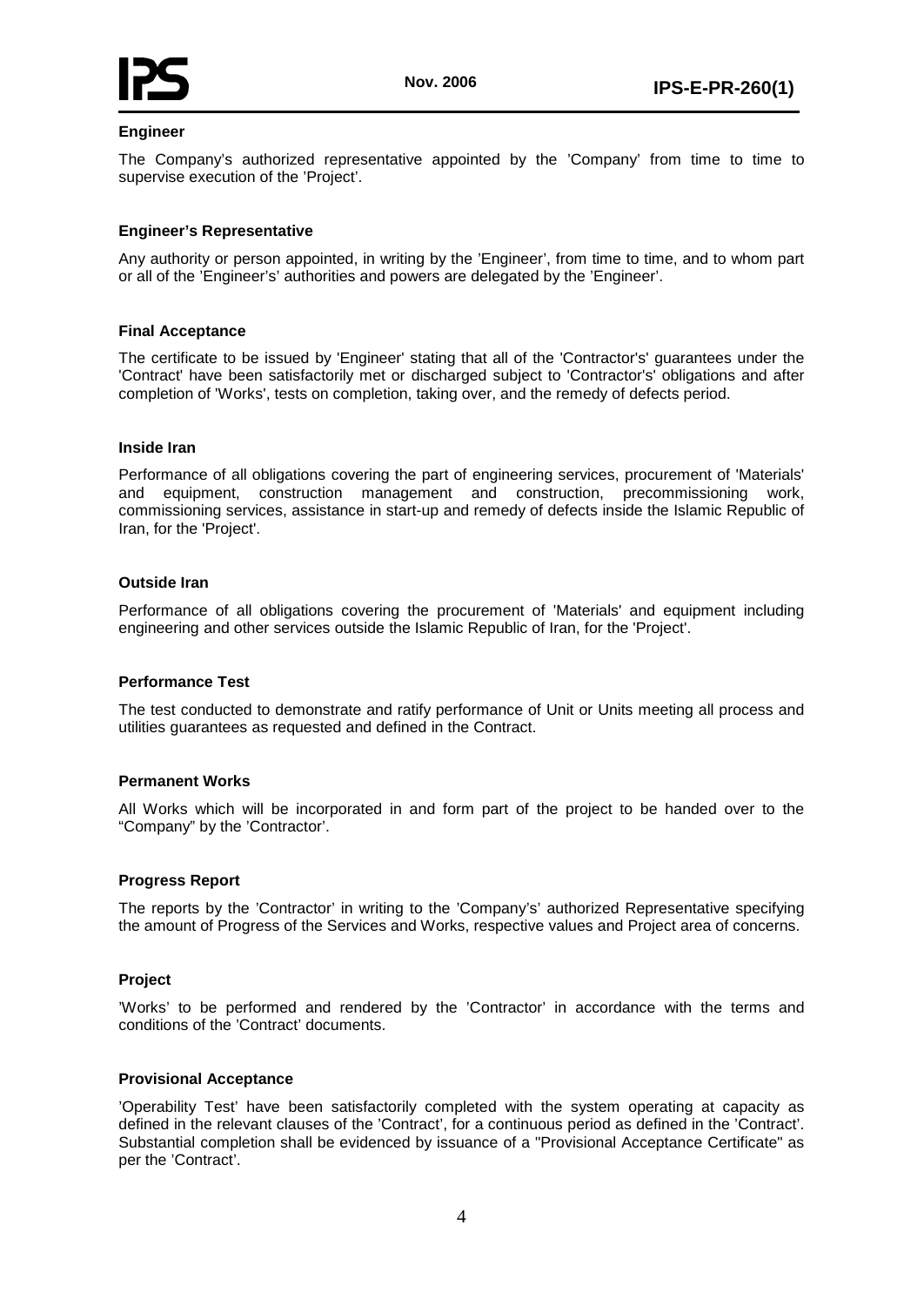**Engineer**

The Company's authorized representative appointed by the 'Company' from time to time to supervise execution of the 'Project'.

**Engineer's Representative**

Any authority or person appointed, in writing by the 'Engineer', from time to time, and to whom part or all of the 'Engineer's' authorities and powers are delegated by the 'Engineer'.

**Final Acceptance**

The certificate to be issued by 'Engineer' stating that all of the 'Contractor's' guarantees under the 'Contract' have been satisfactorily met or discharged subject to 'Contractor's' obligations and after completion of 'Works', tests on completion, taking over, and the remedy of defects period.

**Inside Iran**

Performance of all obligations covering the part of engineering services, procurement of 'Materials' and equipment, construction management and construction, precommissioning work, commissioning services, assistance in start-up and remedy of defects inside the Islamic Republic of Iran, for the 'Project'.

**Outside Iran**

Performance of all obligations covering the procurement of 'Materials' and equipment including engineering and other services outside the Islamic Republic of Iran, for the 'Project'.

**Performance Test**

The test conducted to demonstrate and ratify performance of Unit or Units meeting all process and utilities guarantees as requested and defined in the Contract.

**Permanent Works**

All Works which will be incorporated in and form part of the project to be handed over to the "Company" by the 'Contractor'.

**Progress Report**

The reports by the 'Contractor' in writing to the 'Company's' authorized Representative specifying the amount of Progress of the Services and Works, respective values and Project area of concerns.

**Project**

'Works' to be performed and rendered by the 'Contractor' in accordance with the terms and conditions of the 'Contract' documents.

**Provisional Acceptance**

'Operability Test' have been satisfactorily completed with the system operating at capacity as defined in the relevant clauses of the 'Contract', for a continuous period as defined in the 'Contract'. Substantial completion shall be evidenced by issuance of a "Provisional Acceptance Certificate" as per the 'Contract'.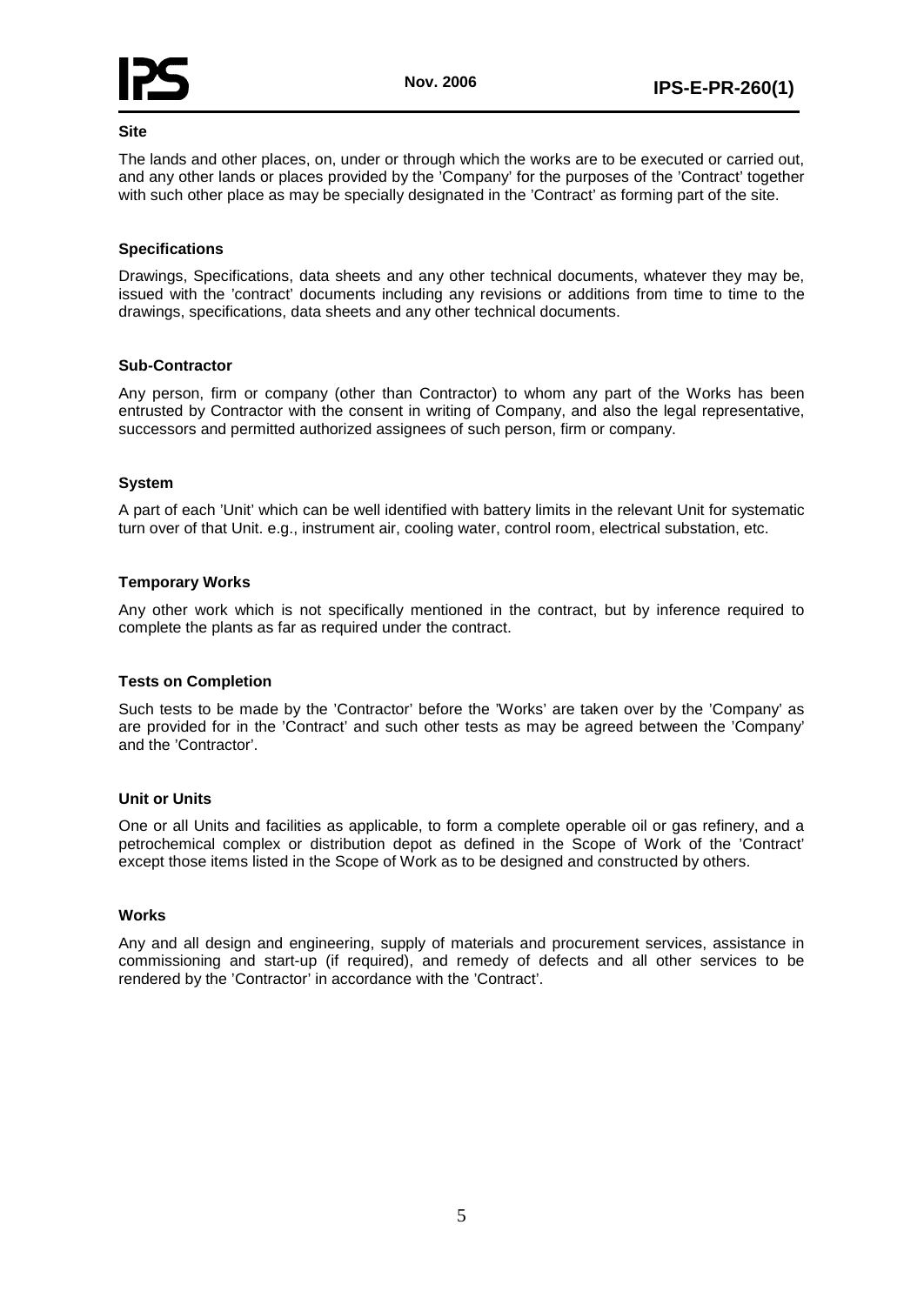**Site**

The lands and other places, on, under or through which the works are to be executed or carried out, and any other lands or places provided by the 'Company' for the purposes of the 'Contract' together with such other place as may be specially designated in the 'Contract' as forming part of the site.

**Specifications**

Drawings, Specifications, data sheets and any other technical documents, whatever they may be, issued with the 'contract' documents including any revisions or additions from time to time to the drawings, specifications, data sheets and any other technical documents.

**Sub-Contractor**

Any person, firm or company (other than Contractor) to whom any part of the Works has been entrusted by Contractor with the consent in writing of Company, and also the legal representative, successors and permitted authorized assignees of such person, firm or company.

**System**

A part of each 'Unit' which can be well identified with battery limits in the relevant Unit for systematic turn over of that Unit. e.g., instrument air, cooling water, control room, electrical substation, etc.

**Temporary Works**

Any other work which is not specifically mentioned in the contract, but by inference required to complete the plants as far as required under the contract.

**Tests on Completion**

Such tests to be made by the 'Contractor' before the 'Works' are taken over by the 'Company' as are provided for in the 'Contract' and such other tests as may be agreed between the 'Company' and the 'Contractor'.

**Unit or Units**

One or all Units and facilities as applicable, to form a complete operable oil or gas refinery, and a petrochemical complex or distribution depot as defined in the Scope of Work of the 'Contract' except those items listed in the Scope of Work as to be designed and constructed by others.

**Works**

Any and all design and engineering, supply of materials and procurement services, assistance in commissioning and start-up (if required), and remedy of defects and all other services to be rendered by the 'Contractor' in accordance with the 'Contract'.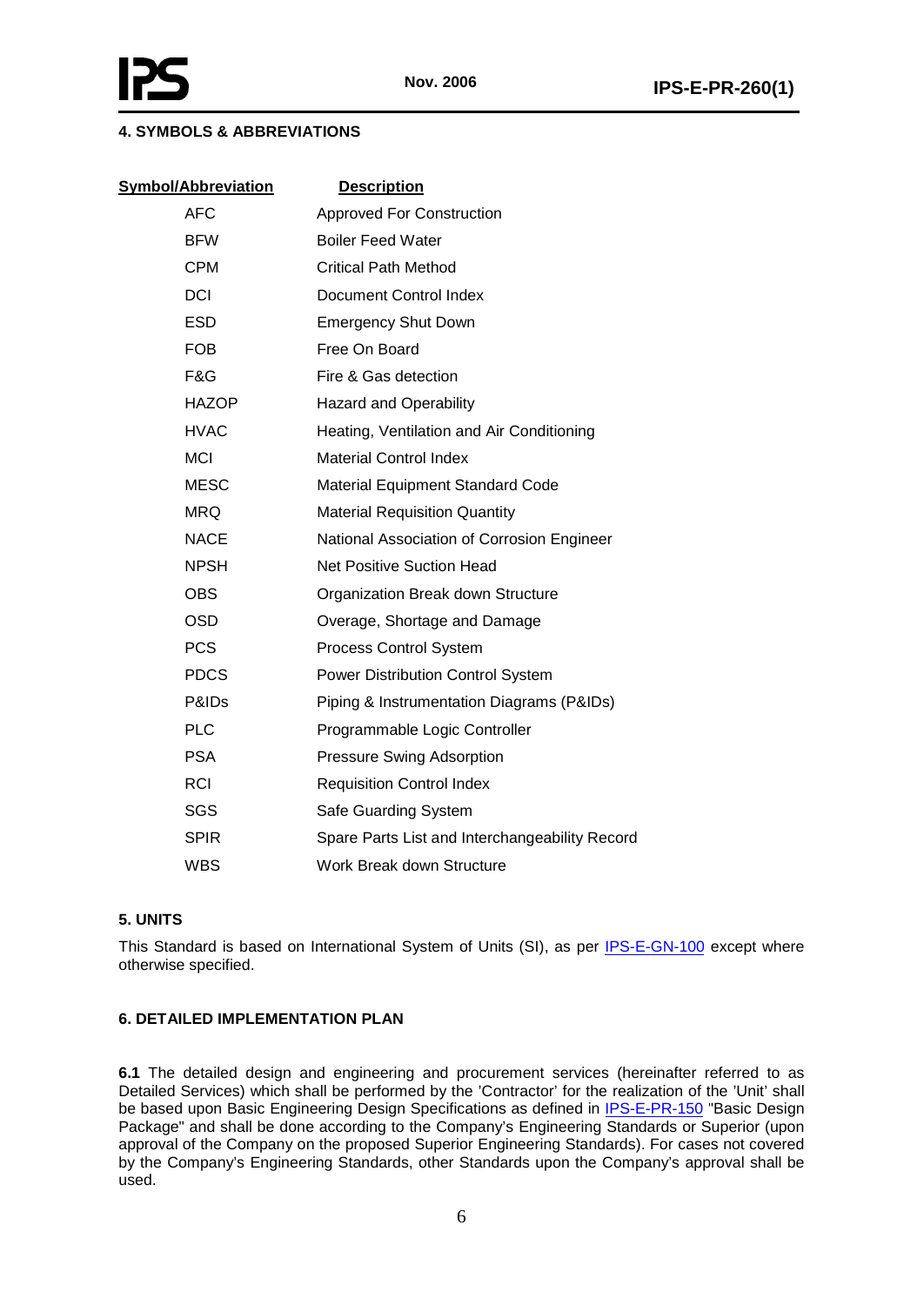## 4. SYMBOLS & ABBREVIATIONS

| Symbol/Abbreviation | Description |
|---|---|
| AFC | Approved For Construction |
| BFW | Boiler Feed Water |
| CPM | Critical Path Method |
| DCI | Document Control Index |
| ESD | Emergency Shut Down |
| FOB | Free On Board |
| F&G | Fire & Gas detection |
| HAZOP | Hazard and Operability |
| HVAC | Heating, Ventilation and Air Conditioning |
| MCI | Material Control Index |
| MESC | Material Equipment Standard Code |
| MRQ | Material Requisition Quantity |
| NACE | National Association of Corrosion Engineer |
| NPSH | Net Positive Suction Head |
| OBS | Organization Break down Structure |
| OSD | Overage, Shortage and Damage |
| PCS | Process Control System |
| PDCS | Power Distribution Control System |
| P&IDs | Piping & Instrumentation Diagrams (P&IDs) |
| PLC | Programmable Logic Controller |
| PSA | Pressure Swing Adsorption |
| RCI | Requisition Control Index |
| SGS | Safe Guarding System |
| SPIR | Spare Parts List and Interchangeability Record |
| WBS | Work Break down Structure |

## 5. UNITS

This Standard is based on International System of Units (SI), as per IPS-E-GN-100 except where otherwise specified.

## 6. DETAILED IMPLEMENTATION PLAN

**6.1** The detailed design and engineering and procurement services (hereinafter referred to as Detailed Services) which shall be performed by the 'Contractor' for the realization of the 'Unit' shall be based upon Basic Engineering Design Specifications as defined in IPS-E-PR-150 "Basic Design Package" and shall be done according to the Company's Engineering Standards or Superior (upon approval of the Company on the proposed Superior Engineering Standards). For cases not covered by the Company's Engineering Standards, other Standards upon the Company's approval shall be used.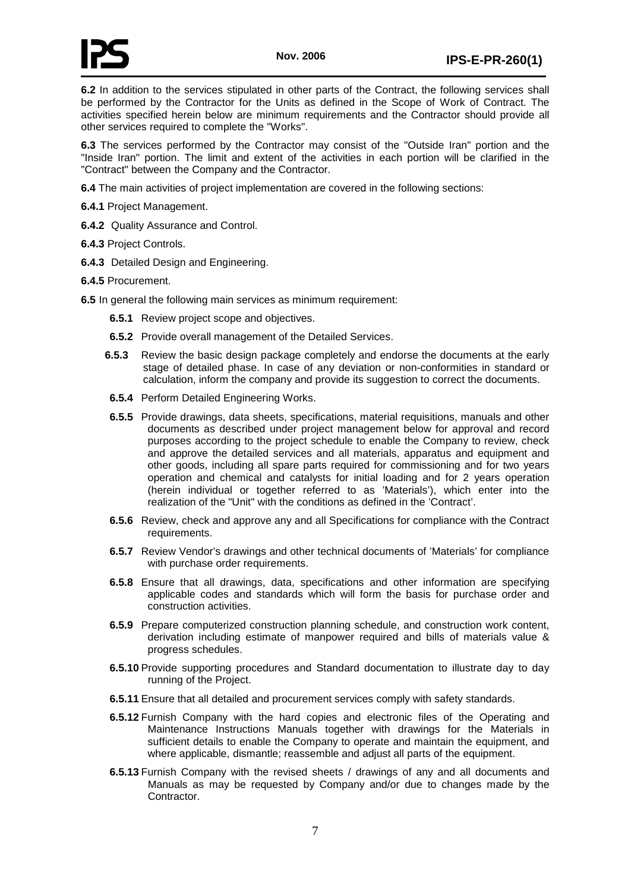**6.2** In addition to the services stipulated in other parts of the Contract, the following services shall be performed by the Contractor for the Units as defined in the Scope of Work of Contract. The activities specified herein below are minimum requirements and the Contractor should provide all other services required to complete the "Works".

**6.3** The services performed by the Contractor may consist of the "Outside Iran" portion and the "Inside Iran" portion. The limit and extent of the activities in each portion will be clarified in the "Contract" between the Company and the Contractor.

**6.4** The main activities of project implementation are covered in the following sections:

**6.4.1** Project Management.

**6.4.2** Quality Assurance and Control.

**6.4.3** Project Controls.

**6.4.3** Detailed Design and Engineering.

**6.4.5** Procurement.

**6.5** In general the following main services as minimum requirement:

**6.5.1** Review project scope and objectives.

**6.5.2** Provide overall management of the Detailed Services.

**6.5.3** Review the basic design package completely and endorse the documents at the early stage of detailed phase. In case of any deviation or non-conformities in standard or calculation, inform the company and provide its suggestion to correct the documents.

**6.5.4** Perform Detailed Engineering Works.

**6.5.5** Provide drawings, data sheets, specifications, material requisitions, manuals and other documents as described under project management below for approval and record purposes according to the project schedule to enable the Company to review, check and approve the detailed services and all materials, apparatus and equipment and other goods, including all spare parts required for commissioning and for two years operation and chemical and catalysts for initial loading and for 2 years operation (herein individual or together referred to as 'Materials'), which enter into the realization of the "Unit" with the conditions as defined in the 'Contract'.

**6.5.6** Review, check and approve any and all Specifications for compliance with the Contract requirements.

**6.5.7** Review Vendor's drawings and other technical documents of 'Materials' for compliance with purchase order requirements.

**6.5.8** Ensure that all drawings, data, specifications and other information are specifying applicable codes and standards which will form the basis for purchase order and construction activities.

**6.5.9** Prepare computerized construction planning schedule, and construction work content, derivation including estimate of manpower required and bills of materials value & progress schedules.

**6.5.10** Provide supporting procedures and Standard documentation to illustrate day to day running of the Project.

**6.5.11** Ensure that all detailed and procurement services comply with safety standards.

**6.5.12** Furnish Company with the hard copies and electronic files of the Operating and Maintenance Instructions Manuals together with drawings for the Materials in sufficient details to enable the Company to operate and maintain the equipment, and where applicable, dismantle; reassemble and adjust all parts of the equipment.

**6.5.13** Furnish Company with the revised sheets / drawings of any and all documents and Manuals as may be requested by Company and/or due to changes made by the Contractor.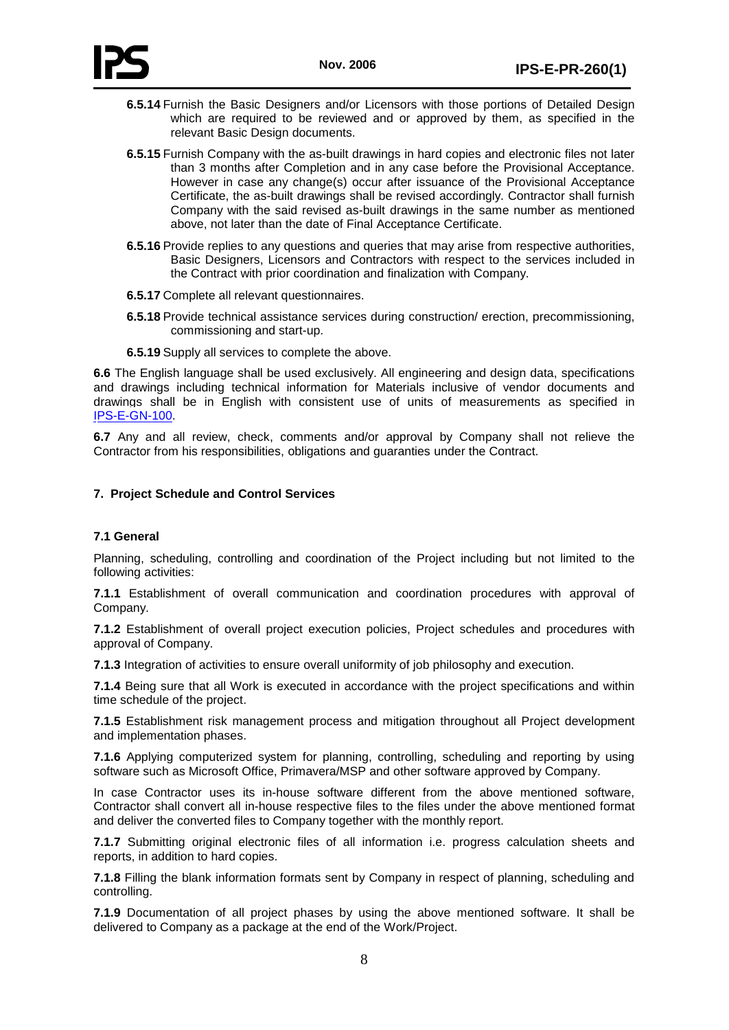**6.5.14** Furnish the Basic Designers and/or Licensors with those portions of Detailed Design which are required to be reviewed and or approved by them, as specified in the relevant Basic Design documents.

**6.5.15** Furnish Company with the as-built drawings in hard copies and electronic files not later than 3 months after Completion and in any case before the Provisional Acceptance. However in case any change(s) occur after issuance of the Provisional Acceptance Certificate, the as-built drawings shall be revised accordingly. Contractor shall furnish Company with the said revised as-built drawings in the same number as mentioned above, not later than the date of Final Acceptance Certificate.

**6.5.16** Provide replies to any questions and queries that may arise from respective authorities, Basic Designers, Licensors and Contractors with respect to the services included in the Contract with prior coordination and finalization with Company.

**6.5.17** Complete all relevant questionnaires.

**6.5.18** Provide technical assistance services during construction/ erection, precommissioning, commissioning and start-up.

**6.5.19** Supply all services to complete the above.

**6.6** The English language shall be used exclusively. All engineering and design data, specifications and drawings including technical information for Materials inclusive of vendor documents and drawings shall be in English with consistent use of units of measurements as specified in IPS-E-GN-100.

**6.7** Any and all review, check, comments and/or approval by Company shall not relieve the Contractor from his responsibilities, obligations and guaranties under the Contract.

## 7. Project Schedule and Control Services

### 7.1 General

Planning, scheduling, controlling and coordination of the Project including but not limited to the following activities:

**7.1.1** Establishment of overall communication and coordination procedures with approval of Company.

**7.1.2** Establishment of overall project execution policies, Project schedules and procedures with approval of Company.

**7.1.3** Integration of activities to ensure overall uniformity of job philosophy and execution.

**7.1.4** Being sure that all Work is executed in accordance with the project specifications and within time schedule of the project.

**7.1.5** Establishment risk management process and mitigation throughout all Project development and implementation phases.

**7.1.6** Applying computerized system for planning, controlling, scheduling and reporting by using software such as Microsoft Office, Primavera/MSP and other software approved by Company.

In case Contractor uses its in-house software different from the above mentioned software, Contractor shall convert all in-house respective files to the files under the above mentioned format and deliver the converted files to Company together with the monthly report.

**7.1.7** Submitting original electronic files of all information i.e. progress calculation sheets and reports, in addition to hard copies.

**7.1.8** Filling the blank information formats sent by Company in respect of planning, scheduling and controlling.

**7.1.9** Documentation of all project phases by using the above mentioned software. It shall be delivered to Company as a package at the end of the Work/Project.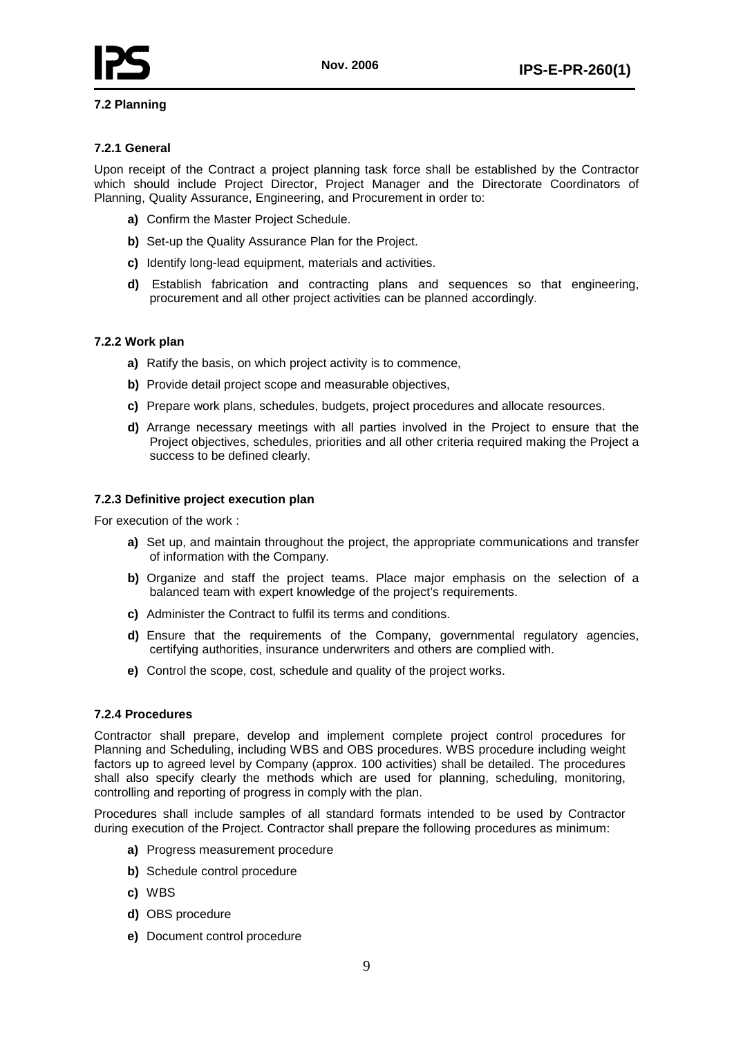### 7.2 Planning

#### 7.2.1 General

Upon receipt of the Contract a project planning task force shall be established by the Contractor which should include Project Director, Project Manager and the Directorate Coordinators of Planning, Quality Assurance, Engineering, and Procurement in order to:

**a)** Confirm the Master Project Schedule.

**b)** Set-up the Quality Assurance Plan for the Project.

**c)** Identify long-lead equipment, materials and activities.

**d)** Establish fabrication and contracting plans and sequences so that engineering, procurement and all other project activities can be planned accordingly.

#### 7.2.2 Work plan

**a)** Ratify the basis, on which project activity is to commence,

**b)** Provide detail project scope and measurable objectives,

**c)** Prepare work plans, schedules, budgets, project procedures and allocate resources.

**d)** Arrange necessary meetings with all parties involved in the Project to ensure that the Project objectives, schedules, priorities and all other criteria required making the Project a success to be defined clearly.

#### 7.2.3 Definitive project execution plan

For execution of the work :

**a)** Set up, and maintain throughout the project, the appropriate communications and transfer of information with the Company.

**b)** Organize and staff the project teams. Place major emphasis on the selection of a balanced team with expert knowledge of the project's requirements.

**c)** Administer the Contract to fulfil its terms and conditions.

**d)** Ensure that the requirements of the Company, governmental regulatory agencies, certifying authorities, insurance underwriters and others are complied with.

**e)** Control the scope, cost, schedule and quality of the project works.

#### 7.2.4 Procedures

Contractor shall prepare, develop and implement complete project control procedures for Planning and Scheduling, including WBS and OBS procedures. WBS procedure including weight factors up to agreed level by Company (approx. 100 activities) shall be detailed. The procedures shall also specify clearly the methods which are used for planning, scheduling, monitoring, controlling and reporting of progress in comply with the plan.

Procedures shall include samples of all standard formats intended to be used by Contractor during execution of the Project. Contractor shall prepare the following procedures as minimum:

**a)** Progress measurement procedure

**b)** Schedule control procedure

**c)** WBS

**d)** OBS procedure

**e)** Document control procedure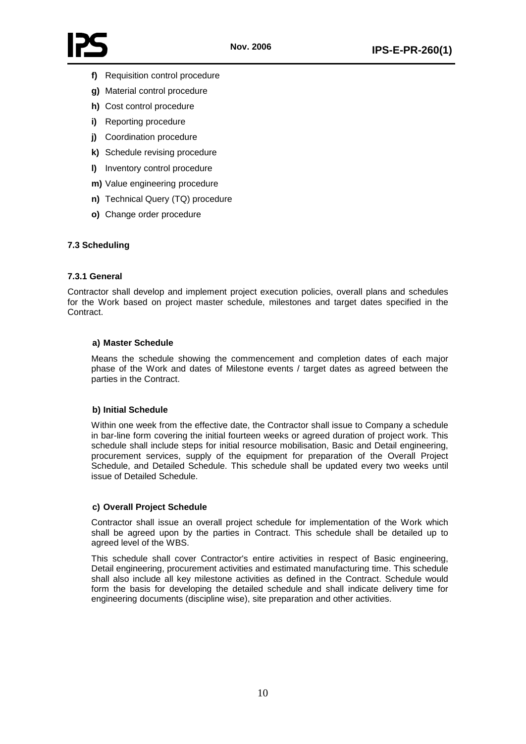**f)** Requisition control procedure

**g)** Material control procedure

**h)** Cost control procedure

**i)** Reporting procedure

**j)** Coordination procedure

**k)** Schedule revising procedure

**l)** Inventory control procedure

**m)** Value engineering procedure

**n)** Technical Query (TQ) procedure

**o)** Change order procedure

### 7.3 Scheduling

#### 7.3.1 General

Contractor shall develop and implement project execution policies, overall plans and schedules for the Work based on project master schedule, milestones and target dates specified in the Contract.

**a) Master Schedule**

Means the schedule showing the commencement and completion dates of each major phase of the Work and dates of Milestone events / target dates as agreed between the parties in the Contract.

**b) Initial Schedule**

Within one week from the effective date, the Contractor shall issue to Company a schedule in bar-line form covering the initial fourteen weeks or agreed duration of project work. This schedule shall include steps for initial resource mobilisation, Basic and Detail engineering, procurement services, supply of the equipment for preparation of the Overall Project Schedule, and Detailed Schedule. This schedule shall be updated every two weeks until issue of Detailed Schedule.

**c) Overall Project Schedule**

Contractor shall issue an overall project schedule for implementation of the Work which shall be agreed upon by the parties in Contract. This schedule shall be detailed up to agreed level of the WBS.

This schedule shall cover Contractor's entire activities in respect of Basic engineering, Detail engineering, procurement activities and estimated manufacturing time. This schedule shall also include all key milestone activities as defined in the Contract. Schedule would form the basis for developing the detailed schedule and shall indicate delivery time for engineering documents (discipline wise), site preparation and other activities.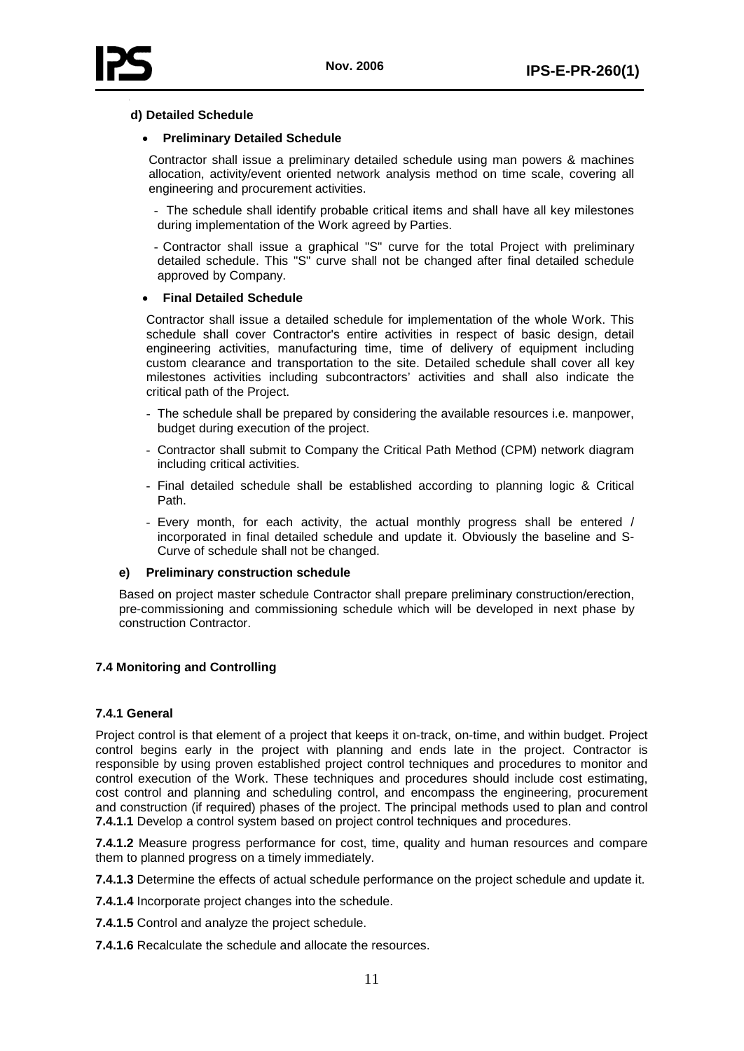**d) Detailed Schedule**

- **Preliminary Detailed Schedule**

Contractor shall issue a preliminary detailed schedule using man powers & machines allocation, activity/event oriented network analysis method on time scale, covering all engineering and procurement activities.

- The schedule shall identify probable critical items and shall have all key milestones during implementation of the Work agreed by Parties.
- Contractor shall issue a graphical "S" curve for the total Project with preliminary detailed schedule. This "S" curve shall not be changed after final detailed schedule approved by Company.

- **Final Detailed Schedule**

Contractor shall issue a detailed schedule for implementation of the whole Work. This schedule shall cover Contractor's entire activities in respect of basic design, detail engineering activities, manufacturing time, time of delivery of equipment including custom clearance and transportation to the site. Detailed schedule shall cover all key milestones activities including subcontractors' activities and shall also indicate the critical path of the Project.

- The schedule shall be prepared by considering the available resources i.e. manpower, budget during execution of the project.
- Contractor shall submit to Company the Critical Path Method (CPM) network diagram including critical activities.
- Final detailed schedule shall be established according to planning logic & Critical Path.
- Every month, for each activity, the actual monthly progress shall be entered / incorporated in final detailed schedule and update it. Obviously the baseline and S-Curve of schedule shall not be changed.

**e) Preliminary construction schedule**

Based on project master schedule Contractor shall prepare preliminary construction/erection, pre-commissioning and commissioning schedule which will be developed in next phase by construction Contractor.

## 7.4 Monitoring and Controlling

### 7.4.1 General

Project control is that element of a project that keeps it on-track, on-time, and within budget. Project control begins early in the project with planning and ends late in the project. Contractor is responsible by using proven established project control techniques and procedures to monitor and control execution of the Work. These techniques and procedures should include cost estimating, cost control and planning and scheduling control, and encompass the engineering, procurement and construction (if required) phases of the project. The principal methods used to plan and control

**7.4.1.1** Develop a control system based on project control techniques and procedures.

**7.4.1.2** Measure progress performance for cost, time, quality and human resources and compare them to planned progress on a timely immediately.

**7.4.1.3** Determine the effects of actual schedule performance on the project schedule and update it.

**7.4.1.4** Incorporate project changes into the schedule.

**7.4.1.5** Control and analyze the project schedule.

**7.4.1.6** Recalculate the schedule and allocate the resources.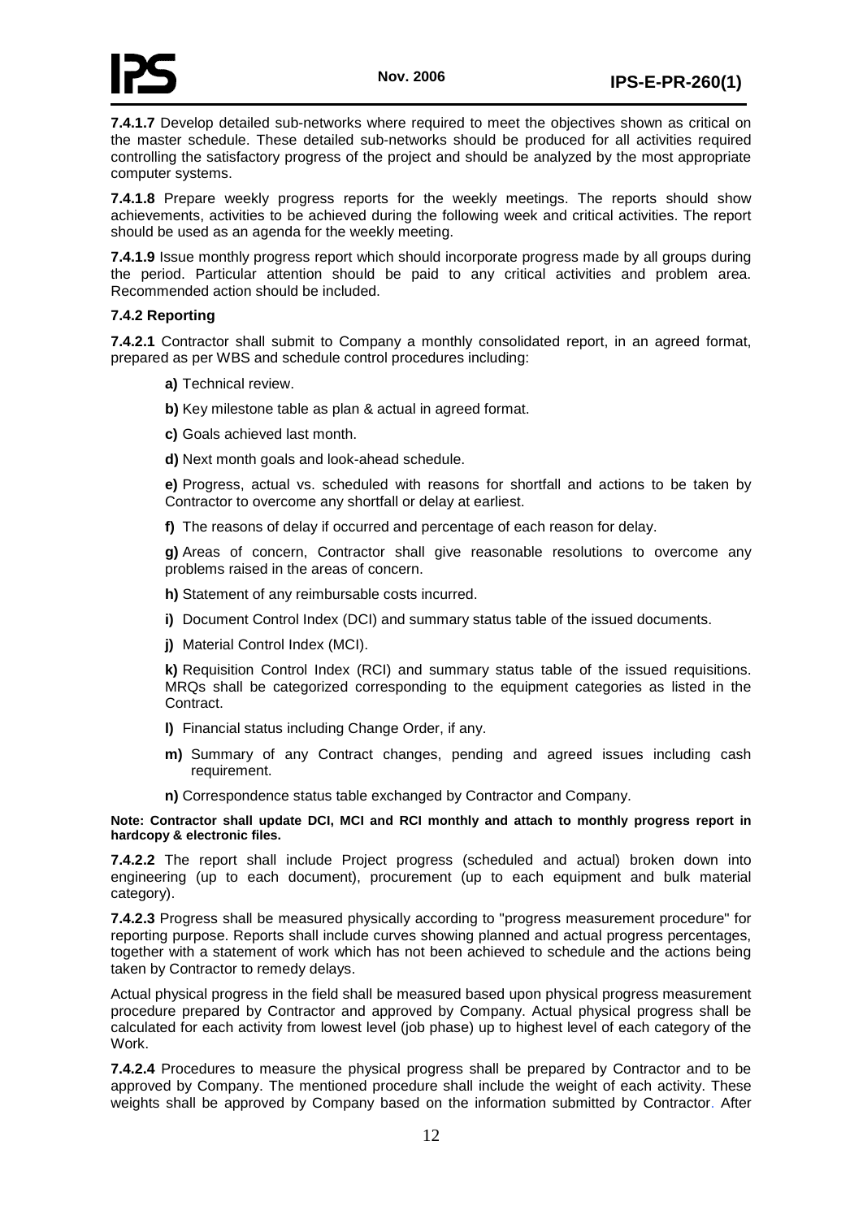**7.4.1.7** Develop detailed sub-networks where required to meet the objectives shown as critical on the master schedule. These detailed sub-networks should be produced for all activities required controlling the satisfactory progress of the project and should be analyzed by the most appropriate computer systems.

**7.4.1.8** Prepare weekly progress reports for the weekly meetings. The reports should show achievements, activities to be achieved during the following week and critical activities. The report should be used as an agenda for the weekly meeting.

**7.4.1.9** Issue monthly progress report which should incorporate progress made by all groups during the period. Particular attention should be paid to any critical activities and problem area. Recommended action should be included.

**7.4.2 Reporting**

**7.4.2.1** Contractor shall submit to Company a monthly consolidated report, in an agreed format, prepared as per WBS and schedule control procedures including:

**a)** Technical review.

**b)** Key milestone table as plan & actual in agreed format.

**c)** Goals achieved last month.

**d)** Next month goals and look-ahead schedule.

**e)** Progress, actual vs. scheduled with reasons for shortfall and actions to be taken by Contractor to overcome any shortfall or delay at earliest.

**f)** The reasons of delay if occurred and percentage of each reason for delay.

**g)** Areas of concern, Contractor shall give reasonable resolutions to overcome any problems raised in the areas of concern.

**h)** Statement of any reimbursable costs incurred.

**i)** Document Control Index (DCI) and summary status table of the issued documents.

**j)** Material Control Index (MCI).

**k)** Requisition Control Index (RCI) and summary status table of the issued requisitions. MRQs shall be categorized corresponding to the equipment categories as listed in the Contract.

**l)** Financial status including Change Order, if any.

**m)** Summary of any Contract changes, pending and agreed issues including cash requirement.

**n)** Correspondence status table exchanged by Contractor and Company.

**Note: Contractor shall update DCI, MCI and RCI monthly and attach to monthly progress report in hardcopy & electronic files.**

**7.4.2.2** The report shall include Project progress (scheduled and actual) broken down into engineering (up to each document), procurement (up to each equipment and bulk material category).

**7.4.2.3** Progress shall be measured physically according to "progress measurement procedure" for reporting purpose. Reports shall include curves showing planned and actual progress percentages, together with a statement of work which has not been achieved to schedule and the actions being taken by Contractor to remedy delays.

Actual physical progress in the field shall be measured based upon physical progress measurement procedure prepared by Contractor and approved by Company. Actual physical progress shall be calculated for each activity from lowest level (job phase) up to highest level of each category of the Work.

**7.4.2.4** Procedures to measure the physical progress shall be prepared by Contractor and to be approved by Company. The mentioned procedure shall include the weight of each activity. These weights shall be approved by Company based on the information submitted by Contractor. After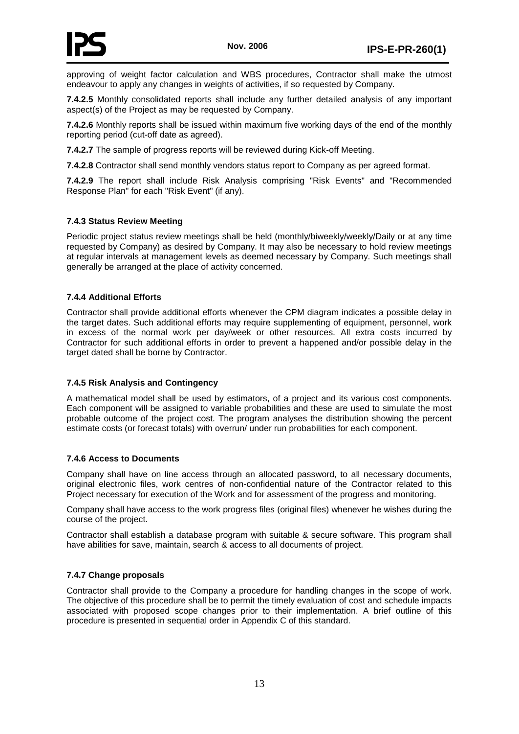approving of weight factor calculation and WBS procedures, Contractor shall make the utmost endeavour to apply any changes in weights of activities, if so requested by Company.

**7.4.2.5** Monthly consolidated reports shall include any further detailed analysis of any important aspect(s) of the Project as may be requested by Company.

**7.4.2.6** Monthly reports shall be issued within maximum five working days of the end of the monthly reporting period (cut-off date as agreed).

**7.4.2.7** The sample of progress reports will be reviewed during Kick-off Meeting.

**7.4.2.8** Contractor shall send monthly vendors status report to Company as per agreed format.

**7.4.2.9** The report shall include Risk Analysis comprising "Risk Events" and "Recommended Response Plan" for each "Risk Event" (if any).

#### 7.4.3 Status Review Meeting

Periodic project status review meetings shall be held (monthly/biweekly/weekly/Daily or at any time requested by Company) as desired by Company. It may also be necessary to hold review meetings at regular intervals at management levels as deemed necessary by Company. Such meetings shall generally be arranged at the place of activity concerned.

#### 7.4.4 Additional Efforts

Contractor shall provide additional efforts whenever the CPM diagram indicates a possible delay in the target dates. Such additional efforts may require supplementing of equipment, personnel, work in excess of the normal work per day/week or other resources. All extra costs incurred by Contractor for such additional efforts in order to prevent a happened and/or possible delay in the target dated shall be borne by Contractor.

#### 7.4.5 Risk Analysis and Contingency

A mathematical model shall be used by estimators, of a project and its various cost components. Each component will be assigned to variable probabilities and these are used to simulate the most probable outcome of the project cost. The program analyses the distribution showing the percent estimate costs (or forecast totals) with overrun/ under run probabilities for each component.

#### 7.4.6 Access to Documents

Company shall have on line access through an allocated password, to all necessary documents, original electronic files, work centres of non-confidential nature of the Contractor related to this Project necessary for execution of the Work and for assessment of the progress and monitoring.

Company shall have access to the work progress files (original files) whenever he wishes during the course of the project.

Contractor shall establish a database program with suitable & secure software. This program shall have abilities for save, maintain, search & access to all documents of project.

#### 7.4.7 Change proposals

Contractor shall provide to the Company a procedure for handling changes in the scope of work. The objective of this procedure shall be to permit the timely evaluation of cost and schedule impacts associated with proposed scope changes prior to their implementation. A brief outline of this procedure is presented in sequential order in Appendix C of this standard.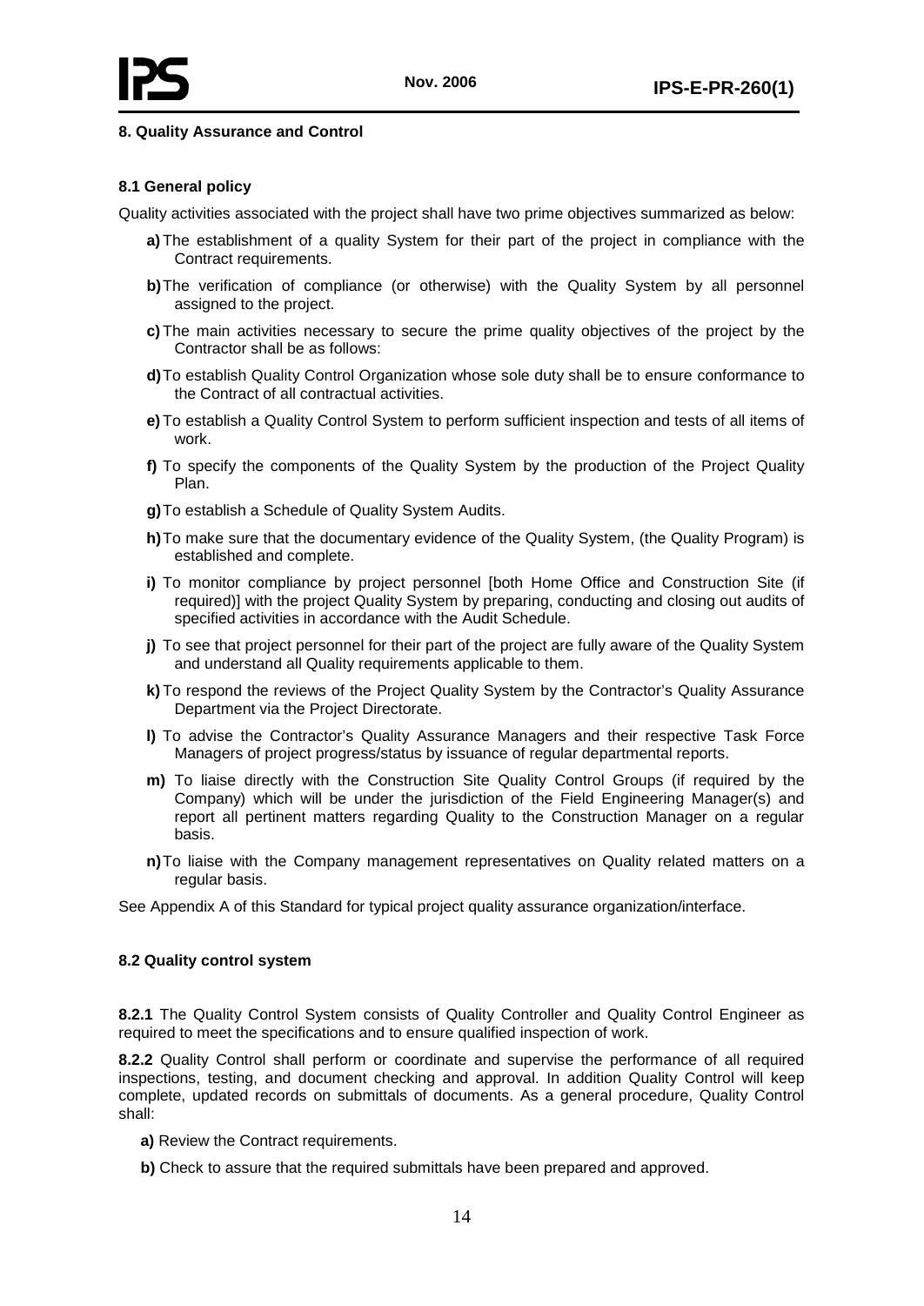## 8. Quality Assurance and Control

### 8.1 General policy

Quality activities associated with the project shall have two prime objectives summarized as below:

**a)** The establishment of a quality System for their part of the project in compliance with the Contract requirements.

**b)** The verification of compliance (or otherwise) with the Quality System by all personnel assigned to the project.

**c)** The main activities necessary to secure the prime quality objectives of the project by the Contractor shall be as follows:

**d)** To establish Quality Control Organization whose sole duty shall be to ensure conformance to the Contract of all contractual activities.

**e)** To establish a Quality Control System to perform sufficient inspection and tests of all items of work.

**f)** To specify the components of the Quality System by the production of the Project Quality Plan.

**g)** To establish a Schedule of Quality System Audits.

**h)** To make sure that the documentary evidence of the Quality System, (the Quality Program) is established and complete.

**i)** To monitor compliance by project personnel [both Home Office and Construction Site (if required)] with the project Quality System by preparing, conducting and closing out audits of specified activities in accordance with the Audit Schedule.

**j)** To see that project personnel for their part of the project are fully aware of the Quality System and understand all Quality requirements applicable to them.

**k)** To respond the reviews of the Project Quality System by the Contractor's Quality Assurance Department via the Project Directorate.

**l)** To advise the Contractor's Quality Assurance Managers and their respective Task Force Managers of project progress/status by issuance of regular departmental reports.

**m)** To liaise directly with the Construction Site Quality Control Groups (if required by the Company) which will be under the jurisdiction of the Field Engineering Manager(s) and report all pertinent matters regarding Quality to the Construction Manager on a regular basis.

**n)** To liaise with the Company management representatives on Quality related matters on a regular basis.

See Appendix A of this Standard for typical project quality assurance organization/interface.

### 8.2 Quality control system

**8.2.1** The Quality Control System consists of Quality Controller and Quality Control Engineer as required to meet the specifications and to ensure qualified inspection of work.

**8.2.2** Quality Control shall perform or coordinate and supervise the performance of all required inspections, testing, and document checking and approval. In addition Quality Control will keep complete, updated records on submittals of documents. As a general procedure, Quality Control shall:

**a)** Review the Contract requirements.

**b)** Check to assure that the required submittals have been prepared and approved.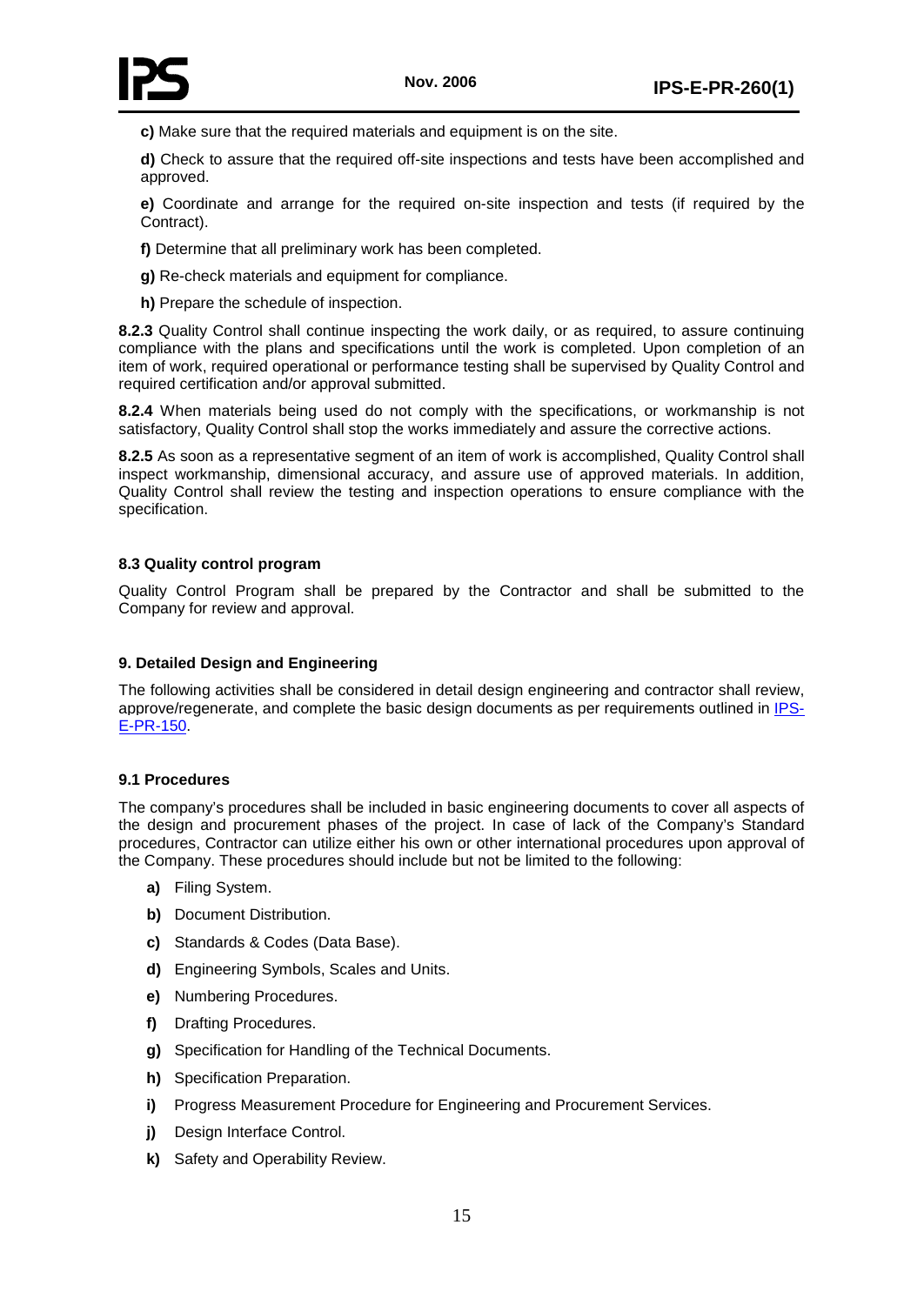**c)** Make sure that the required materials and equipment is on the site.

**d)** Check to assure that the required off-site inspections and tests have been accomplished and approved.

**e)** Coordinate and arrange for the required on-site inspection and tests (if required by the Contract).

**f)** Determine that all preliminary work has been completed.

**g)** Re-check materials and equipment for compliance.

**h)** Prepare the schedule of inspection.

**8.2.3** Quality Control shall continue inspecting the work daily, or as required, to assure continuing compliance with the plans and specifications until the work is completed. Upon completion of an item of work, required operational or performance testing shall be supervised by Quality Control and required certification and/or approval submitted.

**8.2.4** When materials being used do not comply with the specifications, or workmanship is not satisfactory, Quality Control shall stop the works immediately and assure the corrective actions.

**8.2.5** As soon as a representative segment of an item of work is accomplished, Quality Control shall inspect workmanship, dimensional accuracy, and assure use of approved materials. In addition, Quality Control shall review the testing and inspection operations to ensure compliance with the specification.

### 8.3 Quality control program

Quality Control Program shall be prepared by the Contractor and shall be submitted to the Company for review and approval.

## 9. Detailed Design and Engineering

The following activities shall be considered in detail design engineering and contractor shall review, approve/regenerate, and complete the basic design documents as per requirements outlined in IPS-E-PR-150.

### 9.1 Procedures

The company's procedures shall be included in basic engineering documents to cover all aspects of the design and procurement phases of the project. In case of lack of the Company's Standard procedures, Contractor can utilize either his own or other international procedures upon approval of the Company. These procedures should include but not be limited to the following:

**a)** Filing System.

**b)** Document Distribution.

**c)** Standards & Codes (Data Base).

**d)** Engineering Symbols, Scales and Units.

**e)** Numbering Procedures.

**f)** Drafting Procedures.

**g)** Specification for Handling of the Technical Documents.

**h)** Specification Preparation.

**i)** Progress Measurement Procedure for Engineering and Procurement Services.

**j)** Design Interface Control.

**k)** Safety and Operability Review.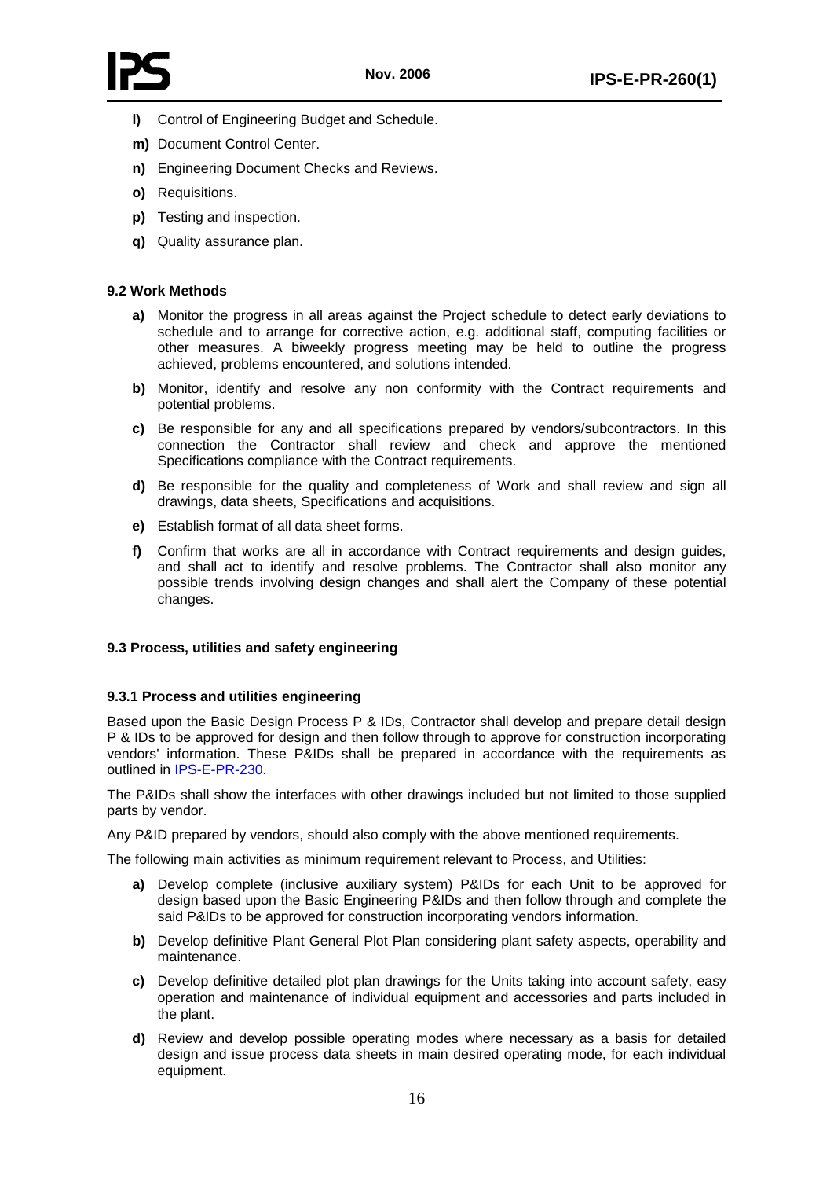- **l)** Control of Engineering Budget and Schedule.
- **m)** Document Control Center.
- **n)** Engineering Document Checks and Reviews.
- **o)** Requisitions.
- **p)** Testing and inspection.
- **q)** Quality assurance plan.

### 9.2 Work Methods

- **a)** Monitor the progress in all areas against the Project schedule to detect early deviations to schedule and to arrange for corrective action, e.g. additional staff, computing facilities or other measures. A biweekly progress meeting may be held to outline the progress achieved, problems encountered, and solutions intended.
- **b)** Monitor, identify and resolve any non conformity with the Contract requirements and potential problems.
- **c)** Be responsible for any and all specifications prepared by vendors/subcontractors. In this connection the Contractor shall review and check and approve the mentioned Specifications compliance with the Contract requirements.
- **d)** Be responsible for the quality and completeness of Work and shall review and sign all drawings, data sheets, Specifications and acquisitions.
- **e)** Establish format of all data sheet forms.
- **f)** Confirm that works are all in accordance with Contract requirements and design guides, and shall act to identify and resolve problems. The Contractor shall also monitor any possible trends involving design changes and shall alert the Company of these potential changes.

### 9.3 Process, utilities and safety engineering

#### 9.3.1 Process and utilities engineering

Based upon the Basic Design Process P & IDs, Contractor shall develop and prepare detail design P & IDs to be approved for design and then follow through to approve for construction incorporating vendors' information. These P&IDs shall be prepared in accordance with the requirements as outlined in IPS-E-PR-230.

The P&IDs shall show the interfaces with other drawings included but not limited to those supplied parts by vendor.

Any P&ID prepared by vendors, should also comply with the above mentioned requirements.

The following main activities as minimum requirement relevant to Process, and Utilities:

- **a)** Develop complete (inclusive auxiliary system) P&IDs for each Unit to be approved for design based upon the Basic Engineering P&IDs and then follow through and complete the said P&IDs to be approved for construction incorporating vendors information.
- **b)** Develop definitive Plant General Plot Plan considering plant safety aspects, operability and maintenance.
- **c)** Develop definitive detailed plot plan drawings for the Units taking into account safety, easy operation and maintenance of individual equipment and accessories and parts included in the plant.
- **d)** Review and develop possible operating modes where necessary as a basis for detailed design and issue process data sheets in main desired operating mode, for each individual equipment.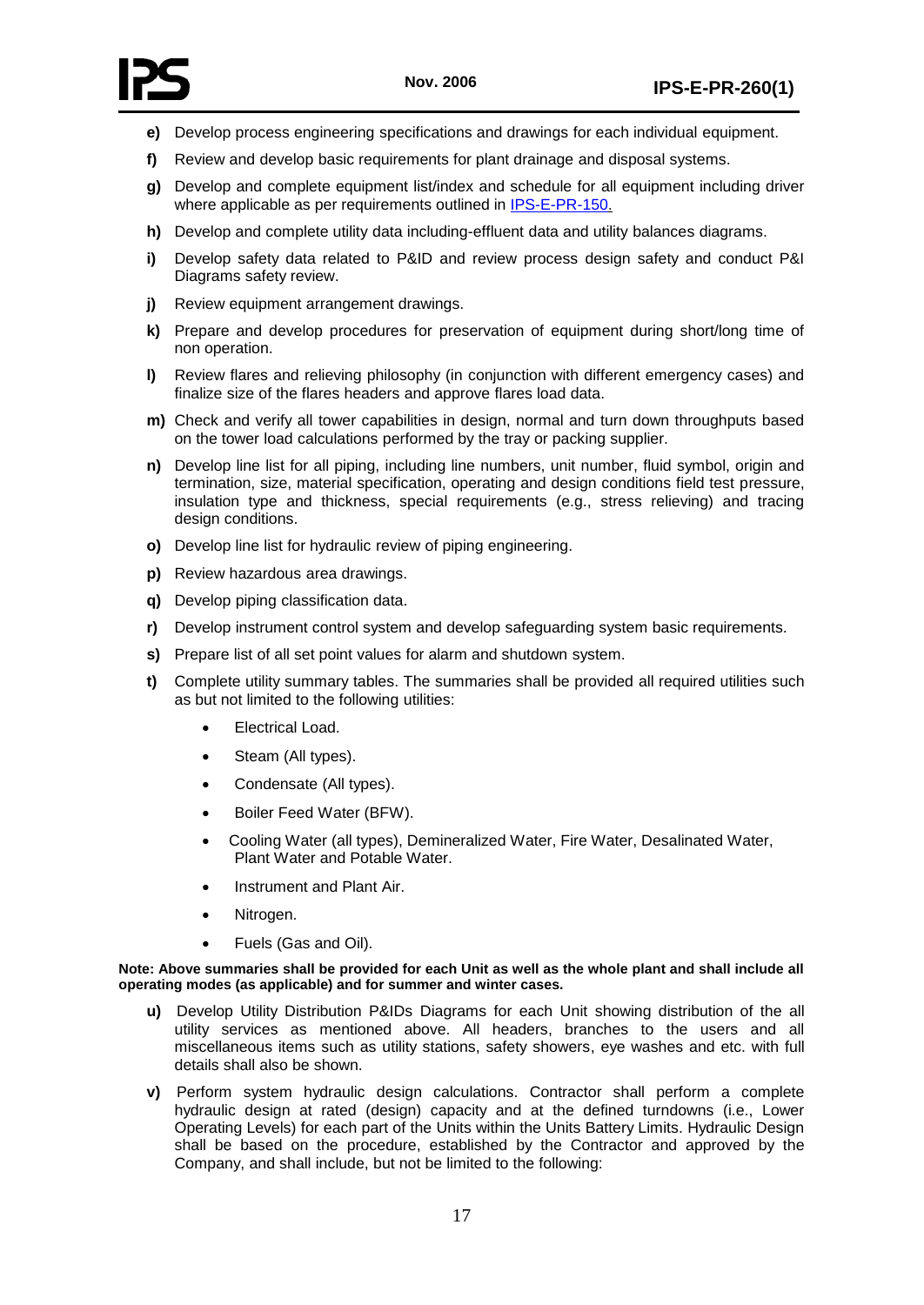**e)** Develop process engineering specifications and drawings for each individual equipment.

**f)** Review and develop basic requirements for plant drainage and disposal systems.

**g)** Develop and complete equipment list/index and schedule for all equipment including driver where applicable as per requirements outlined in IPS-E-PR-150.

**h)** Develop and complete utility data including-effluent data and utility balances diagrams.

**i)** Develop safety data related to P&ID and review process design safety and conduct P&I Diagrams safety review.

**j)** Review equipment arrangement drawings.

**k)** Prepare and develop procedures for preservation of equipment during short/long time of non operation.

**l)** Review flares and relieving philosophy (in conjunction with different emergency cases) and finalize size of the flares headers and approve flares load data.

**m)** Check and verify all tower capabilities in design, normal and turn down throughputs based on the tower load calculations performed by the tray or packing supplier.

**n)** Develop line list for all piping, including line numbers, unit number, fluid symbol, origin and termination, size, material specification, operating and design conditions field test pressure, insulation type and thickness, special requirements (e.g., stress relieving) and tracing design conditions.

**o)** Develop line list for hydraulic review of piping engineering.

**p)** Review hazardous area drawings.

**q)** Develop piping classification data.

**r)** Develop instrument control system and develop safeguarding system basic requirements.

**s)** Prepare list of all set point values for alarm and shutdown system.

**t)** Complete utility summary tables. The summaries shall be provided all required utilities such as but not limited to the following utilities:

- Electrical Load.
- Steam (All types).
- Condensate (All types).
- Boiler Feed Water (BFW).
- Cooling Water (all types), Demineralized Water, Fire Water, Desalinated Water, Plant Water and Potable Water.
- Instrument and Plant Air.
- Nitrogen.
- Fuels (Gas and Oil).

**Note: Above summaries shall be provided for each Unit as well as the whole plant and shall include all operating modes (as applicable) and for summer and winter cases.**

**u)** Develop Utility Distribution P&IDs Diagrams for each Unit showing distribution of the all utility services as mentioned above. All headers, branches to the users and all miscellaneous items such as utility stations, safety showers, eye washes and etc. with full details shall also be shown.

**v)** Perform system hydraulic design calculations. Contractor shall perform a complete hydraulic design at rated (design) capacity and at the defined turndowns (i.e., Lower Operating Levels) for each part of the Units within the Units Battery Limits. Hydraulic Design shall be based on the procedure, established by the Contractor and approved by the Company, and shall include, but not be limited to the following: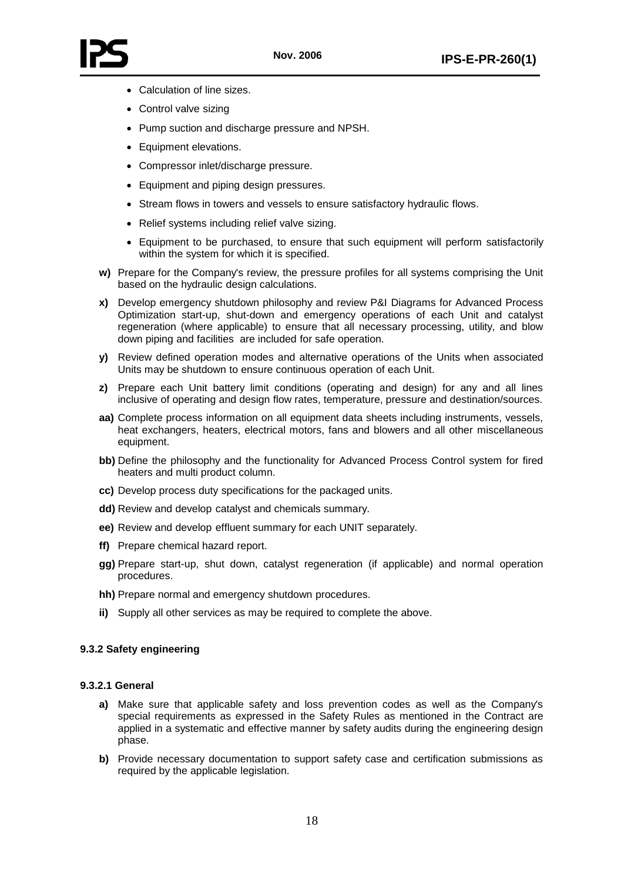- Calculation of line sizes.
- Control valve sizing
- Pump suction and discharge pressure and NPSH.
- Equipment elevations.
- Compressor inlet/discharge pressure.
- Equipment and piping design pressures.
- Stream flows in towers and vessels to ensure satisfactory hydraulic flows.
- Relief systems including relief valve sizing.
- Equipment to be purchased, to ensure that such equipment will perform satisfactorily within the system for which it is specified.

**w)** Prepare for the Company's review, the pressure profiles for all systems comprising the Unit based on the hydraulic design calculations.

**x)** Develop emergency shutdown philosophy and review P&I Diagrams for Advanced Process Optimization start-up, shut-down and emergency operations of each Unit and catalyst regeneration (where applicable) to ensure that all necessary processing, utility, and blow down piping and facilities are included for safe operation.

**y)** Review defined operation modes and alternative operations of the Units when associated Units may be shutdown to ensure continuous operation of each Unit.

**z)** Prepare each Unit battery limit conditions (operating and design) for any and all lines inclusive of operating and design flow rates, temperature, pressure and destination/sources.

**aa)** Complete process information on all equipment data sheets including instruments, vessels, heat exchangers, heaters, electrical motors, fans and blowers and all other miscellaneous equipment.

**bb)** Define the philosophy and the functionality for Advanced Process Control system for fired heaters and multi product column.

**cc)** Develop process duty specifications for the packaged units.

**dd)** Review and develop catalyst and chemicals summary.

**ee)** Review and develop effluent summary for each UNIT separately.

**ff)** Prepare chemical hazard report.

**gg)** Prepare start-up, shut down, catalyst regeneration (if applicable) and normal operation procedures.

**hh)** Prepare normal and emergency shutdown procedures.

**ii)** Supply all other services as may be required to complete the above.

#### 9.3.2 Safety engineering

##### 9.3.2.1 General

**a)** Make sure that applicable safety and loss prevention codes as well as the Company's special requirements as expressed in the Safety Rules as mentioned in the Contract are applied in a systematic and effective manner by safety audits during the engineering design phase.

**b)** Provide necessary documentation to support safety case and certification submissions as required by the applicable legislation.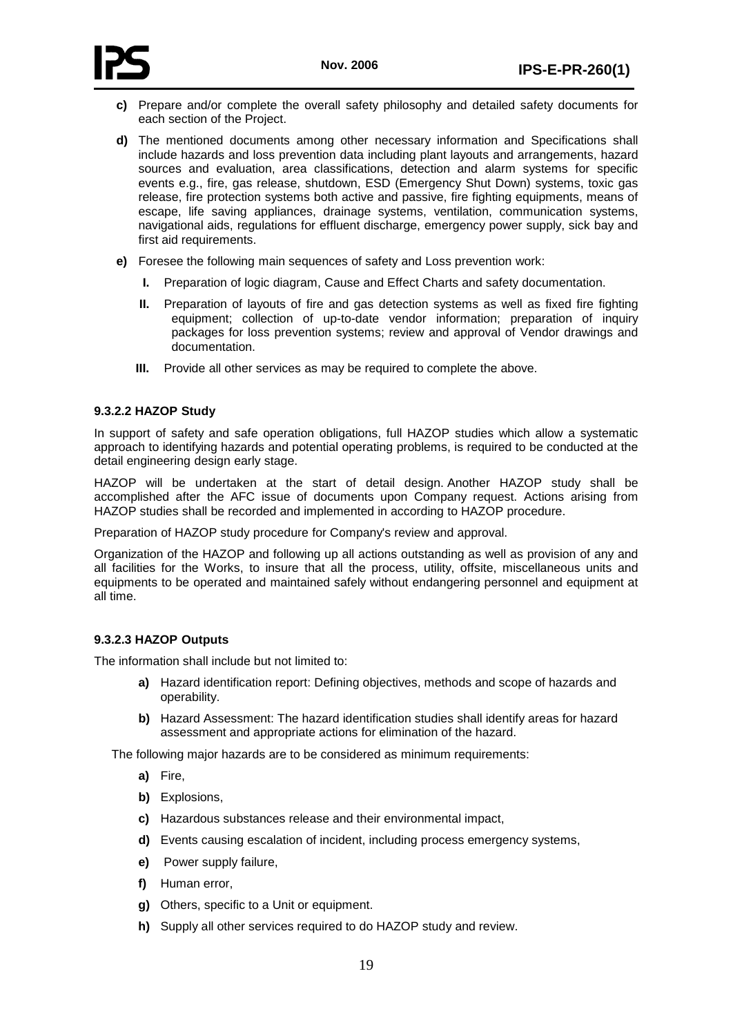**c)** Prepare and/or complete the overall safety philosophy and detailed safety documents for each section of the Project.

**d)** The mentioned documents among other necessary information and Specifications shall include hazards and loss prevention data including plant layouts and arrangements, hazard sources and evaluation, area classifications, detection and alarm systems for specific events e.g., fire, gas release, shutdown, ESD (Emergency Shut Down) systems, toxic gas release, fire protection systems both active and passive, fire fighting equipments, means of escape, life saving appliances, drainage systems, ventilation, communication systems, navigational aids, regulations for effluent discharge, emergency power supply, sick bay and first aid requirements.

**e)** Foresee the following main sequences of safety and Loss prevention work:

**I.** Preparation of logic diagram, Cause and Effect Charts and safety documentation.

**II.** Preparation of layouts of fire and gas detection systems as well as fixed fire fighting equipment; collection of up-to-date vendor information; preparation of inquiry packages for loss prevention systems; review and approval of Vendor drawings and documentation.

**III.** Provide all other services as may be required to complete the above.

#### 9.3.2.2 HAZOP Study

In support of safety and safe operation obligations, full HAZOP studies which allow a systematic approach to identifying hazards and potential operating problems, is required to be conducted at the detail engineering design early stage.

HAZOP will be undertaken at the start of detail design. Another HAZOP study shall be accomplished after the AFC issue of documents upon Company request. Actions arising from HAZOP studies shall be recorded and implemented in according to HAZOP procedure.

Preparation of HAZOP study procedure for Company's review and approval.

Organization of the HAZOP and following up all actions outstanding as well as provision of any and all facilities for the Works, to insure that all the process, utility, offsite, miscellaneous units and equipments to be operated and maintained safely without endangering personnel and equipment at all time.

#### 9.3.2.3 HAZOP Outputs

The information shall include but not limited to:

**a)** Hazard identification report: Defining objectives, methods and scope of hazards and operability.

**b)** Hazard Assessment: The hazard identification studies shall identify areas for hazard assessment and appropriate actions for elimination of the hazard.

The following major hazards are to be considered as minimum requirements:

**a)** Fire,

**b)** Explosions,

**c)** Hazardous substances release and their environmental impact,

**d)** Events causing escalation of incident, including process emergency systems,

**e)** Power supply failure,

**f)** Human error,

**g)** Others, specific to a Unit or equipment.

**h)** Supply all other services required to do HAZOP study and review.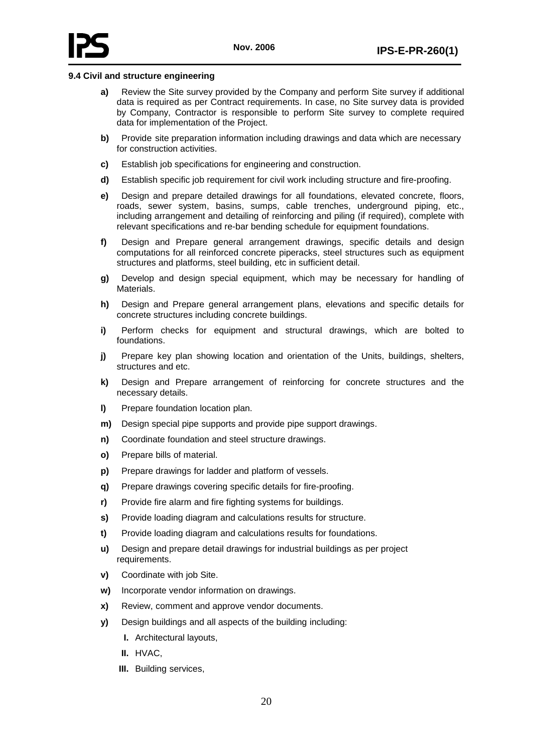### 9.4 Civil and structure engineering

- **a)** Review the Site survey provided by the Company and perform Site survey if additional data is required as per Contract requirements. In case, no Site survey data is provided by Company, Contractor is responsible to perform Site survey to complete required data for implementation of the Project.
- **b)** Provide site preparation information including drawings and data which are necessary for construction activities.
- **c)** Establish job specifications for engineering and construction.
- **d)** Establish specific job requirement for civil work including structure and fire-proofing.
- **e)** Design and prepare detailed drawings for all foundations, elevated concrete, floors, roads, sewer system, basins, sumps, cable trenches, underground piping, etc., including arrangement and detailing of reinforcing and piling (if required), complete with relevant specifications and re-bar bending schedule for equipment foundations.
- **f)** Design and Prepare general arrangement drawings, specific details and design computations for all reinforced concrete piperacks, steel structures such as equipment structures and platforms, steel building, etc in sufficient detail.
- **g)** Develop and design special equipment, which may be necessary for handling of Materials.
- **h)** Design and Prepare general arrangement plans, elevations and specific details for concrete structures including concrete buildings.
- **i)** Perform checks for equipment and structural drawings, which are bolted to foundations.
- **j)** Prepare key plan showing location and orientation of the Units, buildings, shelters, structures and etc.
- **k)** Design and Prepare arrangement of reinforcing for concrete structures and the necessary details.
- **l)** Prepare foundation location plan.
- **m)** Design special pipe supports and provide pipe support drawings.
- **n)** Coordinate foundation and steel structure drawings.
- **o)** Prepare bills of material.
- **p)** Prepare drawings for ladder and platform of vessels.
- **q)** Prepare drawings covering specific details for fire-proofing.
- **r)** Provide fire alarm and fire fighting systems for buildings.
- **s)** Provide loading diagram and calculations results for structure.
- **t)** Provide loading diagram and calculations results for foundations.
- **u)** Design and prepare detail drawings for industrial buildings as per project requirements.
- **v)** Coordinate with job Site.
- **w)** Incorporate vendor information on drawings.
- **x)** Review, comment and approve vendor documents.
- **y)** Design buildings and all aspects of the building including:
  - **I.** Architectural layouts,
  - **II.** HVAC,
  - **III.** Building services,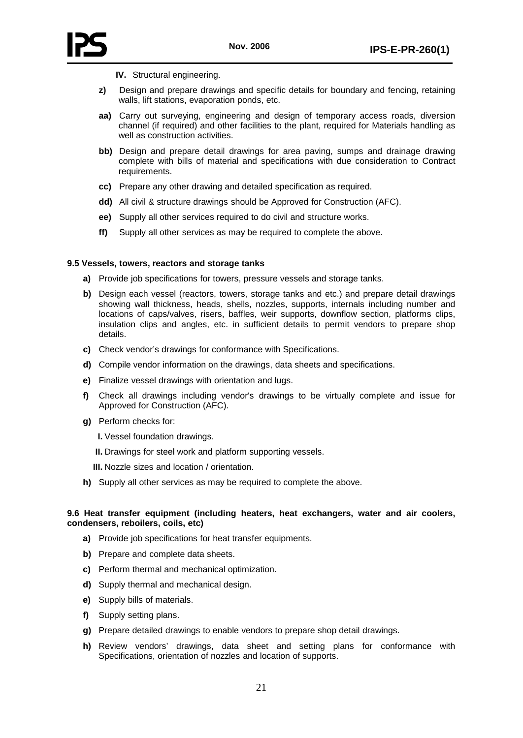**IV.** Structural engineering.

**z)** Design and prepare drawings and specific details for boundary and fencing, retaining walls, lift stations, evaporation ponds, etc.

**aa)** Carry out surveying, engineering and design of temporary access roads, diversion channel (if required) and other facilities to the plant, required for Materials handling as well as construction activities.

**bb)** Design and prepare detail drawings for area paving, sumps and drainage drawing complete with bills of material and specifications with due consideration to Contract requirements.

**cc)** Prepare any other drawing and detailed specification as required.

**dd)** All civil & structure drawings should be Approved for Construction (AFC).

**ee)** Supply all other services required to do civil and structure works.

**ff)** Supply all other services as may be required to complete the above.

### 9.5 Vessels, towers, reactors and storage tanks

**a)** Provide job specifications for towers, pressure vessels and storage tanks.

**b)** Design each vessel (reactors, towers, storage tanks and etc.) and prepare detail drawings showing wall thickness, heads, shells, nozzles, supports, internals including number and locations of caps/valves, risers, baffles, weir supports, downflow section, platforms clips, insulation clips and angles, etc. in sufficient details to permit vendors to prepare shop details.

**c)** Check vendor's drawings for conformance with Specifications.

**d)** Compile vendor information on the drawings, data sheets and specifications.

**e)** Finalize vessel drawings with orientation and lugs.

**f)** Check all drawings including vendor's drawings to be virtually complete and issue for Approved for Construction (AFC).

**g)** Perform checks for:

**I.** Vessel foundation drawings.

**II.** Drawings for steel work and platform supporting vessels.

**III.** Nozzle sizes and location / orientation.

**h)** Supply all other services as may be required to complete the above.

### 9.6 Heat transfer equipment (including heaters, heat exchangers, water and air coolers, condensers, reboilers, coils, etc)

**a)** Provide job specifications for heat transfer equipments.

**b)** Prepare and complete data sheets.

**c)** Perform thermal and mechanical optimization.

**d)** Supply thermal and mechanical design.

**e)** Supply bills of materials.

**f)** Supply setting plans.

**g)** Prepare detailed drawings to enable vendors to prepare shop detail drawings.

**h)** Review vendors' drawings, data sheet and setting plans for conformance with Specifications, orientation of nozzles and location of supports.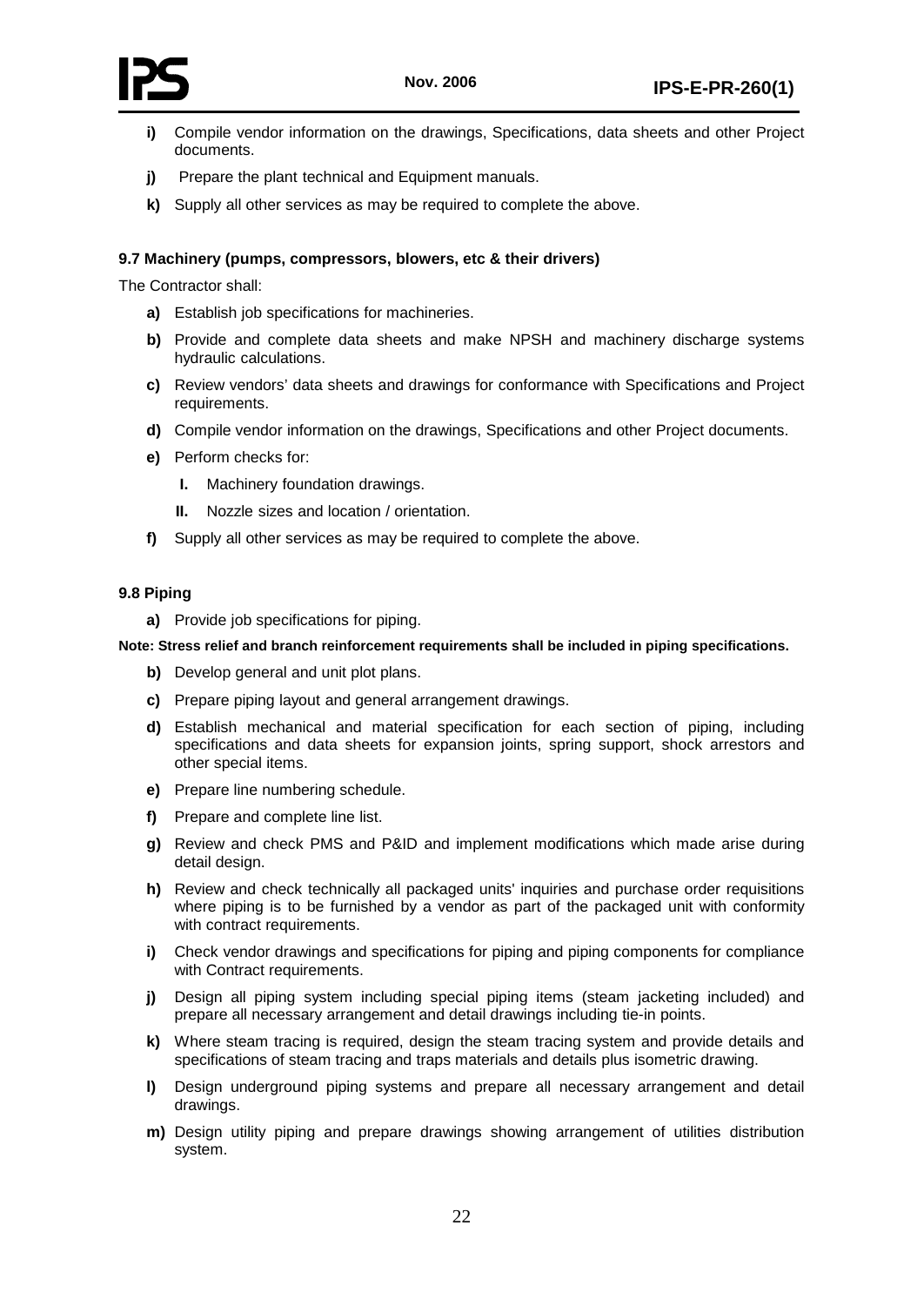- **i)** Compile vendor information on the drawings, Specifications, data sheets and other Project documents.
- **j)** Prepare the plant technical and Equipment manuals.
- **k)** Supply all other services as may be required to complete the above.

### 9.7 Machinery (pumps, compressors, blowers, etc & their drivers)

The Contractor shall:

- **a)** Establish job specifications for machineries.
- **b)** Provide and complete data sheets and make NPSH and machinery discharge systems hydraulic calculations.
- **c)** Review vendors' data sheets and drawings for conformance with Specifications and Project requirements.
- **d)** Compile vendor information on the drawings, Specifications and other Project documents.
- **e)** Perform checks for:
  - **I.** Machinery foundation drawings.
  - **II.** Nozzle sizes and location / orientation.
- **f)** Supply all other services as may be required to complete the above.

### 9.8 Piping

- **a)** Provide job specifications for piping.

**Note: Stress relief and branch reinforcement requirements shall be included in piping specifications.**

- **b)** Develop general and unit plot plans.
- **c)** Prepare piping layout and general arrangement drawings.
- **d)** Establish mechanical and material specification for each section of piping, including specifications and data sheets for expansion joints, spring support, shock arrestors and other special items.
- **e)** Prepare line numbering schedule.
- **f)** Prepare and complete line list.
- **g)** Review and check PMS and P&ID and implement modifications which made arise during detail design.
- **h)** Review and check technically all packaged units' inquiries and purchase order requisitions where piping is to be furnished by a vendor as part of the packaged unit with conformity with contract requirements.
- **i)** Check vendor drawings and specifications for piping and piping components for compliance with Contract requirements.
- **j)** Design all piping system including special piping items (steam jacketing included) and prepare all necessary arrangement and detail drawings including tie-in points.
- **k)** Where steam tracing is required, design the steam tracing system and provide details and specifications of steam tracing and traps materials and details plus isometric drawing.
- **l)** Design underground piping systems and prepare all necessary arrangement and detail drawings.
- **m)** Design utility piping and prepare drawings showing arrangement of utilities distribution system.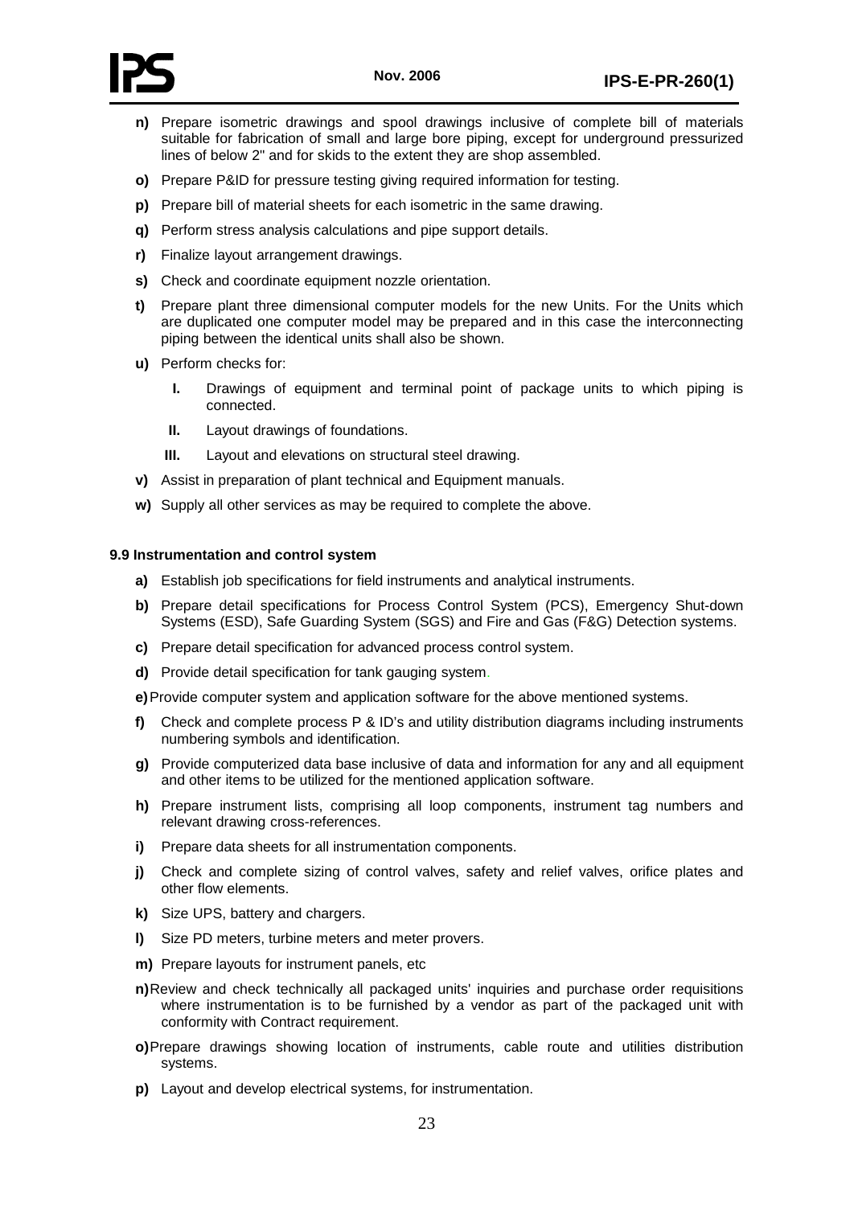**n)** Prepare isometric drawings and spool drawings inclusive of complete bill of materials suitable for fabrication of small and large bore piping, except for underground pressurized lines of below 2" and for skids to the extent they are shop assembled.

**o)** Prepare P&ID for pressure testing giving required information for testing.

**p)** Prepare bill of material sheets for each isometric in the same drawing.

**q)** Perform stress analysis calculations and pipe support details.

**r)** Finalize layout arrangement drawings.

**s)** Check and coordinate equipment nozzle orientation.

**t)** Prepare plant three dimensional computer models for the new Units. For the Units which are duplicated one computer model may be prepared and in this case the interconnecting piping between the identical units shall also be shown.

**u)** Perform checks for:

- **I.** Drawings of equipment and terminal point of package units to which piping is connected.
- **II.** Layout drawings of foundations.
- **III.** Layout and elevations on structural steel drawing.

**v)** Assist in preparation of plant technical and Equipment manuals.

**w)** Supply all other services as may be required to complete the above.

### 9.9 Instrumentation and control system

**a)** Establish job specifications for field instruments and analytical instruments.

**b)** Prepare detail specifications for Process Control System (PCS), Emergency Shut-down Systems (ESD), Safe Guarding System (SGS) and Fire and Gas (F&G) Detection systems.

**c)** Prepare detail specification for advanced process control system.

**d)** Provide detail specification for tank gauging system.

**e)** Provide computer system and application software for the above mentioned systems.

**f)** Check and complete process P & ID's and utility distribution diagrams including instruments numbering symbols and identification.

**g)** Provide computerized data base inclusive of data and information for any and all equipment and other items to be utilized for the mentioned application software.

**h)** Prepare instrument lists, comprising all loop components, instrument tag numbers and relevant drawing cross-references.

**i)** Prepare data sheets for all instrumentation components.

**j)** Check and complete sizing of control valves, safety and relief valves, orifice plates and other flow elements.

**k)** Size UPS, battery and chargers.

**l)** Size PD meters, turbine meters and meter provers.

**m)** Prepare layouts for instrument panels, etc

**n)** Review and check technically all packaged units' inquiries and purchase order requisitions where instrumentation is to be furnished by a vendor as part of the packaged unit with conformity with Contract requirement.

**o)** Prepare drawings showing location of instruments, cable route and utilities distribution systems.

**p)** Layout and develop electrical systems, for instrumentation.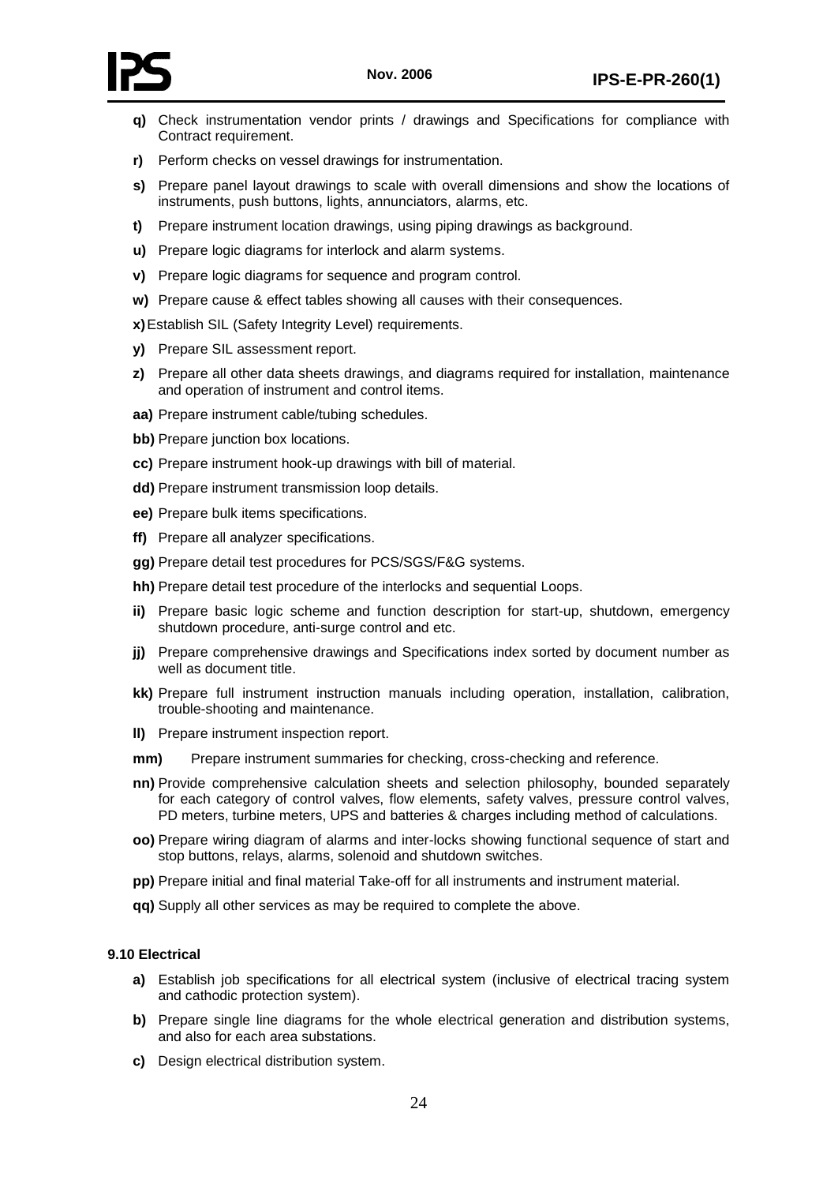**q)** Check instrumentation vendor prints / drawings and Specifications for compliance with Contract requirement.

**r)** Perform checks on vessel drawings for instrumentation.

**s)** Prepare panel layout drawings to scale with overall dimensions and show the locations of instruments, push buttons, lights, annunciators, alarms, etc.

**t)** Prepare instrument location drawings, using piping drawings as background.

**u)** Prepare logic diagrams for interlock and alarm systems.

**v)** Prepare logic diagrams for sequence and program control.

**w)** Prepare cause & effect tables showing all causes with their consequences.

**x)** Establish SIL (Safety Integrity Level) requirements.

**y)** Prepare SIL assessment report.

**z)** Prepare all other data sheets drawings, and diagrams required for installation, maintenance and operation of instrument and control items.

**aa)** Prepare instrument cable/tubing schedules.

**bb)** Prepare junction box locations.

**cc)** Prepare instrument hook-up drawings with bill of material.

**dd)** Prepare instrument transmission loop details.

**ee)** Prepare bulk items specifications.

**ff)** Prepare all analyzer specifications.

**gg)** Prepare detail test procedures for PCS/SGS/F&G systems.

**hh)** Prepare detail test procedure of the interlocks and sequential Loops.

**ii)** Prepare basic logic scheme and function description for start-up, shutdown, emergency shutdown procedure, anti-surge control and etc.

**jj)** Prepare comprehensive drawings and Specifications index sorted by document number as well as document title.

**kk)** Prepare full instrument instruction manuals including operation, installation, calibration, trouble-shooting and maintenance.

**ll)** Prepare instrument inspection report.

**mm)** Prepare instrument summaries for checking, cross-checking and reference.

**nn)** Provide comprehensive calculation sheets and selection philosophy, bounded separately for each category of control valves, flow elements, safety valves, pressure control valves, PD meters, turbine meters, UPS and batteries & charges including method of calculations.

**oo)** Prepare wiring diagram of alarms and inter-locks showing functional sequence of start and stop buttons, relays, alarms, solenoid and shutdown switches.

**pp)** Prepare initial and final material Take-off for all instruments and instrument material.

**qq)** Supply all other services as may be required to complete the above.

### 9.10 Electrical

**a)** Establish job specifications for all electrical system (inclusive of electrical tracing system and cathodic protection system).

**b)** Prepare single line diagrams for the whole electrical generation and distribution systems, and also for each area substations.

**c)** Design electrical distribution system.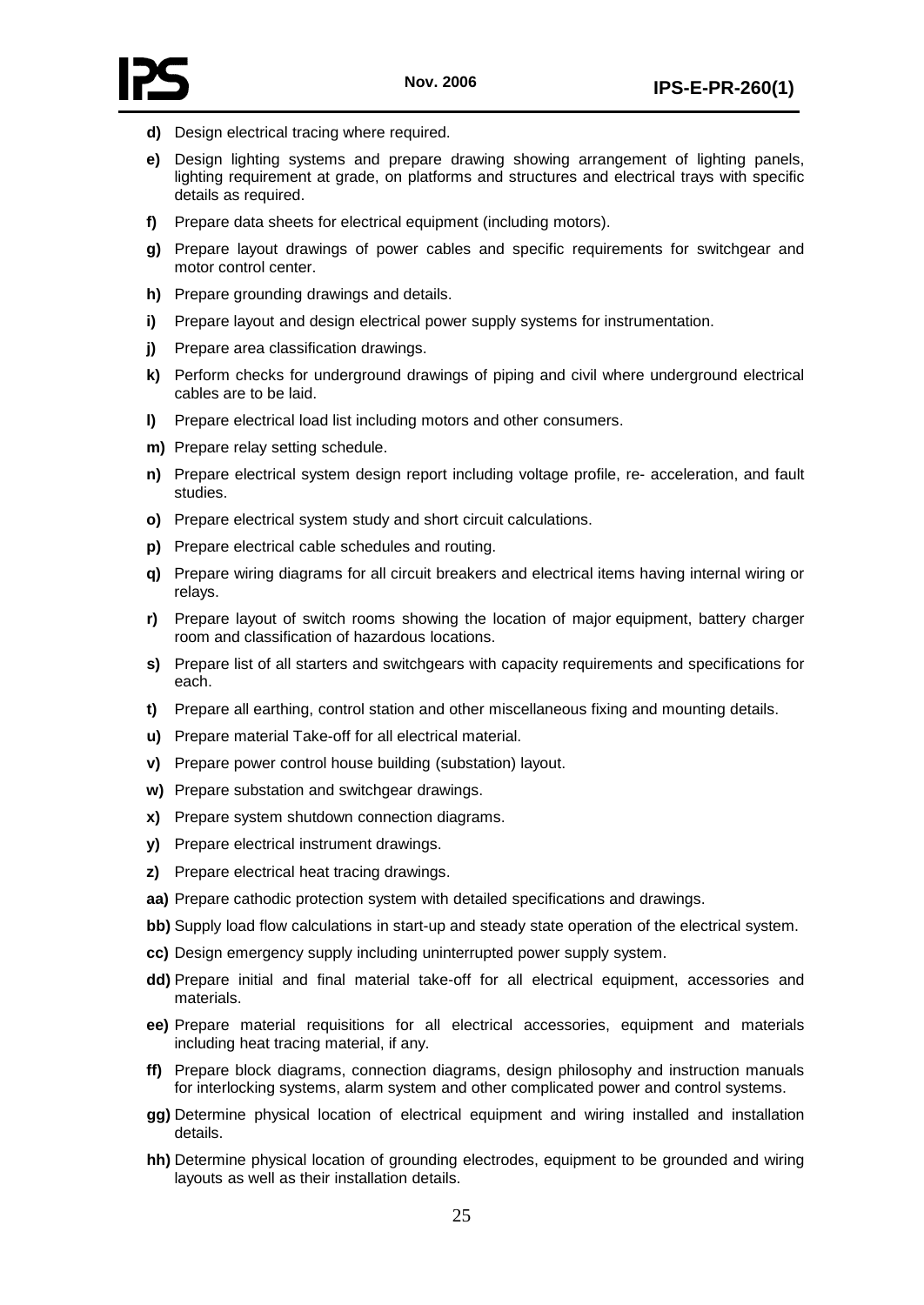**d)** Design electrical tracing where required.

**e)** Design lighting systems and prepare drawing showing arrangement of lighting panels, lighting requirement at grade, on platforms and structures and electrical trays with specific details as required.

**f)** Prepare data sheets for electrical equipment (including motors).

**g)** Prepare layout drawings of power cables and specific requirements for switchgear and motor control center.

**h)** Prepare grounding drawings and details.

**i)** Prepare layout and design electrical power supply systems for instrumentation.

**j)** Prepare area classification drawings.

**k)** Perform checks for underground drawings of piping and civil where underground electrical cables are to be laid.

**l)** Prepare electrical load list including motors and other consumers.

**m)** Prepare relay setting schedule.

**n)** Prepare electrical system design report including voltage profile, re- acceleration, and fault studies.

**o)** Prepare electrical system study and short circuit calculations.

**p)** Prepare electrical cable schedules and routing.

**q)** Prepare wiring diagrams for all circuit breakers and electrical items having internal wiring or relays.

**r)** Prepare layout of switch rooms showing the location of major equipment, battery charger room and classification of hazardous locations.

**s)** Prepare list of all starters and switchgears with capacity requirements and specifications for each.

**t)** Prepare all earthing, control station and other miscellaneous fixing and mounting details.

**u)** Prepare material Take-off for all electrical material.

**v)** Prepare power control house building (substation) layout.

**w)** Prepare substation and switchgear drawings.

**x)** Prepare system shutdown connection diagrams.

**y)** Prepare electrical instrument drawings.

**z)** Prepare electrical heat tracing drawings.

**aa)** Prepare cathodic protection system with detailed specifications and drawings.

**bb)** Supply load flow calculations in start-up and steady state operation of the electrical system.

**cc)** Design emergency supply including uninterrupted power supply system.

**dd)** Prepare initial and final material take-off for all electrical equipment, accessories and materials.

**ee)** Prepare material requisitions for all electrical accessories, equipment and materials including heat tracing material, if any.

**ff)** Prepare block diagrams, connection diagrams, design philosophy and instruction manuals for interlocking systems, alarm system and other complicated power and control systems.

**gg)** Determine physical location of electrical equipment and wiring installed and installation details.

**hh)** Determine physical location of grounding electrodes, equipment to be grounded and wiring layouts as well as their installation details.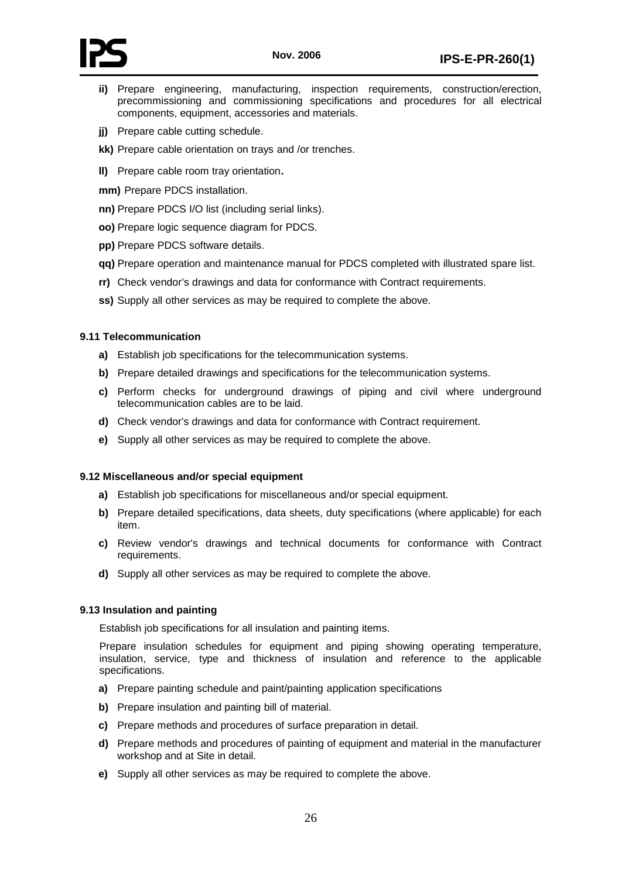- **ii)** Prepare engineering, manufacturing, inspection requirements, construction/erection, precommissioning and commissioning specifications and procedures for all electrical components, equipment, accessories and materials.
- **jj)** Prepare cable cutting schedule.
- **kk)** Prepare cable orientation on trays and /or trenches.
- **ll)** Prepare cable room tray orientation**.**
- **mm)** Prepare PDCS installation.
- **nn)** Prepare PDCS I/O list (including serial links).
- **oo)** Prepare logic sequence diagram for PDCS.
- **pp)** Prepare PDCS software details.
- **qq)** Prepare operation and maintenance manual for PDCS completed with illustrated spare list.
- **rr)** Check vendor's drawings and data for conformance with Contract requirements.
- **ss)** Supply all other services as may be required to complete the above.

### 9.11 Telecommunication

- **a)** Establish job specifications for the telecommunication systems.
- **b)** Prepare detailed drawings and specifications for the telecommunication systems.
- **c)** Perform checks for underground drawings of piping and civil where underground telecommunication cables are to be laid.
- **d)** Check vendor's drawings and data for conformance with Contract requirement.
- **e)** Supply all other services as may be required to complete the above.

### 9.12 Miscellaneous and/or special equipment

- **a)** Establish job specifications for miscellaneous and/or special equipment.
- **b)** Prepare detailed specifications, data sheets, duty specifications (where applicable) for each item.
- **c)** Review vendor's drawings and technical documents for conformance with Contract requirements.
- **d)** Supply all other services as may be required to complete the above.

### 9.13 Insulation and painting

Establish job specifications for all insulation and painting items.

Prepare insulation schedules for equipment and piping showing operating temperature, insulation, service, type and thickness of insulation and reference to the applicable specifications.

- **a)** Prepare painting schedule and paint/painting application specifications
- **b)** Prepare insulation and painting bill of material.
- **c)** Prepare methods and procedures of surface preparation in detail.
- **d)** Prepare methods and procedures of painting of equipment and material in the manufacturer workshop and at Site in detail.
- **e)** Supply all other services as may be required to complete the above.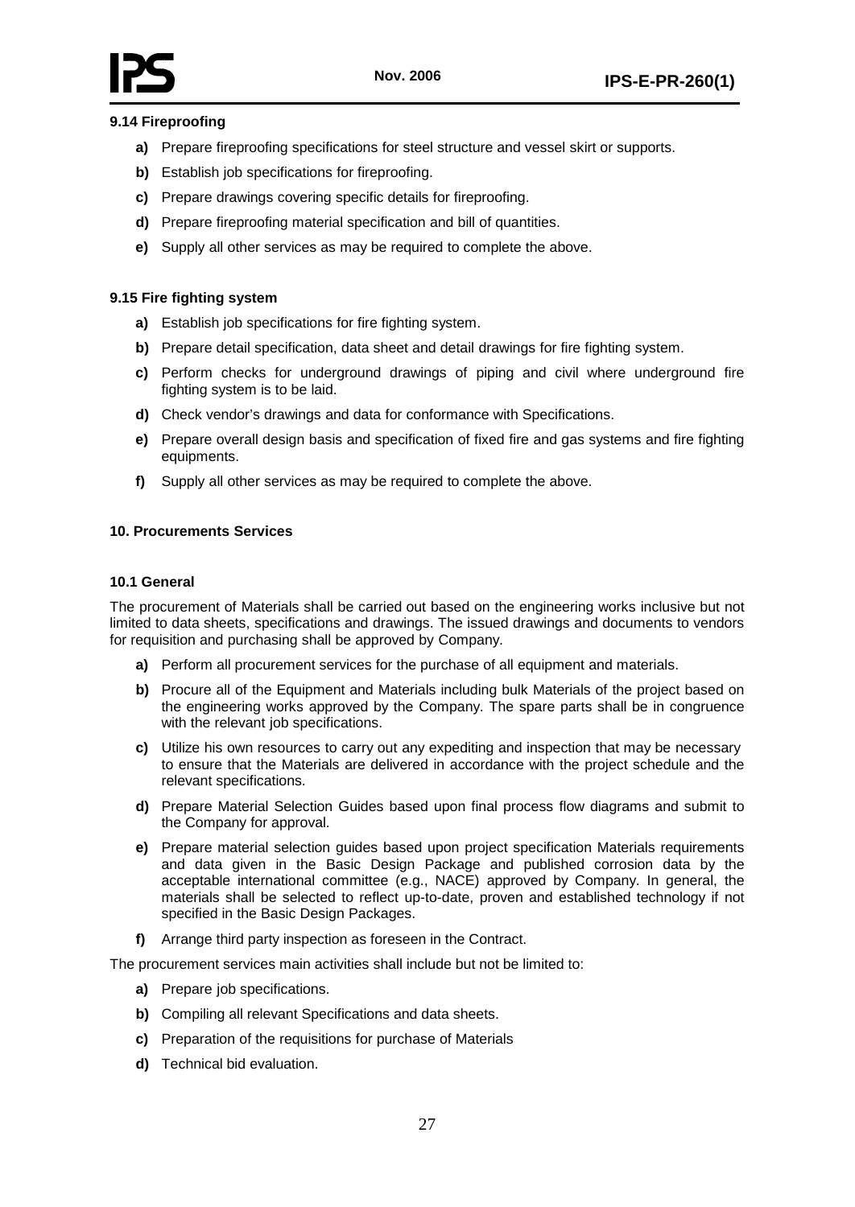### 9.14 Fireproofing

- **a)** Prepare fireproofing specifications for steel structure and vessel skirt or supports.
- **b)** Establish job specifications for fireproofing.
- **c)** Prepare drawings covering specific details for fireproofing.
- **d)** Prepare fireproofing material specification and bill of quantities.
- **e)** Supply all other services as may be required to complete the above.

### 9.15 Fire fighting system

- **a)** Establish job specifications for fire fighting system.
- **b)** Prepare detail specification, data sheet and detail drawings for fire fighting system.
- **c)** Perform checks for underground drawings of piping and civil where underground fire fighting system is to be laid.
- **d)** Check vendor's drawings and data for conformance with Specifications.
- **e)** Prepare overall design basis and specification of fixed fire and gas systems and fire fighting equipments.
- **f)** Supply all other services as may be required to complete the above.

## 10. Procurements Services

### 10.1 General

The procurement of Materials shall be carried out based on the engineering works inclusive but not limited to data sheets, specifications and drawings. The issued drawings and documents to vendors for requisition and purchasing shall be approved by Company.

- **a)** Perform all procurement services for the purchase of all equipment and materials.
- **b)** Procure all of the Equipment and Materials including bulk Materials of the project based on the engineering works approved by the Company. The spare parts shall be in congruence with the relevant job specifications.
- **c)** Utilize his own resources to carry out any expediting and inspection that may be necessary to ensure that the Materials are delivered in accordance with the project schedule and the relevant specifications.
- **d)** Prepare Material Selection Guides based upon final process flow diagrams and submit to the Company for approval.
- **e)** Prepare material selection guides based upon project specification Materials requirements and data given in the Basic Design Package and published corrosion data by the acceptable international committee (e.g., NACE) approved by Company. In general, the materials shall be selected to reflect up-to-date, proven and established technology if not specified in the Basic Design Packages.
- **f)** Arrange third party inspection as foreseen in the Contract.

The procurement services main activities shall include but not be limited to:

- **a)** Prepare job specifications.
- **b)** Compiling all relevant Specifications and data sheets.
- **c)** Preparation of the requisitions for purchase of Materials
- **d)** Technical bid evaluation.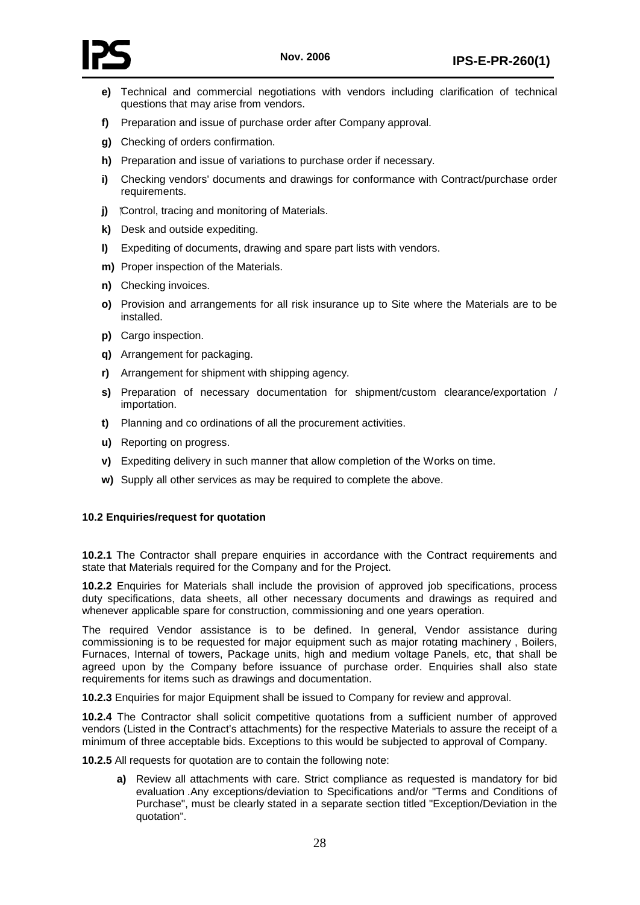**e)** Technical and commercial negotiations with vendors including clarification of technical questions that may arise from vendors.

**f)** Preparation and issue of purchase order after Company approval.

**g)** Checking of orders confirmation.

**h)** Preparation and issue of variations to purchase order if necessary.

**i)** Checking vendors' documents and drawings for conformance with Contract/purchase order requirements.

**j)** Control, tracing and monitoring of Materials.

**k)** Desk and outside expediting.

**l)** Expediting of documents, drawing and spare part lists with vendors.

**m)** Proper inspection of the Materials.

**n)** Checking invoices.

**o)** Provision and arrangements for all risk insurance up to Site where the Materials are to be installed.

**p)** Cargo inspection.

**q)** Arrangement for packaging.

**r)** Arrangement for shipment with shipping agency.

**s)** Preparation of necessary documentation for shipment/custom clearance/exportation / importation.

**t)** Planning and co ordinations of all the procurement activities.

**u)** Reporting on progress.

**v)** Expediting delivery in such manner that allow completion of the Works on time.

**w)** Supply all other services as may be required to complete the above.

### 10.2 Enquiries/request for quotation

**10.2.1** The Contractor shall prepare enquiries in accordance with the Contract requirements and state that Materials required for the Company and for the Project.

**10.2.2** Enquiries for Materials shall include the provision of approved job specifications, process duty specifications, data sheets, all other necessary documents and drawings as required and whenever applicable spare for construction, commissioning and one years operation.

The required Vendor assistance is to be defined. In general, Vendor assistance during commissioning is to be requested for major equipment such as major rotating machinery , Boilers, Furnaces, Internal of towers, Package units, high and medium voltage Panels, etc, that shall be agreed upon by the Company before issuance of purchase order. Enquiries shall also state requirements for items such as drawings and documentation.

**10.2.3** Enquiries for major Equipment shall be issued to Company for review and approval.

**10.2.4** The Contractor shall solicit competitive quotations from a sufficient number of approved vendors (Listed in the Contract's attachments) for the respective Materials to assure the receipt of a minimum of three acceptable bids. Exceptions to this would be subjected to approval of Company.

**10.2.5** All requests for quotation are to contain the following note:

**a)** Review all attachments with care. Strict compliance as requested is mandatory for bid evaluation .Any exceptions/deviation to Specifications and/or "Terms and Conditions of Purchase", must be clearly stated in a separate section titled "Exception/Deviation in the quotation".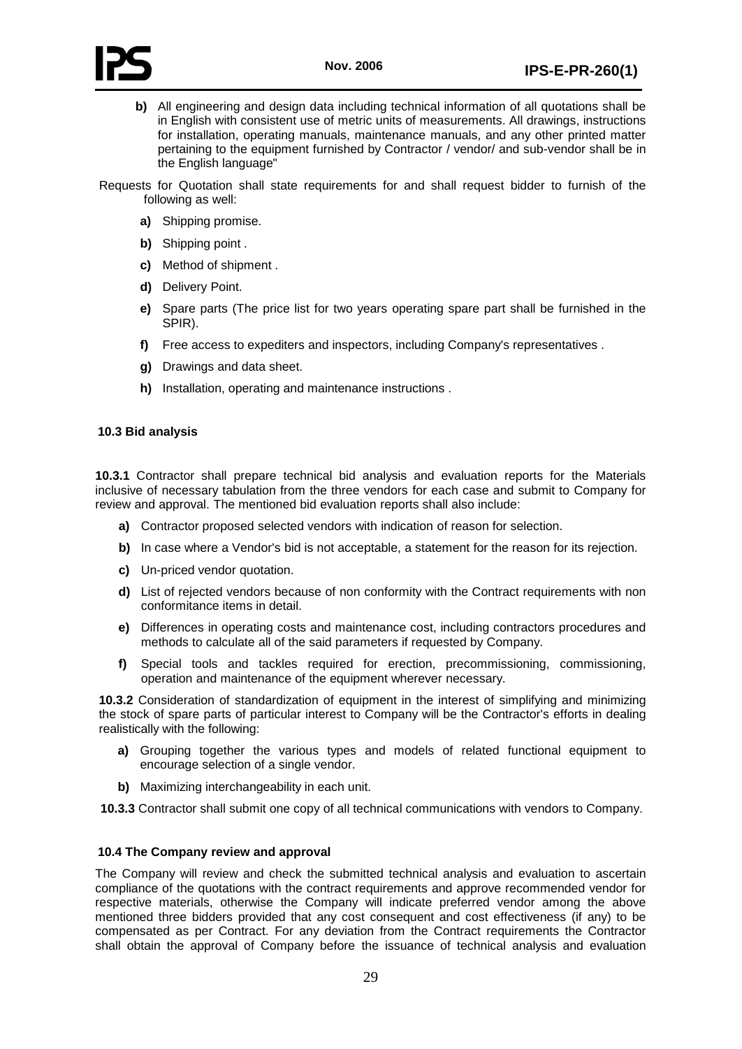**b)** All engineering and design data including technical information of all quotations shall be in English with consistent use of metric units of measurements. All drawings, instructions for installation, operating manuals, maintenance manuals, and any other printed matter pertaining to the equipment furnished by Contractor / vendor/ and sub-vendor shall be in the English language"

Requests for Quotation shall state requirements for and shall request bidder to furnish of the following as well:

**a)** Shipping promise.

**b)** Shipping point .

**c)** Method of shipment .

**d)** Delivery Point.

**e)** Spare parts (The price list for two years operating spare part shall be furnished in the SPIR).

**f)** Free access to expediters and inspectors, including Company's representatives .

**g)** Drawings and data sheet.

**h)** Installation, operating and maintenance instructions .

### 10.3 Bid analysis

**10.3.1** Contractor shall prepare technical bid analysis and evaluation reports for the Materials inclusive of necessary tabulation from the three vendors for each case and submit to Company for review and approval. The mentioned bid evaluation reports shall also include:

**a)** Contractor proposed selected vendors with indication of reason for selection.

**b)** In case where a Vendor's bid is not acceptable, a statement for the reason for its rejection.

**c)** Un-priced vendor quotation.

**d)** List of rejected vendors because of non conformity with the Contract requirements with non conformitance items in detail.

**e)** Differences in operating costs and maintenance cost, including contractors procedures and methods to calculate all of the said parameters if requested by Company.

**f)** Special tools and tackles required for erection, precommissioning, commissioning, operation and maintenance of the equipment wherever necessary.

**10.3.2** Consideration of standardization of equipment in the interest of simplifying and minimizing the stock of spare parts of particular interest to Company will be the Contractor's efforts in dealing realistically with the following:

**a)** Grouping together the various types and models of related functional equipment to encourage selection of a single vendor.

**b)** Maximizing interchangeability in each unit.

**10.3.3** Contractor shall submit one copy of all technical communications with vendors to Company.

### 10.4 The Company review and approval

The Company will review and check the submitted technical analysis and evaluation to ascertain compliance of the quotations with the contract requirements and approve recommended vendor for respective materials, otherwise the Company will indicate preferred vendor among the above mentioned three bidders provided that any cost consequent and cost effectiveness (if any) to be compensated as per Contract. For any deviation from the Contract requirements the Contractor shall obtain the approval of Company before the issuance of technical analysis and evaluation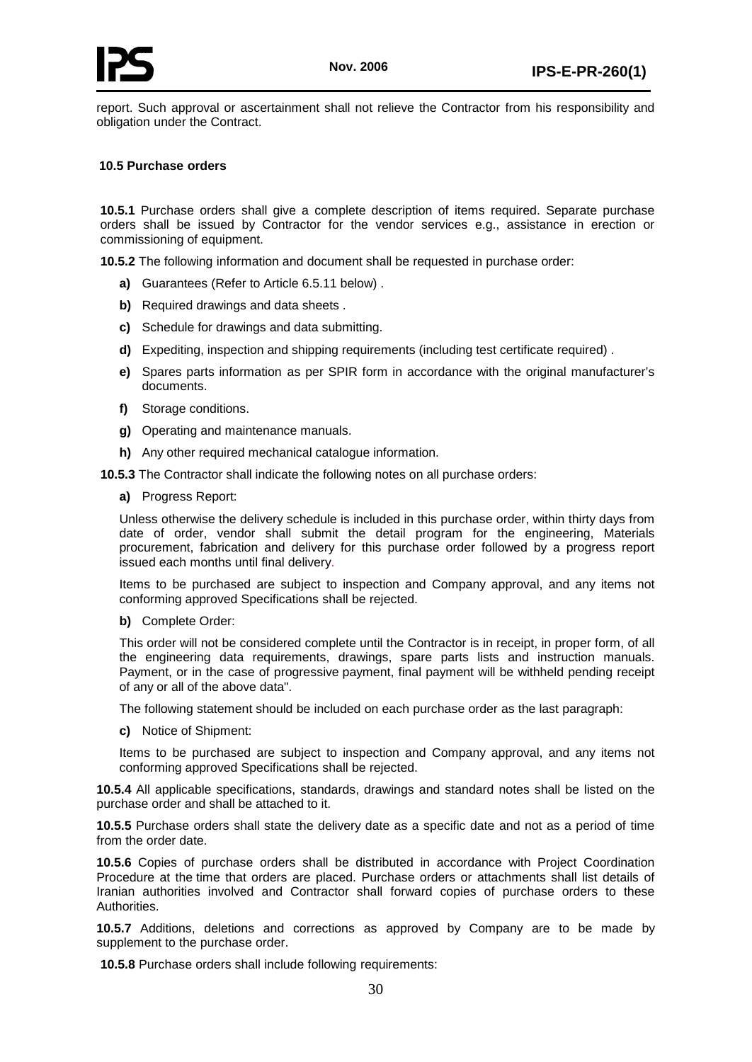report. Such approval or ascertainment shall not relieve the Contractor from his responsibility and obligation under the Contract.

### 10.5 Purchase orders

**10.5.1** Purchase orders shall give a complete description of items required. Separate purchase orders shall be issued by Contractor for the vendor services e.g., assistance in erection or commissioning of equipment.

**10.5.2** The following information and document shall be requested in purchase order:

- **a)** Guarantees (Refer to Article 6.5.11 below) .
- **b)** Required drawings and data sheets .
- **c)** Schedule for drawings and data submitting.
- **d)** Expediting, inspection and shipping requirements (including test certificate required) .
- **e)** Spares parts information as per SPIR form in accordance with the original manufacturer's documents.
- **f)** Storage conditions.
- **g)** Operating and maintenance manuals.
- **h)** Any other required mechanical catalogue information.

**10.5.3** The Contractor shall indicate the following notes on all purchase orders:

**a)** Progress Report:

Unless otherwise the delivery schedule is included in this purchase order, within thirty days from date of order, vendor shall submit the detail program for the engineering, Materials procurement, fabrication and delivery for this purchase order followed by a progress report issued each months until final delivery.

Items to be purchased are subject to inspection and Company approval, and any items not conforming approved Specifications shall be rejected.

**b)** Complete Order:

This order will not be considered complete until the Contractor is in receipt, in proper form, of all the engineering data requirements, drawings, spare parts lists and instruction manuals. Payment, or in the case of progressive payment, final payment will be withheld pending receipt of any or all of the above data".

The following statement should be included on each purchase order as the last paragraph:

**c)** Notice of Shipment:

Items to be purchased are subject to inspection and Company approval, and any items not conforming approved Specifications shall be rejected.

**10.5.4** All applicable specifications, standards, drawings and standard notes shall be listed on the purchase order and shall be attached to it.

**10.5.5** Purchase orders shall state the delivery date as a specific date and not as a period of time from the order date.

**10.5.6** Copies of purchase orders shall be distributed in accordance with Project Coordination Procedure at the time that orders are placed. Purchase orders or attachments shall list details of Iranian authorities involved and Contractor shall forward copies of purchase orders to these Authorities.

**10.5.7** Additions, deletions and corrections as approved by Company are to be made by supplement to the purchase order.

**10.5.8** Purchase orders shall include following requirements: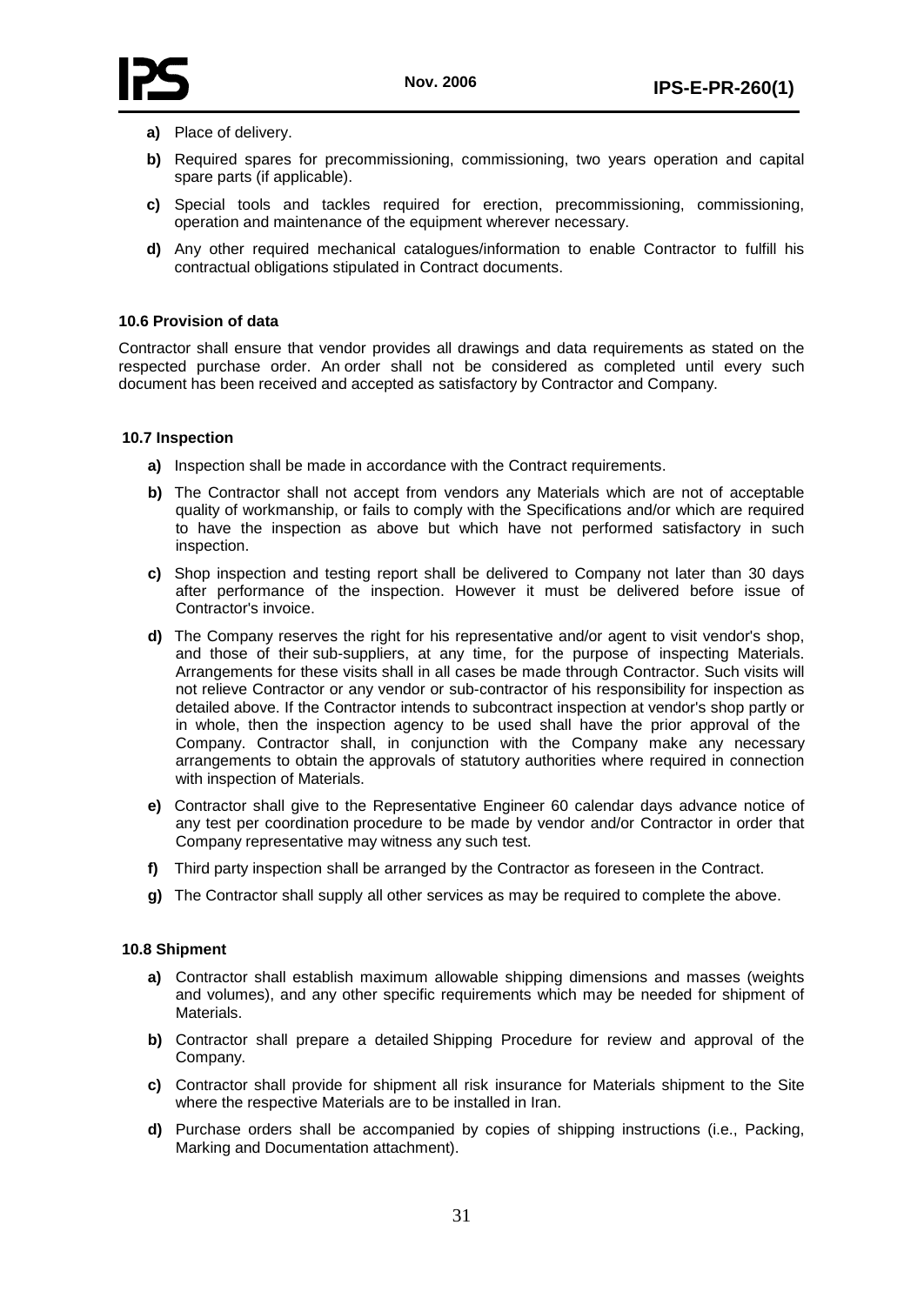**a)** Place of delivery.

**b)** Required spares for precommissioning, commissioning, two years operation and capital spare parts (if applicable).

**c)** Special tools and tackles required for erection, precommissioning, commissioning, operation and maintenance of the equipment wherever necessary.

**d)** Any other required mechanical catalogues/information to enable Contractor to fulfill his contractual obligations stipulated in Contract documents.

#### 10.6 Provision of data

Contractor shall ensure that vendor provides all drawings and data requirements as stated on the respected purchase order. An order shall not be considered as completed until every such document has been received and accepted as satisfactory by Contractor and Company.

#### 10.7 Inspection

**a)** Inspection shall be made in accordance with the Contract requirements.

**b)** The Contractor shall not accept from vendors any Materials which are not of acceptable quality of workmanship, or fails to comply with the Specifications and/or which are required to have the inspection as above but which have not performed satisfactory in such inspection.

**c)** Shop inspection and testing report shall be delivered to Company not later than 30 days after performance of the inspection. However it must be delivered before issue of Contractor's invoice.

**d)** The Company reserves the right for his representative and/or agent to visit vendor's shop, and those of their sub-suppliers, at any time, for the purpose of inspecting Materials. Arrangements for these visits shall in all cases be made through Contractor. Such visits will not relieve Contractor or any vendor or sub-contractor of his responsibility for inspection as detailed above. If the Contractor intends to subcontract inspection at vendor's shop partly or in whole, then the inspection agency to be used shall have the prior approval of the Company. Contractor shall, in conjunction with the Company make any necessary arrangements to obtain the approvals of statutory authorities where required in connection with inspection of Materials.

**e)** Contractor shall give to the Representative Engineer 60 calendar days advance notice of any test per coordination procedure to be made by vendor and/or Contractor in order that Company representative may witness any such test.

**f)** Third party inspection shall be arranged by the Contractor as foreseen in the Contract.

**g)** The Contractor shall supply all other services as may be required to complete the above.

#### 10.8 Shipment

**a)** Contractor shall establish maximum allowable shipping dimensions and masses (weights and volumes), and any other specific requirements which may be needed for shipment of Materials.

**b)** Contractor shall prepare a detailed Shipping Procedure for review and approval of the Company.

**c)** Contractor shall provide for shipment all risk insurance for Materials shipment to the Site where the respective Materials are to be installed in Iran.

**d)** Purchase orders shall be accompanied by copies of shipping instructions (i.e., Packing, Marking and Documentation attachment).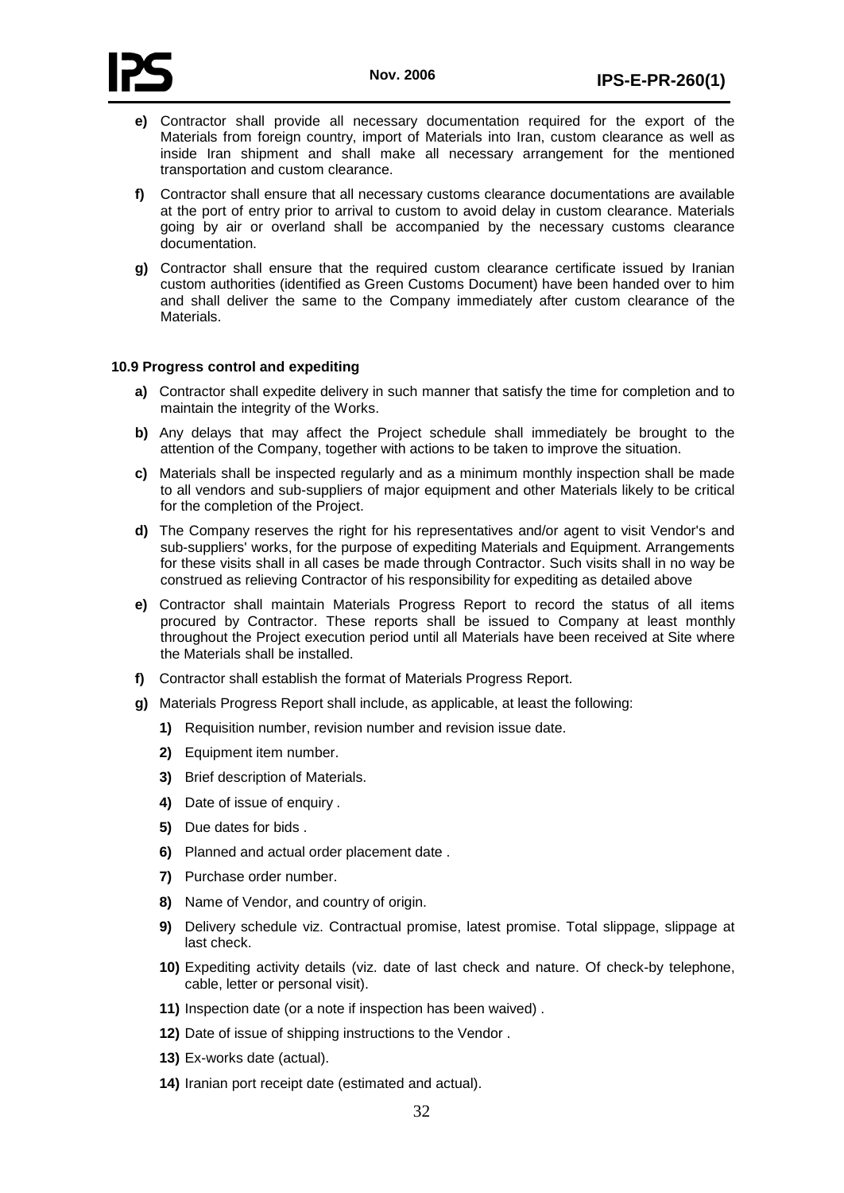**e)** Contractor shall provide all necessary documentation required for the export of the Materials from foreign country, import of Materials into Iran, custom clearance as well as inside Iran shipment and shall make all necessary arrangement for the mentioned transportation and custom clearance.

**f)** Contractor shall ensure that all necessary customs clearance documentations are available at the port of entry prior to arrival to custom to avoid delay in custom clearance. Materials going by air or overland shall be accompanied by the necessary customs clearance documentation.

**g)** Contractor shall ensure that the required custom clearance certificate issued by Iranian custom authorities (identified as Green Customs Document) have been handed over to him and shall deliver the same to the Company immediately after custom clearance of the Materials.

### 10.9 Progress control and expediting

**a)** Contractor shall expedite delivery in such manner that satisfy the time for completion and to maintain the integrity of the Works.

**b)** Any delays that may affect the Project schedule shall immediately be brought to the attention of the Company, together with actions to be taken to improve the situation.

**c)** Materials shall be inspected regularly and as a minimum monthly inspection shall be made to all vendors and sub-suppliers of major equipment and other Materials likely to be critical for the completion of the Project.

**d)** The Company reserves the right for his representatives and/or agent to visit Vendor's and sub-suppliers' works, for the purpose of expediting Materials and Equipment. Arrangements for these visits shall in all cases be made through Contractor. Such visits shall in no way be construed as relieving Contractor of his responsibility for expediting as detailed above

**e)** Contractor shall maintain Materials Progress Report to record the status of all items procured by Contractor. These reports shall be issued to Company at least monthly throughout the Project execution period until all Materials have been received at Site where the Materials shall be installed.

**f)** Contractor shall establish the format of Materials Progress Report.

**g)** Materials Progress Report shall include, as applicable, at least the following:

**1)** Requisition number, revision number and revision issue date.

**2)** Equipment item number.

**3)** Brief description of Materials.

**4)** Date of issue of enquiry .

**5)** Due dates for bids .

**6)** Planned and actual order placement date .

**7)** Purchase order number.

**8)** Name of Vendor, and country of origin.

**9)** Delivery schedule viz. Contractual promise, latest promise. Total slippage, slippage at last check.

**10)** Expediting activity details (viz. date of last check and nature. Of check-by telephone, cable, letter or personal visit).

**11)** Inspection date (or a note if inspection has been waived) .

**12)** Date of issue of shipping instructions to the Vendor .

**13)** Ex-works date (actual).

**14)** Iranian port receipt date (estimated and actual).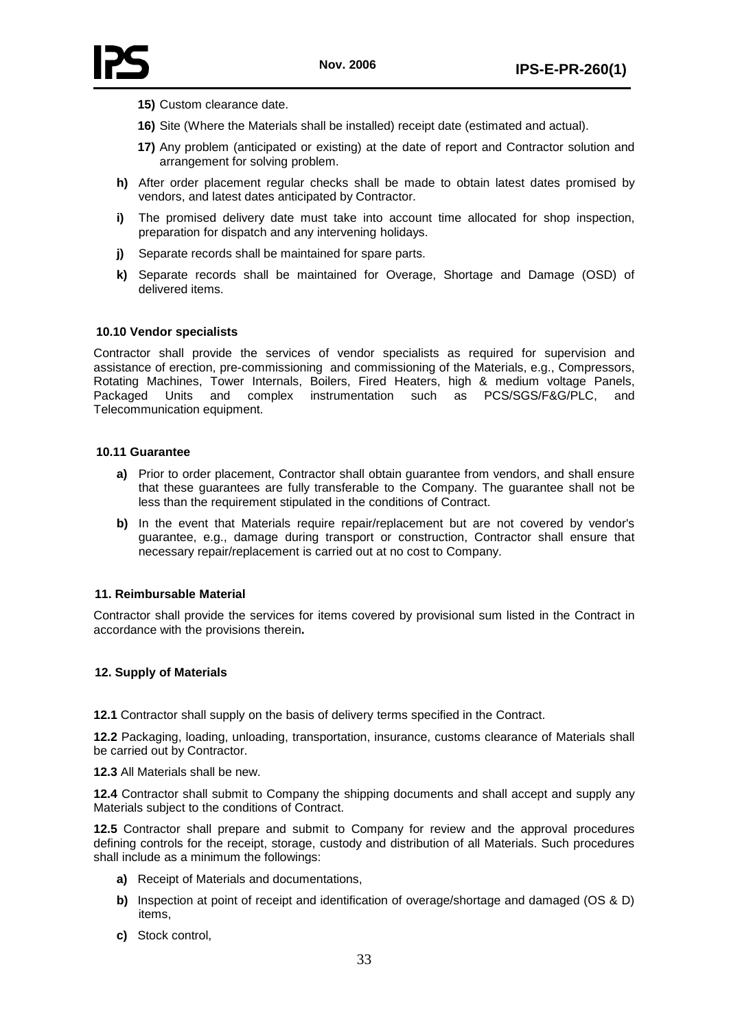**15)** Custom clearance date.

**16)** Site (Where the Materials shall be installed) receipt date (estimated and actual).

**17)** Any problem (anticipated or existing) at the date of report and Contractor solution and arrangement for solving problem.

**h)** After order placement regular checks shall be made to obtain latest dates promised by vendors, and latest dates anticipated by Contractor.

**i)** The promised delivery date must take into account time allocated for shop inspection, preparation for dispatch and any intervening holidays.

**j)** Separate records shall be maintained for spare parts.

**k)** Separate records shall be maintained for Overage, Shortage and Damage (OSD) of delivered items.

### 10.10 Vendor specialists

Contractor shall provide the services of vendor specialists as required for supervision and assistance of erection, pre-commissioning and commissioning of the Materials, e.g., Compressors, Rotating Machines, Tower Internals, Boilers, Fired Heaters, high & medium voltage Panels, Packaged Units and complex instrumentation such as PCS/SGS/F&G/PLC, and Telecommunication equipment.

### 10.11 Guarantee

**a)** Prior to order placement, Contractor shall obtain guarantee from vendors, and shall ensure that these guarantees are fully transferable to the Company. The guarantee shall not be less than the requirement stipulated in the conditions of Contract.

**b)** In the event that Materials require repair/replacement but are not covered by vendor's guarantee, e.g., damage during transport or construction, Contractor shall ensure that necessary repair/replacement is carried out at no cost to Company.

## 11. Reimbursable Material

Contractor shall provide the services for items covered by provisional sum listed in the Contract in accordance with the provisions therein**.**

## 12. Supply of Materials

**12.1** Contractor shall supply on the basis of delivery terms specified in the Contract.

**12.2** Packaging, loading, unloading, transportation, insurance, customs clearance of Materials shall be carried out by Contractor.

**12.3** All Materials shall be new.

**12.4** Contractor shall submit to Company the shipping documents and shall accept and supply any Materials subject to the conditions of Contract.

**12.5** Contractor shall prepare and submit to Company for review and the approval procedures defining controls for the receipt, storage, custody and distribution of all Materials. Such procedures shall include as a minimum the followings:

**a)** Receipt of Materials and documentations,

**b)** Inspection at point of receipt and identification of overage/shortage and damaged (OS & D) items,

**c)** Stock control,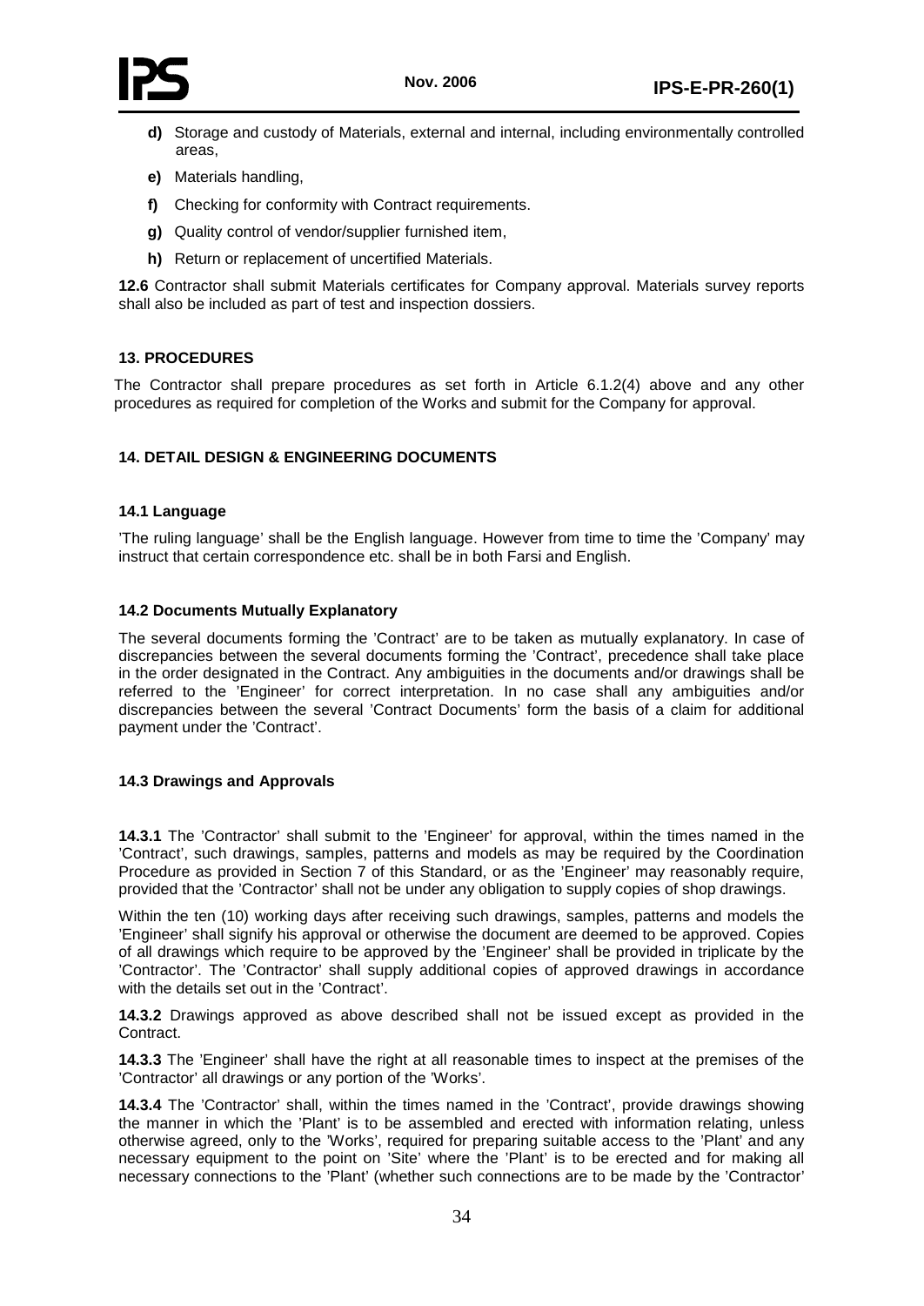- **d)** Storage and custody of Materials, external and internal, including environmentally controlled areas,
- **e)** Materials handling,
- **f)** Checking for conformity with Contract requirements.
- **g)** Quality control of vendor/supplier furnished item,
- **h)** Return or replacement of uncertified Materials.

**12.6** Contractor shall submit Materials certificates for Company approval. Materials survey reports shall also be included as part of test and inspection dossiers.

## 13. PROCEDURES

The Contractor shall prepare procedures as set forth in Article 6.1.2(4) above and any other procedures as required for completion of the Works and submit for the Company for approval.

## 14. DETAIL DESIGN & ENGINEERING DOCUMENTS

### 14.1 Language

'The ruling language' shall be the English language. However from time to time the 'Company' may instruct that certain correspondence etc. shall be in both Farsi and English.

### 14.2 Documents Mutually Explanatory

The several documents forming the 'Contract' are to be taken as mutually explanatory. In case of discrepancies between the several documents forming the 'Contract', precedence shall take place in the order designated in the Contract. Any ambiguities in the documents and/or drawings shall be referred to the 'Engineer' for correct interpretation. In no case shall any ambiguities and/or discrepancies between the several 'Contract Documents' form the basis of a claim for additional payment under the 'Contract'.

### 14.3 Drawings and Approvals

**14.3.1** The 'Contractor' shall submit to the 'Engineer' for approval, within the times named in the 'Contract', such drawings, samples, patterns and models as may be required by the Coordination Procedure as provided in Section 7 of this Standard, or as the 'Engineer' may reasonably require, provided that the 'Contractor' shall not be under any obligation to supply copies of shop drawings.

Within the ten (10) working days after receiving such drawings, samples, patterns and models the 'Engineer' shall signify his approval or otherwise the document are deemed to be approved. Copies of all drawings which require to be approved by the 'Engineer' shall be provided in triplicate by the 'Contractor'. The 'Contractor' shall supply additional copies of approved drawings in accordance with the details set out in the 'Contract'.

**14.3.2** Drawings approved as above described shall not be issued except as provided in the Contract.

**14.3.3** The 'Engineer' shall have the right at all reasonable times to inspect at the premises of the 'Contractor' all drawings or any portion of the 'Works'.

**14.3.4** The 'Contractor' shall, within the times named in the 'Contract', provide drawings showing the manner in which the 'Plant' is to be assembled and erected with information relating, unless otherwise agreed, only to the 'Works', required for preparing suitable access to the 'Plant' and any necessary equipment to the point on 'Site' where the 'Plant' is to be erected and for making all necessary connections to the 'Plant' (whether such connections are to be made by the 'Contractor'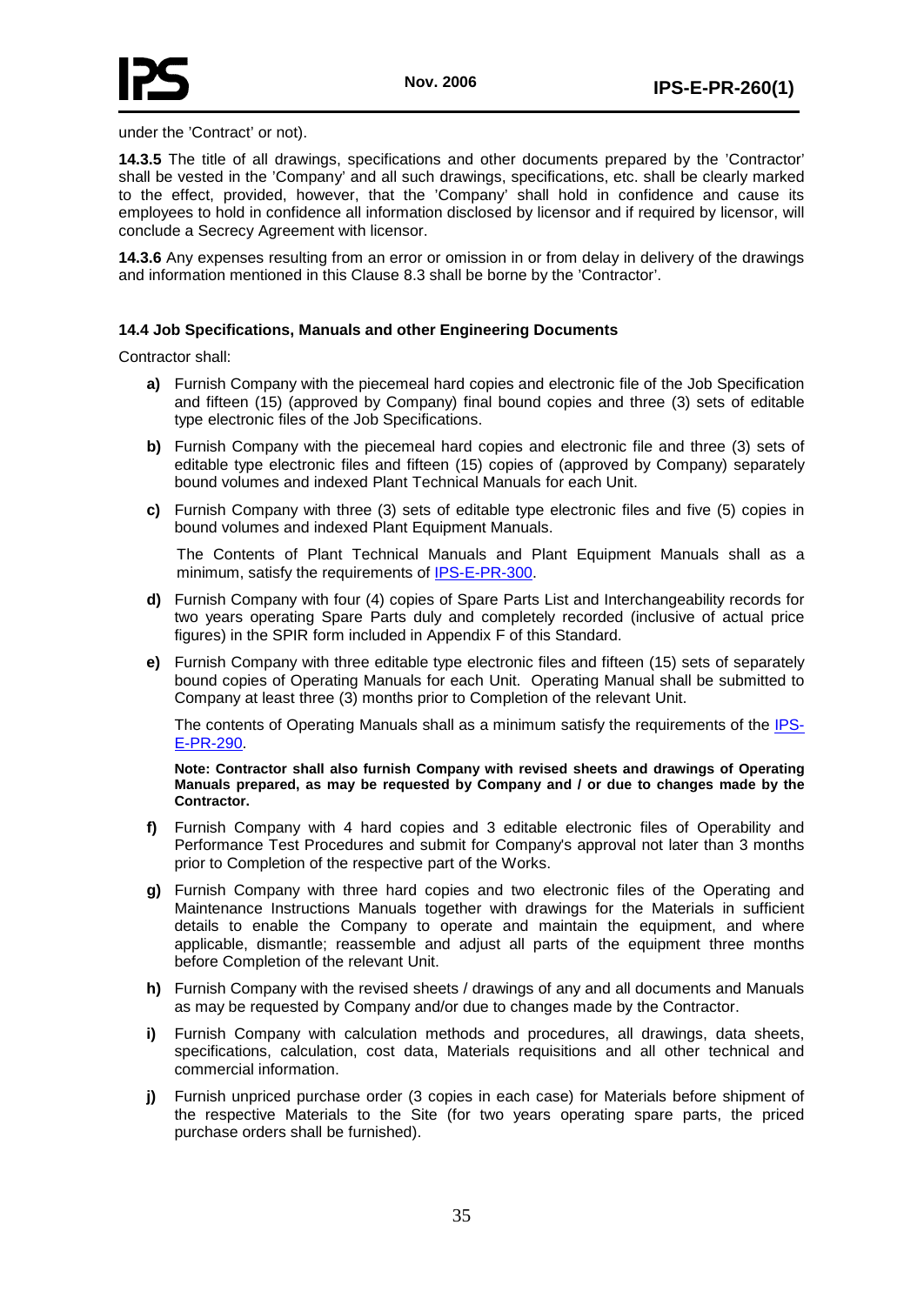under the 'Contract' or not).

**14.3.5** The title of all drawings, specifications and other documents prepared by the 'Contractor' shall be vested in the 'Company' and all such drawings, specifications, etc. shall be clearly marked to the effect, provided, however, that the 'Company' shall hold in confidence and cause its employees to hold in confidence all information disclosed by licensor and if required by licensor, will conclude a Secrecy Agreement with licensor.

**14.3.6** Any expenses resulting from an error or omission in or from delay in delivery of the drawings and information mentioned in this Clause 8.3 shall be borne by the 'Contractor'.

### 14.4 Job Specifications, Manuals and other Engineering Documents

Contractor shall:

**a)** Furnish Company with the piecemeal hard copies and electronic file of the Job Specification and fifteen (15) (approved by Company) final bound copies and three (3) sets of editable type electronic files of the Job Specifications.

**b)** Furnish Company with the piecemeal hard copies and electronic file and three (3) sets of editable type electronic files and fifteen (15) copies of (approved by Company) separately bound volumes and indexed Plant Technical Manuals for each Unit.

**c)** Furnish Company with three (3) sets of editable type electronic files and five (5) copies in bound volumes and indexed Plant Equipment Manuals.

The Contents of Plant Technical Manuals and Plant Equipment Manuals shall as a minimum, satisfy the requirements of IPS-E-PR-300.

**d)** Furnish Company with four (4) copies of Spare Parts List and Interchangeability records for two years operating Spare Parts duly and completely recorded (inclusive of actual price figures) in the SPIR form included in Appendix F of this Standard.

**e)** Furnish Company with three editable type electronic files and fifteen (15) sets of separately bound copies of Operating Manuals for each Unit. Operating Manual shall be submitted to Company at least three (3) months prior to Completion of the relevant Unit.

The contents of Operating Manuals shall as a minimum satisfy the requirements of the IPS-E-PR-290.

**Note: Contractor shall also furnish Company with revised sheets and drawings of Operating Manuals prepared, as may be requested by Company and / or due to changes made by the Contractor.**

**f)** Furnish Company with 4 hard copies and 3 editable electronic files of Operability and Performance Test Procedures and submit for Company's approval not later than 3 months prior to Completion of the respective part of the Works.

**g)** Furnish Company with three hard copies and two electronic files of the Operating and Maintenance Instructions Manuals together with drawings for the Materials in sufficient details to enable the Company to operate and maintain the equipment, and where applicable, dismantle; reassemble and adjust all parts of the equipment three months before Completion of the relevant Unit.

**h)** Furnish Company with the revised sheets / drawings of any and all documents and Manuals as may be requested by Company and/or due to changes made by the Contractor.

**i)** Furnish Company with calculation methods and procedures, all drawings, data sheets, specifications, calculation, cost data, Materials requisitions and all other technical and commercial information.

**j)** Furnish unpriced purchase order (3 copies in each case) for Materials before shipment of the respective Materials to the Site (for two years operating spare parts, the priced purchase orders shall be furnished).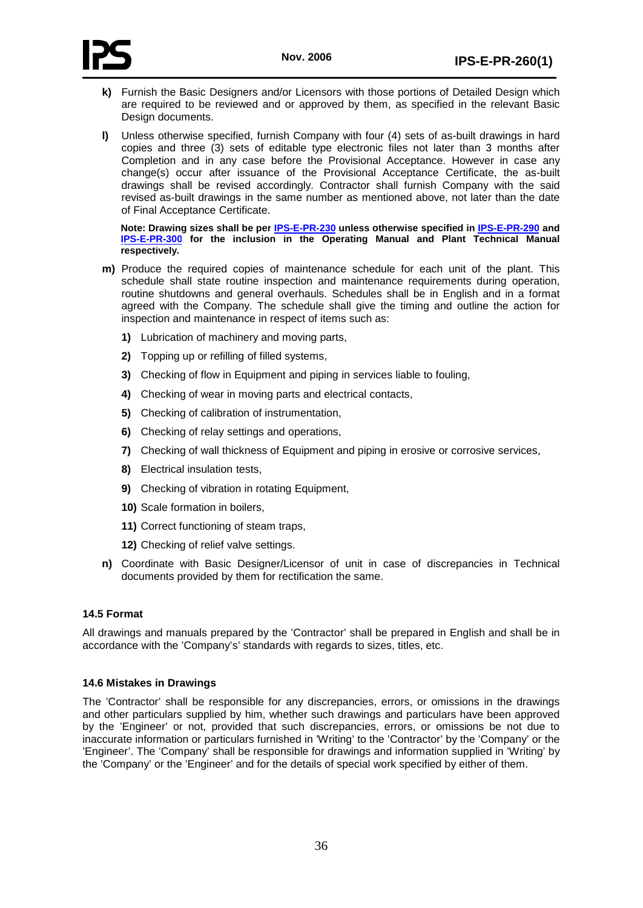**k)** Furnish the Basic Designers and/or Licensors with those portions of Detailed Design which are required to be reviewed and or approved by them, as specified in the relevant Basic Design documents.

**l)** Unless otherwise specified, furnish Company with four (4) sets of as-built drawings in hard copies and three (3) sets of editable type electronic files not later than 3 months after Completion and in any case before the Provisional Acceptance. However in case any change(s) occur after issuance of the Provisional Acceptance Certificate, the as-built drawings shall be revised accordingly. Contractor shall furnish Company with the said revised as-built drawings in the same number as mentioned above, not later than the date of Final Acceptance Certificate.

**Note: Drawing sizes shall be per IPS-E-PR-230 unless otherwise specified in IPS-E-PR-290 and IPS-E-PR-300 for the inclusion in the Operating Manual and Plant Technical Manual respectively.**

**m)** Produce the required copies of maintenance schedule for each unit of the plant. This schedule shall state routine inspection and maintenance requirements during operation, routine shutdowns and general overhauls. Schedules shall be in English and in a format agreed with the Company. The schedule shall give the timing and outline the action for inspection and maintenance in respect of items such as:

**1)** Lubrication of machinery and moving parts,

**2)** Topping up or refilling of filled systems,

**3)** Checking of flow in Equipment and piping in services liable to fouling,

**4)** Checking of wear in moving parts and electrical contacts,

**5)** Checking of calibration of instrumentation,

**6)** Checking of relay settings and operations,

**7)** Checking of wall thickness of Equipment and piping in erosive or corrosive services,

**8)** Electrical insulation tests,

**9)** Checking of vibration in rotating Equipment,

**10)** Scale formation in boilers,

**11)** Correct functioning of steam traps,

**12)** Checking of relief valve settings.

**n)** Coordinate with Basic Designer/Licensor of unit in case of discrepancies in Technical documents provided by them for rectification the same.

### 14.5 Format

All drawings and manuals prepared by the 'Contractor' shall be prepared in English and shall be in accordance with the 'Company's' standards with regards to sizes, titles, etc.

### 14.6 Mistakes in Drawings

The 'Contractor' shall be responsible for any discrepancies, errors, or omissions in the drawings and other particulars supplied by him, whether such drawings and particulars have been approved by the 'Engineer' or not, provided that such discrepancies, errors, or omissions be not due to inaccurate information or particulars furnished in 'Writing' to the 'Contractor' by the 'Company' or the 'Engineer'. The 'Company' shall be responsible for drawings and information supplied in 'Writing' by the 'Company' or the 'Engineer' and for the details of special work specified by either of them.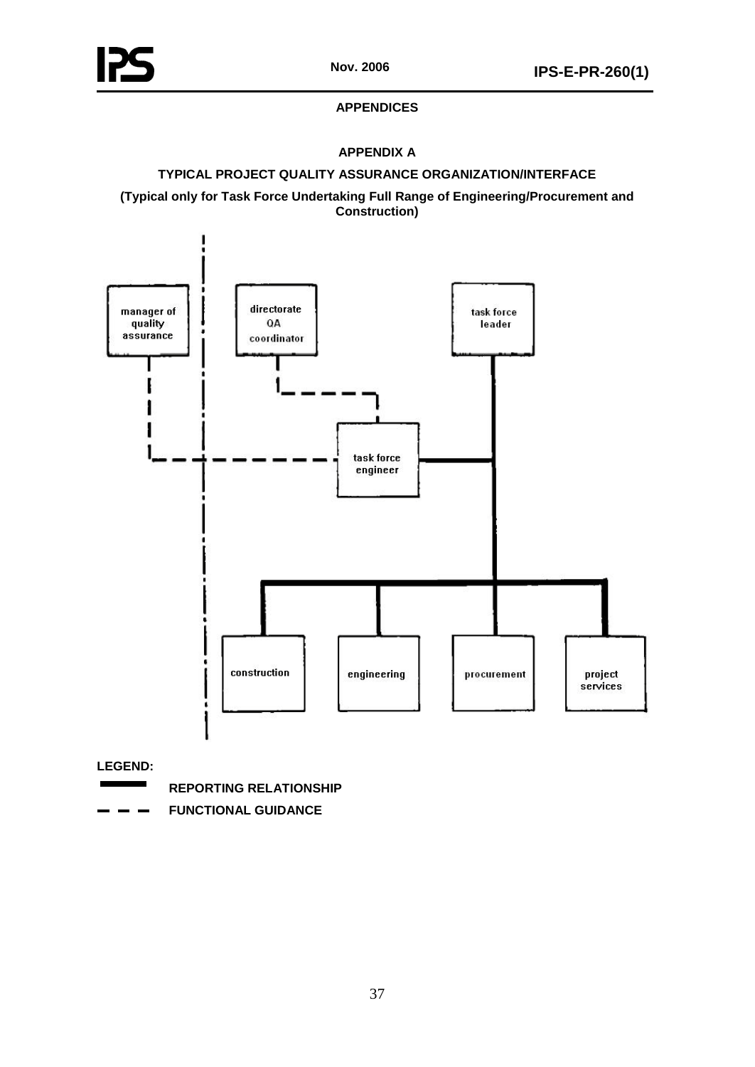## APPENDICES

### APPENDIX A

### TYPICAL PROJECT QUALITY ASSURANCE ORGANIZATION/INTERFACE

**(Typical only for Task Force Undertaking Full Range of Engineering/Procurement and Construction)**

manager of quality assurance

directorate QA coordinator

task force leader

task force engineer

construction

engineering

procurement

project services

**LEGEND:**

**REPORTING RELATIONSHIP**

**FUNCTIONAL GUIDANCE**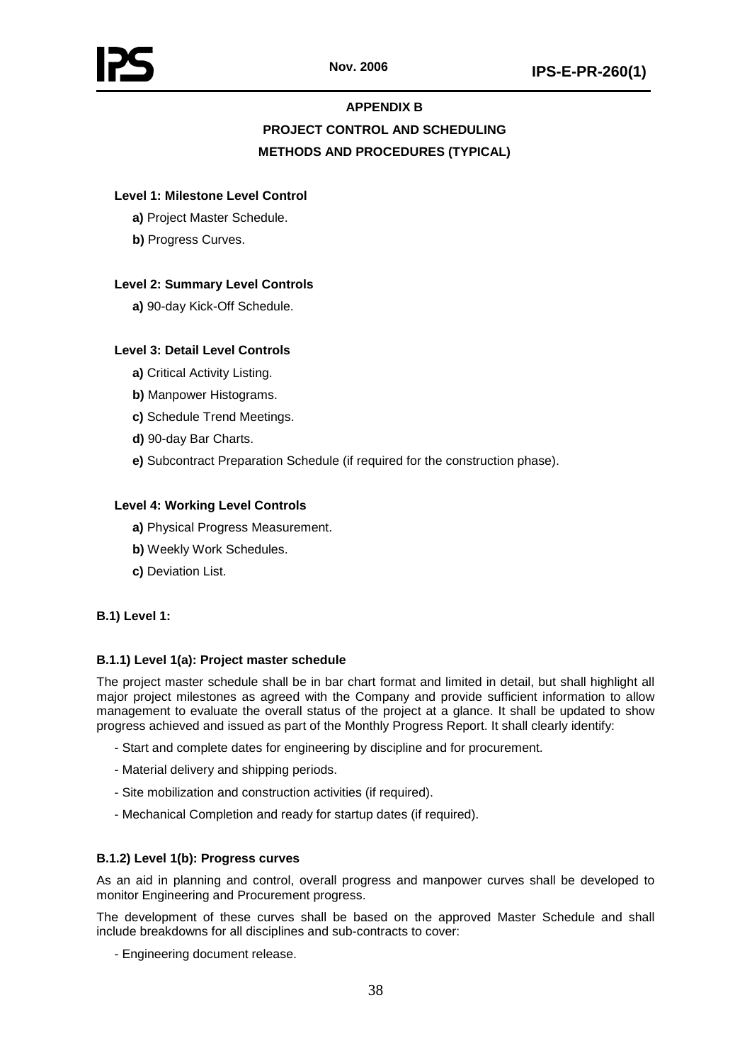## APPENDIX B

## PROJECT CONTROL AND SCHEDULING

## METHODS AND PROCEDURES (TYPICAL)

**Level 1: Milestone Level Control**

**a)** Project Master Schedule.

**b)** Progress Curves.

**Level 2: Summary Level Controls**

**a)** 90-day Kick-Off Schedule.

**Level 3: Detail Level Controls**

**a)** Critical Activity Listing.

**b)** Manpower Histograms.

**c)** Schedule Trend Meetings.

**d)** 90-day Bar Charts.

**e)** Subcontract Preparation Schedule (if required for the construction phase).

**Level 4: Working Level Controls**

**a)** Physical Progress Measurement.

**b)** Weekly Work Schedules.

**c)** Deviation List.

### B.1) Level 1:

#### B.1.1) Level 1(a): Project master schedule

The project master schedule shall be in bar chart format and limited in detail, but shall highlight all major project milestones as agreed with the Company and provide sufficient information to allow management to evaluate the overall status of the project at a glance. It shall be updated to show progress achieved and issued as part of the Monthly Progress Report. It shall clearly identify:

- Start and complete dates for engineering by discipline and for procurement.
- Material delivery and shipping periods.
- Site mobilization and construction activities (if required).
- Mechanical Completion and ready for startup dates (if required).

#### B.1.2) Level 1(b): Progress curves

As an aid in planning and control, overall progress and manpower curves shall be developed to monitor Engineering and Procurement progress.

The development of these curves shall be based on the approved Master Schedule and shall include breakdowns for all disciplines and sub-contracts to cover:

- Engineering document release.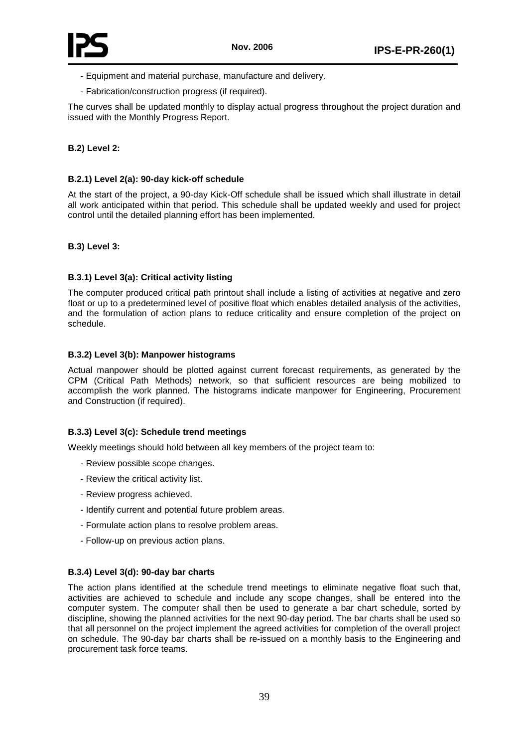- Equipment and material purchase, manufacture and delivery.

- Fabrication/construction progress (if required).

The curves shall be updated monthly to display actual progress throughout the project duration and issued with the Monthly Progress Report.

**B.2) Level 2:**

**B.2.1) Level 2(a): 90-day kick-off schedule**

At the start of the project, a 90-day Kick-Off schedule shall be issued which shall illustrate in detail all work anticipated within that period. This schedule shall be updated weekly and used for project control until the detailed planning effort has been implemented.

**B.3) Level 3:**

**B.3.1) Level 3(a): Critical activity listing**

The computer produced critical path printout shall include a listing of activities at negative and zero float or up to a predetermined level of positive float which enables detailed analysis of the activities, and the formulation of action plans to reduce criticality and ensure completion of the project on schedule.

**B.3.2) Level 3(b): Manpower histograms**

Actual manpower should be plotted against current forecast requirements, as generated by the CPM (Critical Path Methods) network, so that sufficient resources are being mobilized to accomplish the work planned. The histograms indicate manpower for Engineering, Procurement and Construction (if required).

**B.3.3) Level 3(c): Schedule trend meetings**

Weekly meetings should hold between all key members of the project team to:

- Review possible scope changes.

- Review the critical activity list.

- Review progress achieved.

- Identify current and potential future problem areas.

- Formulate action plans to resolve problem areas.

- Follow-up on previous action plans.

**B.3.4) Level 3(d): 90-day bar charts**

The action plans identified at the schedule trend meetings to eliminate negative float such that, activities are achieved to schedule and include any scope changes, shall be entered into the computer system. The computer shall then be used to generate a bar chart schedule, sorted by discipline, showing the planned activities for the next 90-day period. The bar charts shall be used so that all personnel on the project implement the agreed activities for completion of the overall project on schedule. The 90-day bar charts shall be re-issued on a monthly basis to the Engineering and procurement task force teams.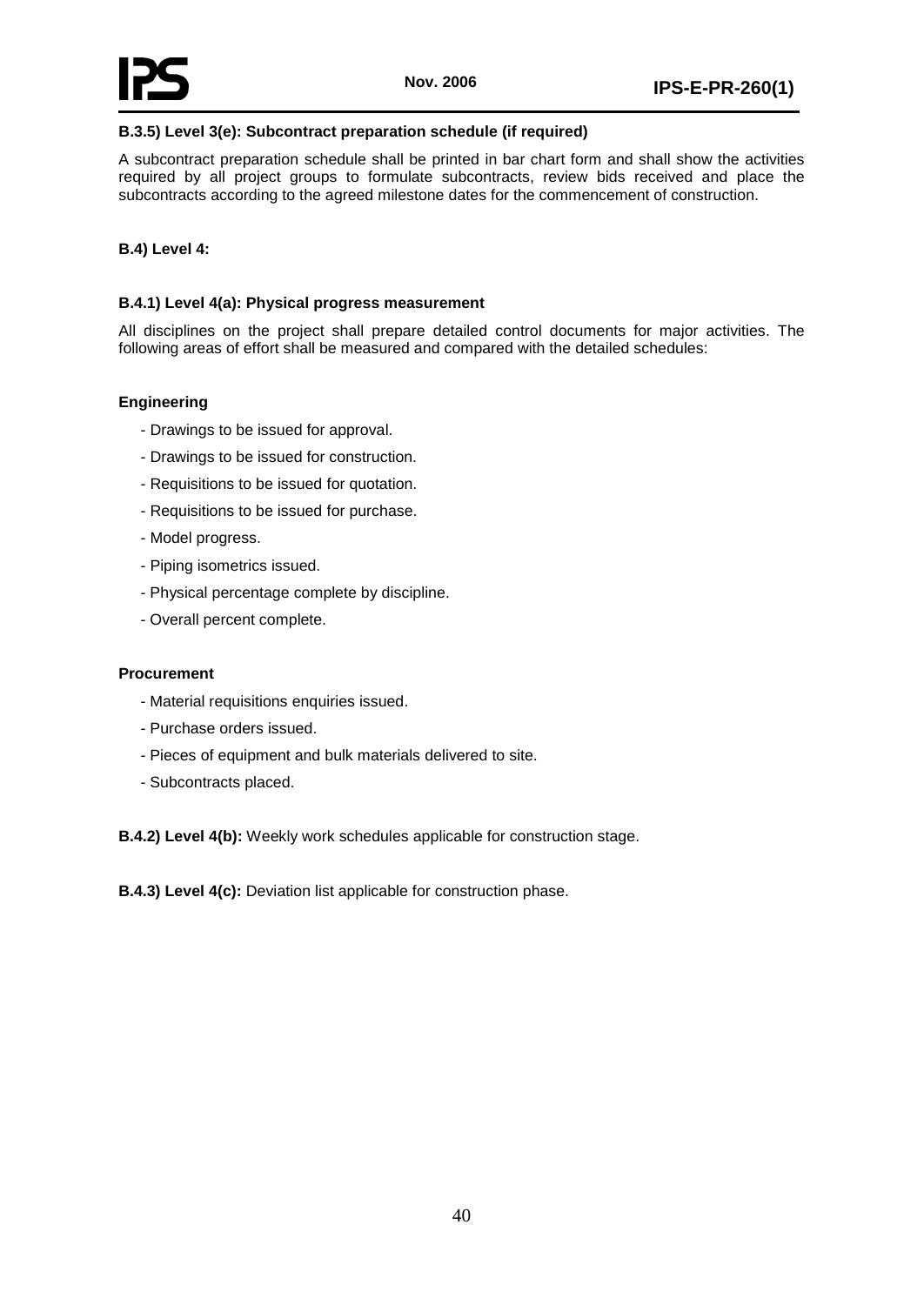**B.3.5) Level 3(e): Subcontract preparation schedule (if required)**

A subcontract preparation schedule shall be printed in bar chart form and shall show the activities required by all project groups to formulate subcontracts, review bids received and place the subcontracts according to the agreed milestone dates for the commencement of construction.

**B.4) Level 4:**

**B.4.1) Level 4(a): Physical progress measurement**

All disciplines on the project shall prepare detailed control documents for major activities. The following areas of effort shall be measured and compared with the detailed schedules:

**Engineering**

- Drawings to be issued for approval.
- Drawings to be issued for construction.
- Requisitions to be issued for quotation.
- Requisitions to be issued for purchase.
- Model progress.
- Piping isometrics issued.
- Physical percentage complete by discipline.
- Overall percent complete.

**Procurement**

- Material requisitions enquiries issued.
- Purchase orders issued.
- Pieces of equipment and bulk materials delivered to site.
- Subcontracts placed.

**B.4.2) Level 4(b):** Weekly work schedules applicable for construction stage.

**B.4.3) Level 4(c):** Deviation list applicable for construction phase.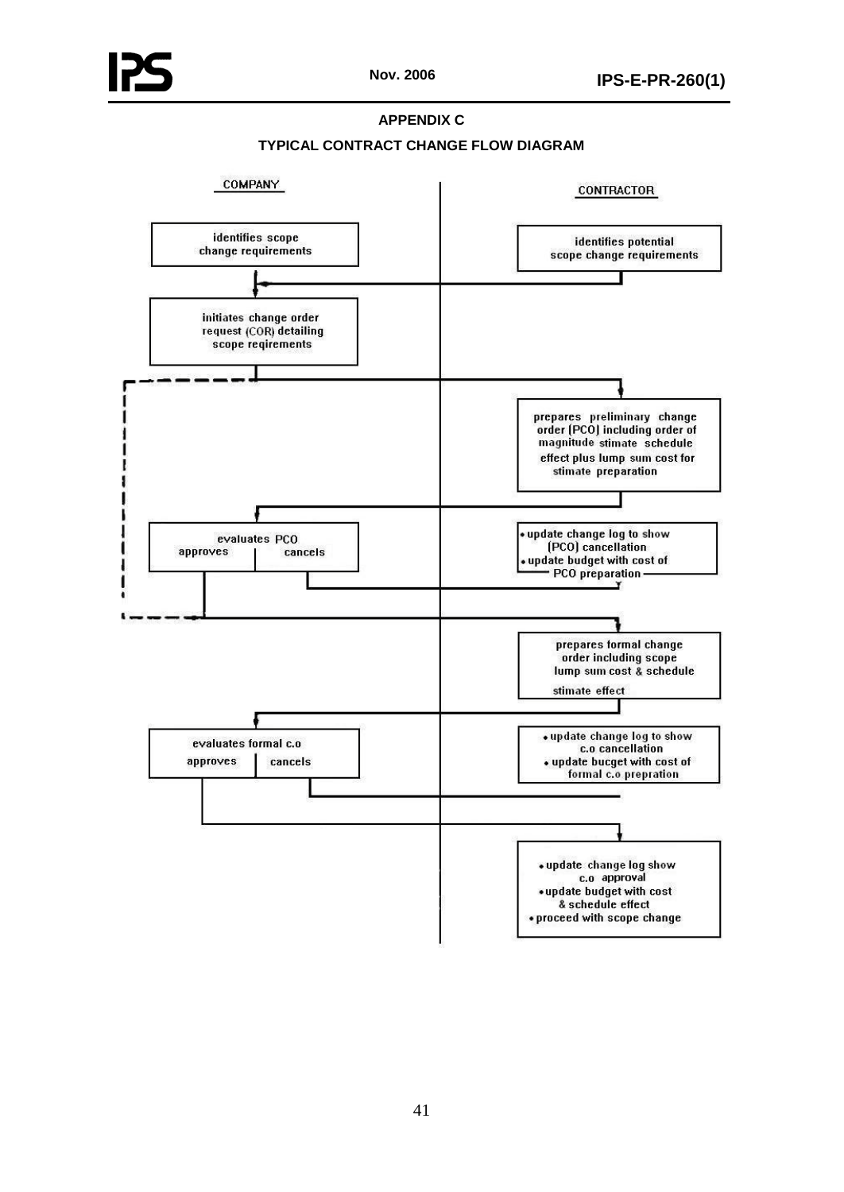## APPENDIX C

### TYPICAL CONTRACT CHANGE FLOW DIAGRAM

COMPANY

CONTRACTOR

identifies scope change requirements

identifies potential scope change requirements

initiates change order request (COR) detailing scope reqirements

prepares preliminary change order (PCO) including order of magnitude stimate schedule effect plus lump sum cost for stimate preparation

evaluates PCO

approves | cancels

- update change log to show (PCO) cancellation
- update budget with cost of PCO preparation

prepares formal change order including scope lump sum cost & schedule stimate effect

evaluates formal c.o

approves | cancels

- update change log to show c.o cancellation
- update bucget with cost of formal c.o prepration

- update change log show c.o approval
- update budget with cost & schedule effect
- proceed with scope change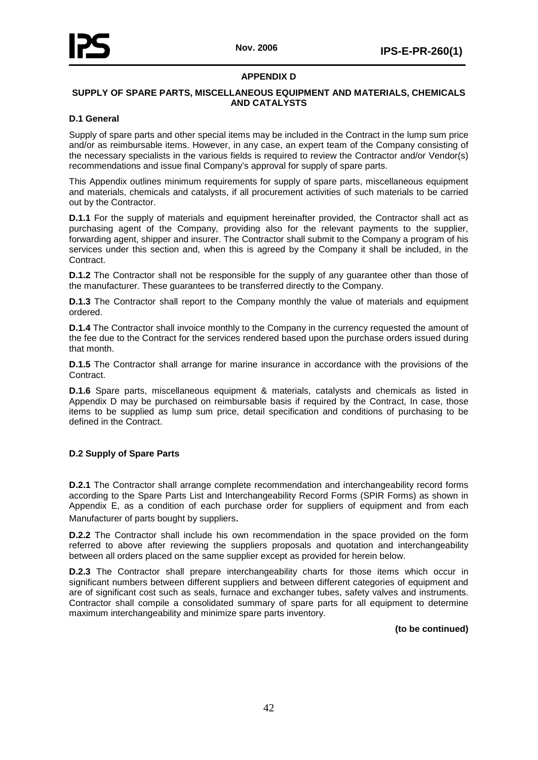## APPENDIX D

### SUPPLY OF SPARE PARTS, MISCELLANEOUS EQUIPMENT AND MATERIALS, CHEMICALS AND CATALYSTS

### D.1 General

Supply of spare parts and other special items may be included in the Contract in the lump sum price and/or as reimbursable items. However, in any case, an expert team of the Company consisting of the necessary specialists in the various fields is required to review the Contractor and/or Vendor(s) recommendations and issue final Company's approval for supply of spare parts.

This Appendix outlines minimum requirements for supply of spare parts, miscellaneous equipment and materials, chemicals and catalysts, if all procurement activities of such materials to be carried out by the Contractor.

**D.1.1** For the supply of materials and equipment hereinafter provided, the Contractor shall act as purchasing agent of the Company, providing also for the relevant payments to the supplier, forwarding agent, shipper and insurer. The Contractor shall submit to the Company a program of his services under this section and, when this is agreed by the Company it shall be included, in the Contract.

**D.1.2** The Contractor shall not be responsible for the supply of any guarantee other than those of the manufacturer. These guarantees to be transferred directly to the Company.

**D.1.3** The Contractor shall report to the Company monthly the value of materials and equipment ordered.

**D.1.4** The Contractor shall invoice monthly to the Company in the currency requested the amount of the fee due to the Contract for the services rendered based upon the purchase orders issued during that month.

**D.1.5** The Contractor shall arrange for marine insurance in accordance with the provisions of the Contract.

**D.1.6** Spare parts, miscellaneous equipment & materials, catalysts and chemicals as listed in Appendix D may be purchased on reimbursable basis if required by the Contract, In case, those items to be supplied as lump sum price, detail specification and conditions of purchasing to be defined in the Contract.

### D.2 Supply of Spare Parts

**D.2.1** The Contractor shall arrange complete recommendation and interchangeability record forms according to the Spare Parts List and Interchangeability Record Forms (SPIR Forms) as shown in Appendix E, as a condition of each purchase order for suppliers of equipment and from each Manufacturer of parts bought by suppliers.

**D.2.2** The Contractor shall include his own recommendation in the space provided on the form referred to above after reviewing the suppliers proposals and quotation and interchangeability between all orders placed on the same supplier except as provided for herein below.

**D.2.3** The Contractor shall prepare interchangeability charts for those items which occur in significant numbers between different suppliers and between different categories of equipment and are of significant cost such as seals, furnace and exchanger tubes, safety valves and instruments. Contractor shall compile a consolidated summary of spare parts for all equipment to determine maximum interchangeability and minimize spare parts inventory.

**(to be continued)**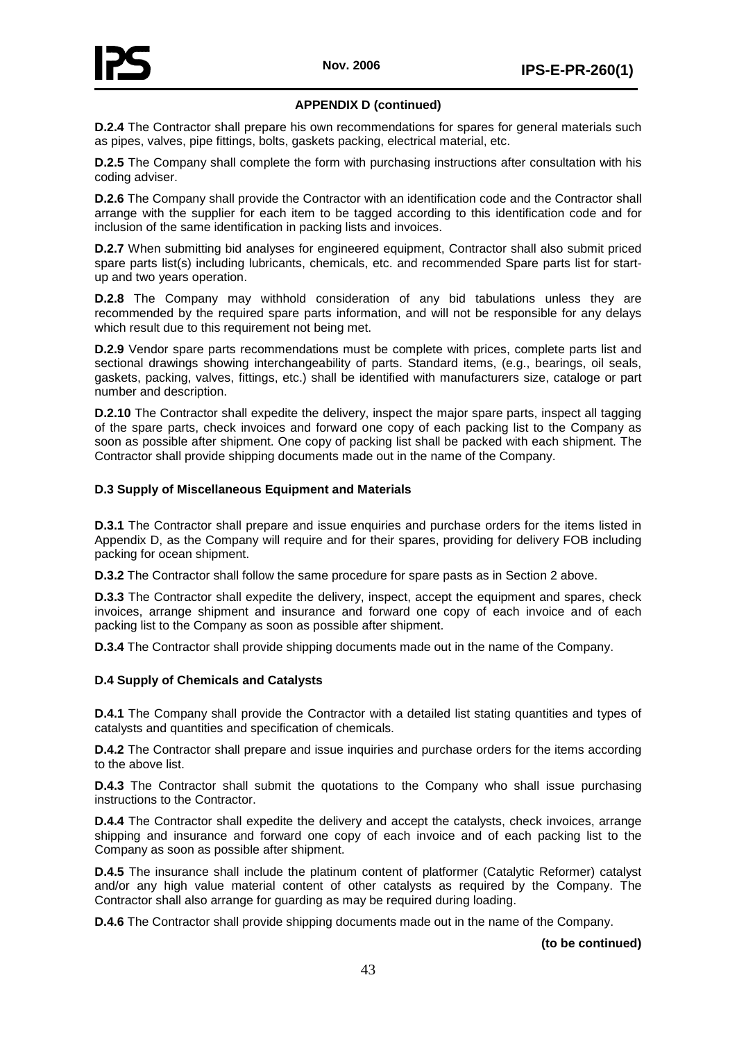## APPENDIX D (continued)

**D.2.4** The Contractor shall prepare his own recommendations for spares for general materials such as pipes, valves, pipe fittings, bolts, gaskets packing, electrical material, etc.

**D.2.5** The Company shall complete the form with purchasing instructions after consultation with his coding adviser.

**D.2.6** The Company shall provide the Contractor with an identification code and the Contractor shall arrange with the supplier for each item to be tagged according to this identification code and for inclusion of the same identification in packing lists and invoices.

**D.2.7** When submitting bid analyses for engineered equipment, Contractor shall also submit priced spare parts list(s) including lubricants, chemicals, etc. and recommended Spare parts list for start-up and two years operation.

**D.2.8** The Company may withhold consideration of any bid tabulations unless they are recommended by the required spare parts information, and will not be responsible for any delays which result due to this requirement not being met.

**D.2.9** Vendor spare parts recommendations must be complete with prices, complete parts list and sectional drawings showing interchangeability of parts. Standard items, (e.g., bearings, oil seals, gaskets, packing, valves, fittings, etc.) shall be identified with manufacturers size, cataloge or part number and description.

**D.2.10** The Contractor shall expedite the delivery, inspect the major spare parts, inspect all tagging of the spare parts, check invoices and forward one copy of each packing list to the Company as soon as possible after shipment. One copy of packing list shall be packed with each shipment. The Contractor shall provide shipping documents made out in the name of the Company.

### D.3 Supply of Miscellaneous Equipment and Materials

**D.3.1** The Contractor shall prepare and issue enquiries and purchase orders for the items listed in Appendix D, as the Company will require and for their spares, providing for delivery FOB including packing for ocean shipment.

**D.3.2** The Contractor shall follow the same procedure for spare pasts as in Section 2 above.

**D.3.3** The Contractor shall expedite the delivery, inspect, accept the equipment and spares, check invoices, arrange shipment and insurance and forward one copy of each invoice and of each packing list to the Company as soon as possible after shipment.

**D.3.4** The Contractor shall provide shipping documents made out in the name of the Company.

### D.4 Supply of Chemicals and Catalysts

**D.4.1** The Company shall provide the Contractor with a detailed list stating quantities and types of catalysts and quantities and specification of chemicals.

**D.4.2** The Contractor shall prepare and issue inquiries and purchase orders for the items according to the above list.

**D.4.3** The Contractor shall submit the quotations to the Company who shall issue purchasing instructions to the Contractor.

**D.4.4** The Contractor shall expedite the delivery and accept the catalysts, check invoices, arrange shipping and insurance and forward one copy of each invoice and of each packing list to the Company as soon as possible after shipment.

**D.4.5** The insurance shall include the platinum content of platformer (Catalytic Reformer) catalyst and/or any high value material content of other catalysts as required by the Company. The Contractor shall also arrange for guarding as may be required during loading.

**D.4.6** The Contractor shall provide shipping documents made out in the name of the Company.

**(to be continued)**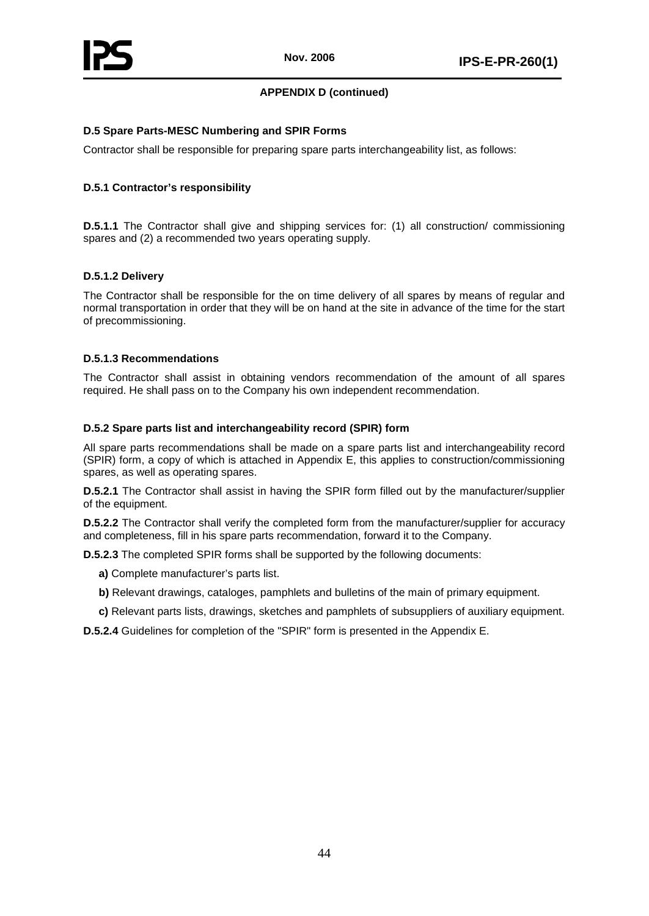**APPENDIX D (continued)**

### D.5 Spare Parts-MESC Numbering and SPIR Forms

Contractor shall be responsible for preparing spare parts interchangeability list, as follows:

#### D.5.1 Contractor's responsibility

**D.5.1.1** The Contractor shall give and shipping services for: (1) all construction/ commissioning spares and (2) a recommended two years operating supply.

#### D.5.1.2 Delivery

The Contractor shall be responsible for the on time delivery of all spares by means of regular and normal transportation in order that they will be on hand at the site in advance of the time for the start of precommissioning.

#### D.5.1.3 Recommendations

The Contractor shall assist in obtaining vendors recommendation of the amount of all spares required. He shall pass on to the Company his own independent recommendation.

#### D.5.2 Spare parts list and interchangeability record (SPIR) form

All spare parts recommendations shall be made on a spare parts list and interchangeability record (SPIR) form, a copy of which is attached in Appendix E, this applies to construction/commissioning spares, as well as operating spares.

**D.5.2.1** The Contractor shall assist in having the SPIR form filled out by the manufacturer/supplier of the equipment.

**D.5.2.2** The Contractor shall verify the completed form from the manufacturer/supplier for accuracy and completeness, fill in his spare parts recommendation, forward it to the Company.

**D.5.2.3** The completed SPIR forms shall be supported by the following documents:

**a)** Complete manufacturer's parts list.

**b)** Relevant drawings, cataloges, pamphlets and bulletins of the main of primary equipment.

**c)** Relevant parts lists, drawings, sketches and pamphlets of subsuppliers of auxiliary equipment.

**D.5.2.4** Guidelines for completion of the "SPIR" form is presented in the Appendix E.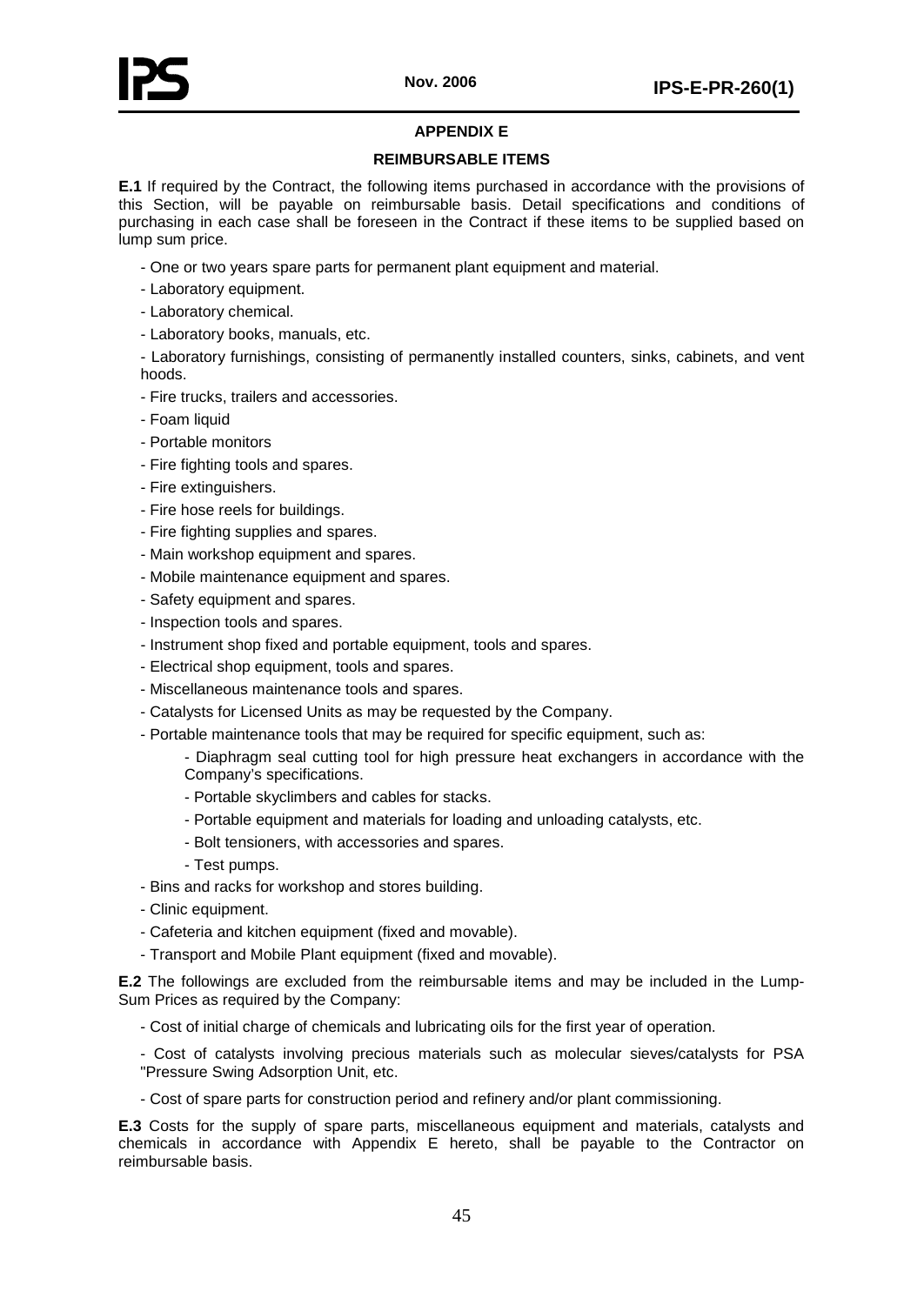## APPENDIX E

### REIMBURSABLE ITEMS

**E.1** If required by the Contract, the following items purchased in accordance with the provisions of this Section, will be payable on reimbursable basis. Detail specifications and conditions of purchasing in each case shall be foreseen in the Contract if these items to be supplied based on lump sum price.

- One or two years spare parts for permanent plant equipment and material.
- Laboratory equipment.
- Laboratory chemical.
- Laboratory books, manuals, etc.
- Laboratory furnishings, consisting of permanently installed counters, sinks, cabinets, and vent hoods.
- Fire trucks, trailers and accessories.
- Foam liquid
- Portable monitors
- Fire fighting tools and spares.
- Fire extinguishers.
- Fire hose reels for buildings.
- Fire fighting supplies and spares.
- Main workshop equipment and spares.
- Mobile maintenance equipment and spares.
- Safety equipment and spares.
- Inspection tools and spares.
- Instrument shop fixed and portable equipment, tools and spares.
- Electrical shop equipment, tools and spares.
- Miscellaneous maintenance tools and spares.
- Catalysts for Licensed Units as may be requested by the Company.
- Portable maintenance tools that may be required for specific equipment, such as:
    - Diaphragm seal cutting tool for high pressure heat exchangers in accordance with the Company's specifications.
    - Portable skyclimbers and cables for stacks.
    - Portable equipment and materials for loading and unloading catalysts, etc.
    - Bolt tensioners, with accessories and spares.
    - Test pumps.
- Bins and racks for workshop and stores building.
- Clinic equipment.
- Cafeteria and kitchen equipment (fixed and movable).
- Transport and Mobile Plant equipment (fixed and movable).

**E.2** The followings are excluded from the reimbursable items and may be included in the Lump-Sum Prices as required by the Company:

- Cost of initial charge of chemicals and lubricating oils for the first year of operation.
- Cost of catalysts involving precious materials such as molecular sieves/catalysts for PSA "Pressure Swing Adsorption Unit, etc.
- Cost of spare parts for construction period and refinery and/or plant commissioning.

**E.3** Costs for the supply of spare parts, miscellaneous equipment and materials, catalysts and chemicals in accordance with Appendix E hereto, shall be payable to the Contractor on reimbursable basis.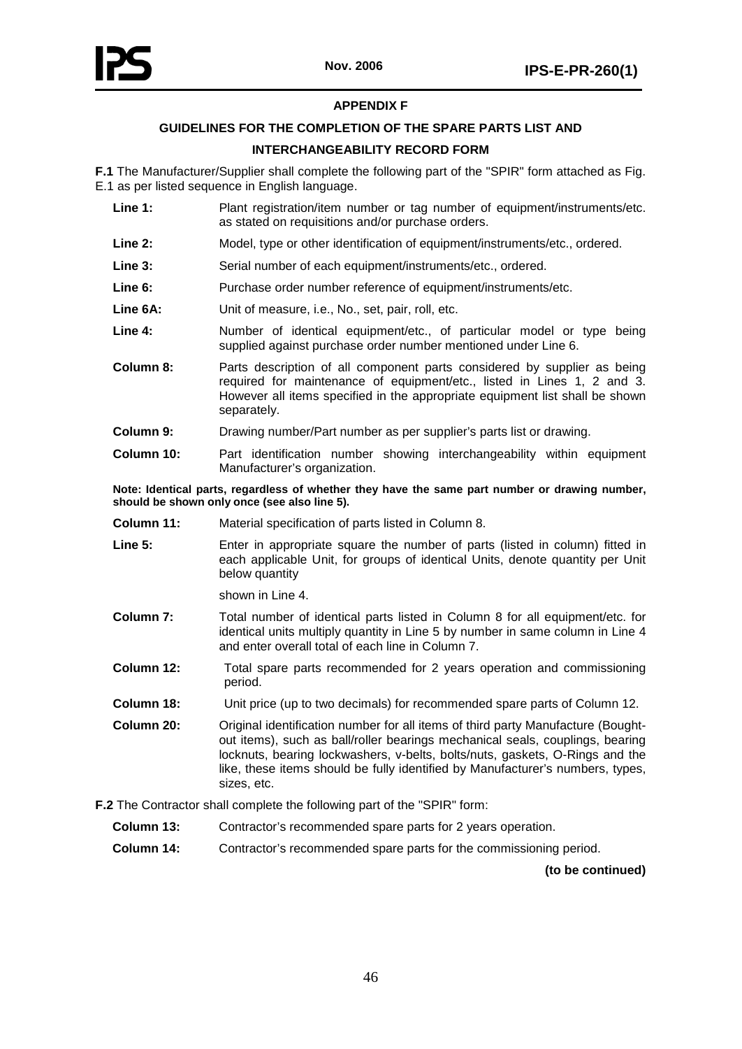## APPENDIX F

### GUIDELINES FOR THE COMPLETION OF THE SPARE PARTS LIST AND INTERCHANGEABILITY RECORD FORM

**F.1** The Manufacturer/Supplier shall complete the following part of the "SPIR" form attached as Fig. E.1 as per listed sequence in English language.

**Line 1:** Plant registration/item number or tag number of equipment/instruments/etc. as stated on requisitions and/or purchase orders.

**Line 2:** Model, type or other identification of equipment/instruments/etc., ordered.

**Line 3:** Serial number of each equipment/instruments/etc., ordered.

**Line 6:** Purchase order number reference of equipment/instruments/etc.

**Line 6A:** Unit of measure, i.e., No., set, pair, roll, etc.

**Line 4:** Number of identical equipment/etc., of particular model or type being supplied against purchase order number mentioned under Line 6.

**Column 8:** Parts description of all component parts considered by supplier as being required for maintenance of equipment/etc., listed in Lines 1, 2 and 3. However all items specified in the appropriate equipment list shall be shown separately.

**Column 9:** Drawing number/Part number as per supplier's parts list or drawing.

**Column 10:** Part identification number showing interchangeability within equipment Manufacturer's organization.

**Note: Identical parts, regardless of whether they have the same part number or drawing number, should be shown only once (see also line 5).**

**Column 11:** Material specification of parts listed in Column 8.

**Line 5:** Enter in appropriate square the number of parts (listed in column) fitted in each applicable Unit, for groups of identical Units, denote quantity per Unit below quantity

shown in Line 4.

**Column 7:** Total number of identical parts listed in Column 8 for all equipment/etc. for identical units multiply quantity in Line 5 by number in same column in Line 4 and enter overall total of each line in Column 7.

**Column 12:** Total spare parts recommended for 2 years operation and commissioning period.

**Column 18:** Unit price (up to two decimals) for recommended spare parts of Column 12.

**Column 20:** Original identification number for all items of third party Manufacture (Bought-out items), such as ball/roller bearings mechanical seals, couplings, bearing locknuts, bearing lockwashers, v-belts, bolts/nuts, gaskets, O-Rings and the like, these items should be fully identified by Manufacturer's numbers, types, sizes, etc.

**F.2** The Contractor shall complete the following part of the "SPIR" form:

**Column 13:** Contractor's recommended spare parts for 2 years operation.

**Column 14:** Contractor's recommended spare parts for the commissioning period.

**(to be continued)**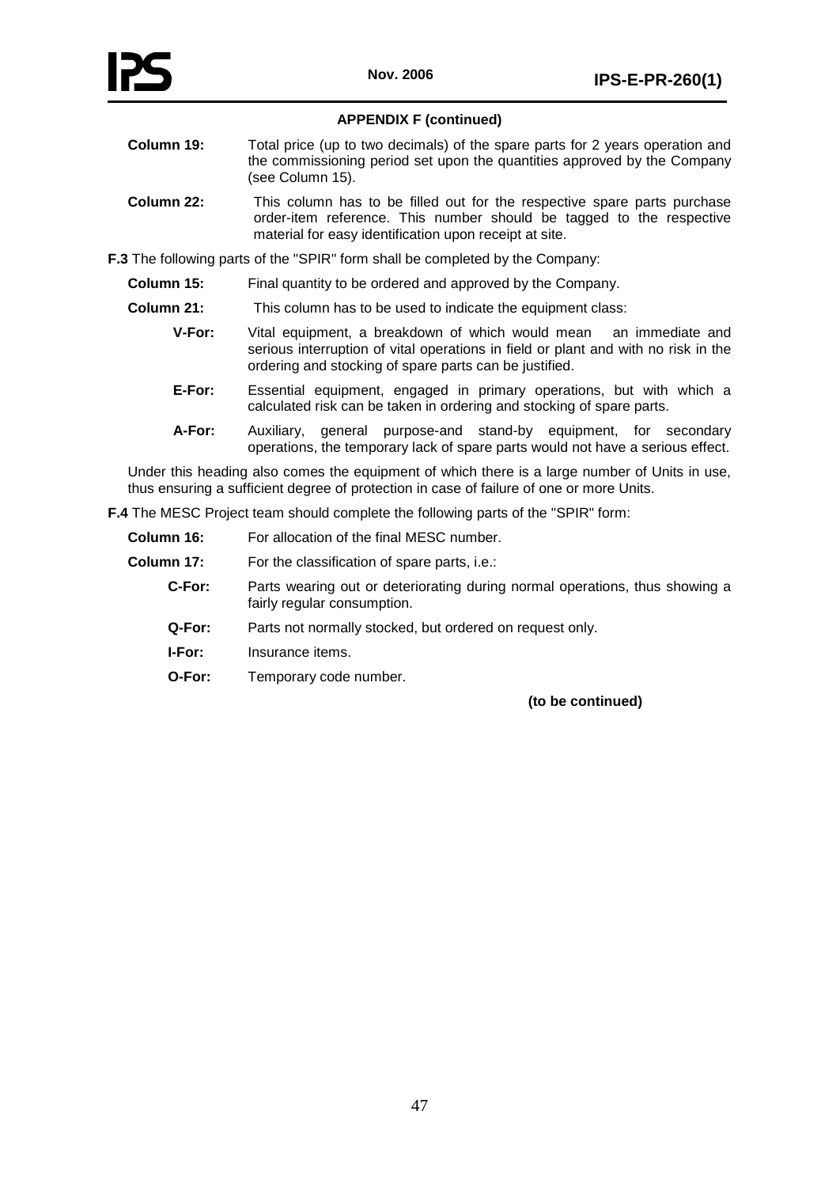## APPENDIX F (continued)

**Column 19:** Total price (up to two decimals) of the spare parts for 2 years operation and the commissioning period set upon the quantities approved by the Company (see Column 15).

**Column 22:** This column has to be filled out for the respective spare parts purchase order-item reference. This number should be tagged to the respective material for easy identification upon receipt at site.

**F.3** The following parts of the "SPIR" form shall be completed by the Company:

**Column 15:** Final quantity to be ordered and approved by the Company.

**Column 21:** This column has to be used to indicate the equipment class:

- **V-For:** Vital equipment, a breakdown of which would mean an immediate and serious interruption of vital operations in field or plant and with no risk in the ordering and stocking of spare parts can be justified.
- **E-For:** Essential equipment, engaged in primary operations, but with which a calculated risk can be taken in ordering and stocking of spare parts.
- **A-For:** Auxiliary, general purpose-and stand-by equipment, for secondary operations, the temporary lack of spare parts would not have a serious effect.

Under this heading also comes the equipment of which there is a large number of Units in use, thus ensuring a sufficient degree of protection in case of failure of one or more Units.

**F.4** The MESC Project team should complete the following parts of the "SPIR" form:

**Column 16:** For allocation of the final MESC number.

**Column 17:** For the classification of spare parts, i.e.:

- **C-For:** Parts wearing out or deteriorating during normal operations, thus showing a fairly regular consumption.
- **Q-For:** Parts not normally stocked, but ordered on request only.
- **I-For:** Insurance items.
- **O-For:** Temporary code number.

**(to be continued)**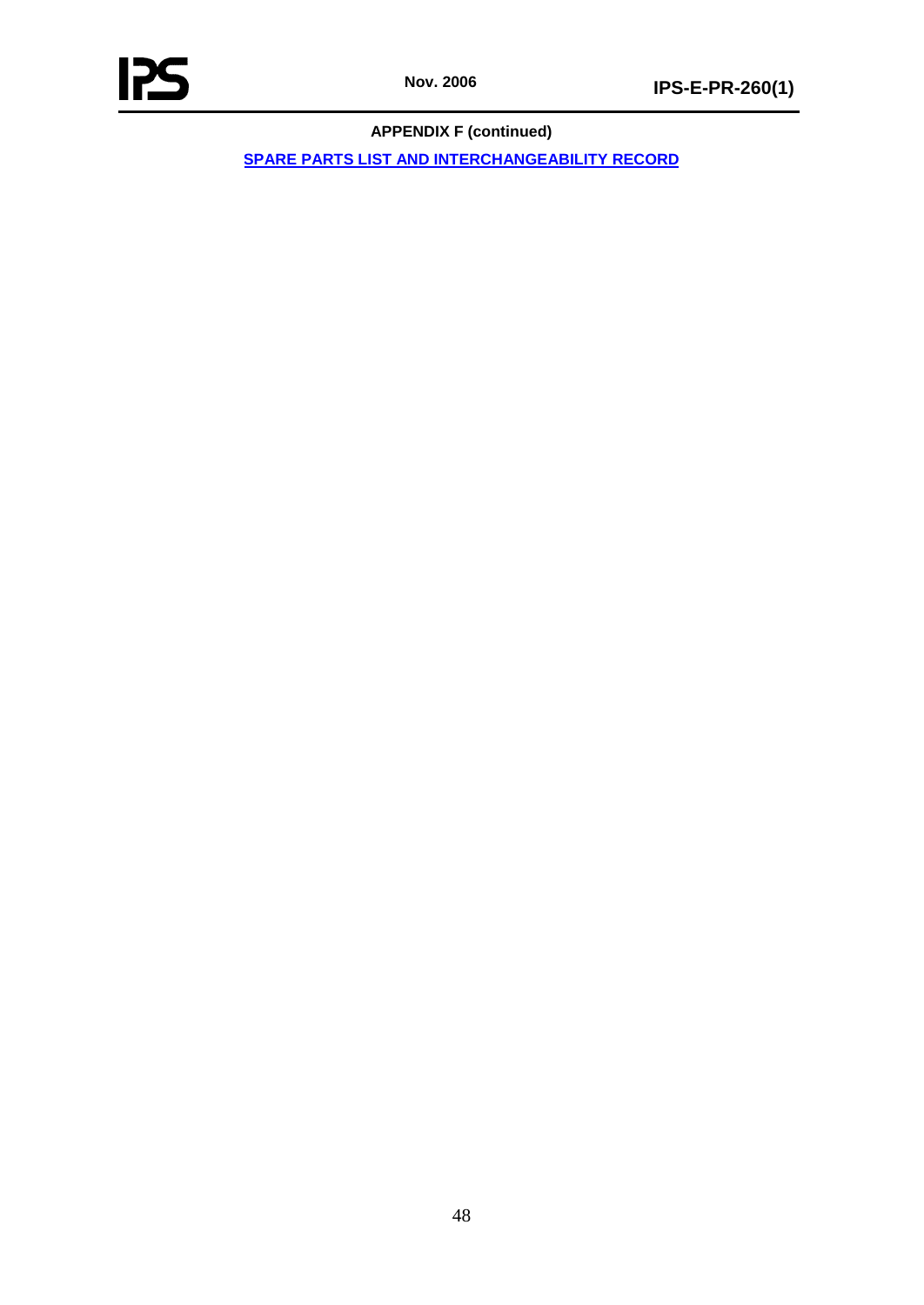**APPENDIX F (continued)**

**SPARE PARTS LIST AND INTERCHANGEABILITY RECORD**